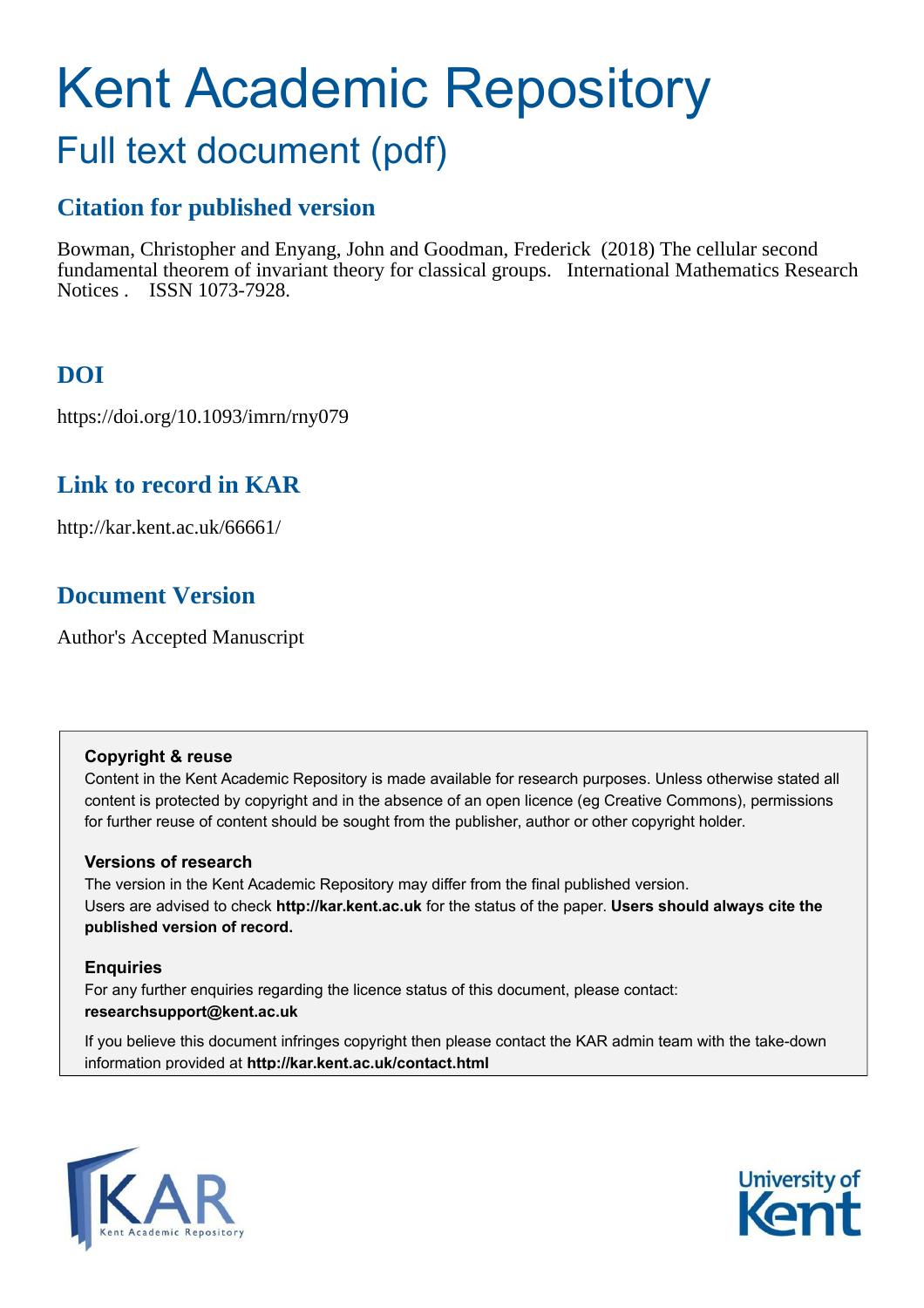# Kent Academic Repository

## Full text document (pdf)

### Citation for published version

Bowman, Christopher and Enyang, John and Goodman, Frederick (2018) The cellular second fundamental theorem of invariant theory for classical groups. International Mathematics Research Notices . ISSN 1073-7928.

### DOI

https://doi.org/10.1093/imrn/rny079

### Link to record in KAR

http://kar.kent.ac.uk/66661/

### Document Version

Author's Accepted Manuscript

**Copyright & reuse**

Content in the Kent Academic Repository is made available for research purposes. Unless otherwise stated all content is protected by copyright and in the absence of an open licence (eg Creative Commons), permissions for further reuse of content should be sought from the publisher, author or other copyright holder.

**Versions of research**

The version in the Kent Academic Repository may differ from the final published version.
Users are advised to check **http://kar.kent.ac.uk** for the status of the paper. **Users should always cite the published version of record.**

**Enquiries**

For any further enquiries regarding the licence status of this document, please contact:
**researchsupport@kent.ac.uk**

If you believe this document infringes copyright then please contact the KAR admin team with the take-down information provided at **http://kar.kent.ac.uk/contact.html**

KAR Kent Academic Repository

University of Kent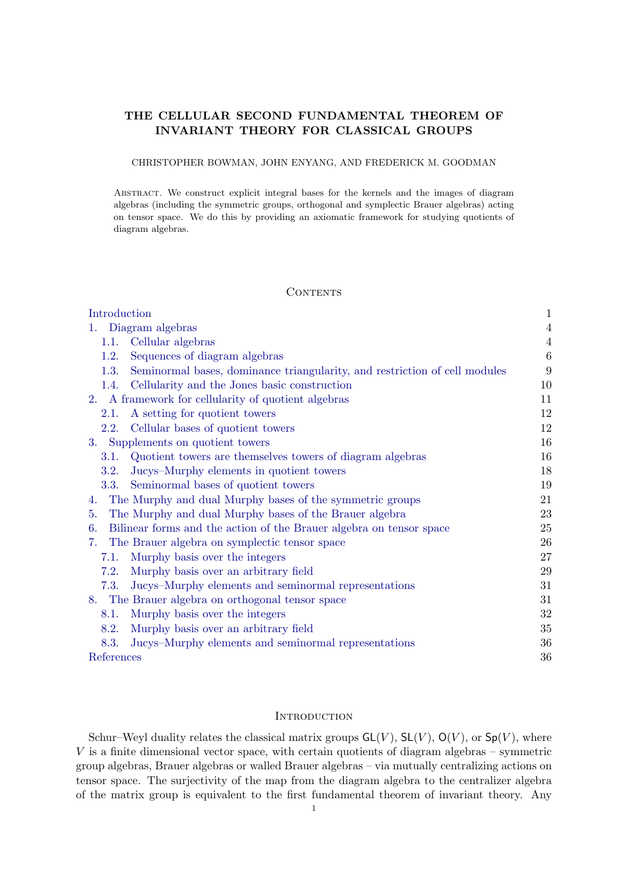# THE CELLULAR SECOND FUNDAMENTAL THEOREM OF INVARIANT THEORY FOR CLASSICAL GROUPS

CHRISTOPHER BOWMAN, JOHN ENYANG, AND FREDERICK M. GOODMAN

Abstract. We construct explicit integral bases for the kernels and the images of diagram algebras (including the symmetric groups, orthogonal and symplectic Brauer algebras) acting on tensor space. We do this by providing an axiomatic framework for studying quotients of diagram algebras.

## Contents

- Introduction — 1
- 1. Diagram algebras — 4
  - 1.1. Cellular algebras — 4
  - 1.2. Sequences of diagram algebras — 6
  - 1.3. Seminormal bases, dominance triangularity, and restriction of cell modules — 9
  - 1.4. Cellularity and the Jones basic construction — 10
- 2. A framework for cellularity of quotient algebras — 11
  - 2.1. A setting for quotient towers — 12
  - 2.2. Cellular bases of quotient towers — 12
- 3. Supplements on quotient towers — 16
  - 3.1. Quotient towers are themselves towers of diagram algebras — 16
  - 3.2. Jucys–Murphy elements in quotient towers — 18
  - 3.3. Seminormal bases of quotient towers — 19
- 4. The Murphy and dual Murphy bases of the symmetric groups — 21
- 5. The Murphy and dual Murphy bases of the Brauer algebra — 23
- 6. Bilinear forms and the action of the Brauer algebra on tensor space — 25
- 7. The Brauer algebra on symplectic tensor space — 26
  - 7.1. Murphy basis over the integers — 27
  - 7.2. Murphy basis over an arbitrary field — 29
  - 7.3. Jucys–Murphy elements and seminormal representations — 31
- 8. The Brauer algebra on orthogonal tensor space — 31
  - 8.1. Murphy basis over the integers — 32
  - 8.2. Murphy basis over an arbitrary field — 35
  - 8.3. Jucys–Murphy elements and seminormal representations — 36
- References — 36

## Introduction

Schur–Weyl duality relates the classical matrix groups $\mathsf{GL}(V)$, $\mathsf{SL}(V)$, $\mathsf{O}(V)$, or $\mathsf{Sp}(V)$, where $V$ is a finite dimensional vector space, with certain quotients of diagram algebras – symmetric group algebras, Brauer algebras or walled Brauer algebras – via mutually centralizing actions on tensor space. The surjectivity of the map from the diagram algebra to the centralizer algebra of the matrix group is equivalent to the first fundamental theorem of invariant theory. Any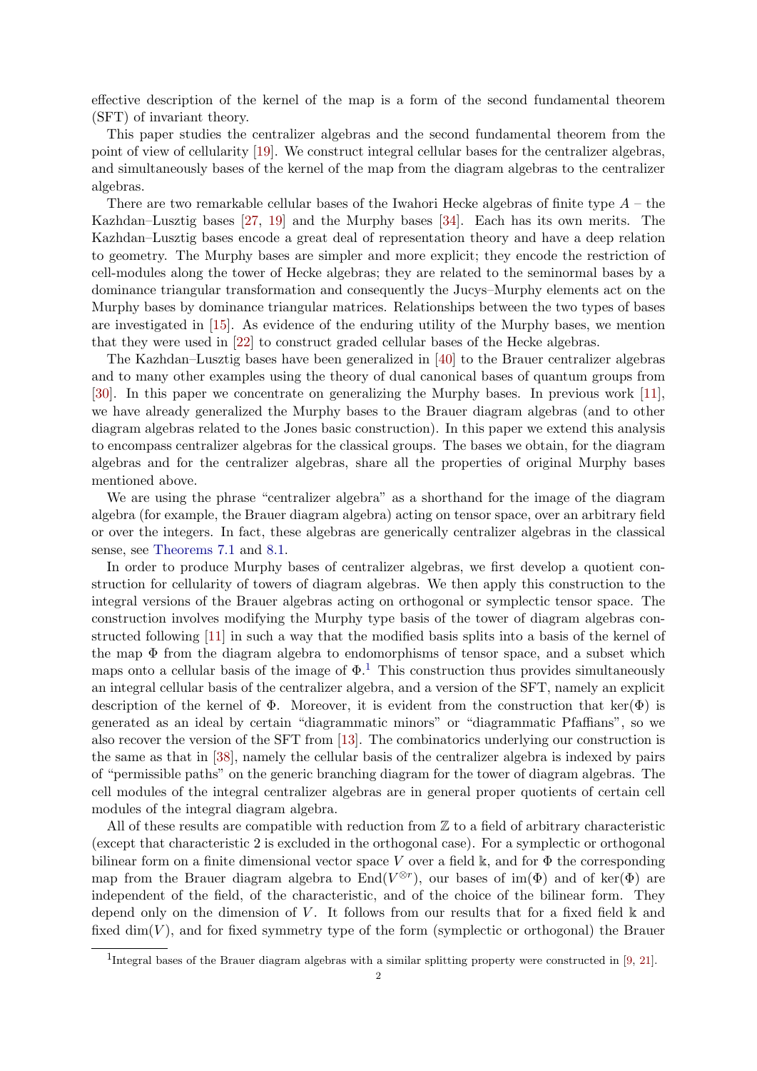effective description of the kernel of the map is a form of the second fundamental theorem (SFT) of invariant theory.

This paper studies the centralizer algebras and the second fundamental theorem from the point of view of cellularity [19]. We construct integral cellular bases for the centralizer algebras, and simultaneously bases of the kernel of the map from the diagram algebras to the centralizer algebras.

There are two remarkable cellular bases of the Iwahori Hecke algebras of finite type $A$ – the Kazhdan–Lusztig bases [27, 19] and the Murphy bases [34]. Each has its own merits. The Kazhdan–Lusztig bases encode a great deal of representation theory and have a deep relation to geometry. The Murphy bases are simpler and more explicit; they encode the restriction of cell-modules along the tower of Hecke algebras; they are related to the seminormal bases by a dominance triangular transformation and consequently the Jucys–Murphy elements act on the Murphy bases by dominance triangular matrices. Relationships between the two types of bases are investigated in [15]. As evidence of the enduring utility of the Murphy bases, we mention that they were used in [22] to construct graded cellular bases of the Hecke algebras.

The Kazhdan–Lusztig bases have been generalized in [40] to the Brauer centralizer algebras and to many other examples using the theory of dual canonical bases of quantum groups from [30]. In this paper we concentrate on generalizing the Murphy bases. In previous work [11], we have already generalized the Murphy bases to the Brauer diagram algebras (and to other diagram algebras related to the Jones basic construction). In this paper we extend this analysis to encompass centralizer algebras for the classical groups. The bases we obtain, for the diagram algebras and for the centralizer algebras, share all the properties of original Murphy bases mentioned above.

We are using the phrase "centralizer algebra" as a shorthand for the image of the diagram algebra (for example, the Brauer diagram algebra) acting on tensor space, over an arbitrary field or over the integers. In fact, these algebras are generically centralizer algebras in the classical sense, see Theorems 7.1 and 8.1.

In order to produce Murphy bases of centralizer algebras, we first develop a quotient construction for cellularity of towers of diagram algebras. We then apply this construction to the integral versions of the Brauer algebras acting on orthogonal or symplectic tensor space. The construction involves modifying the Murphy type basis of the tower of diagram algebras constructed following [11] in such a way that the modified basis splits into a basis of the kernel of the map $\Phi$ from the diagram algebra to endomorphisms of tensor space, and a subset which maps onto a cellular basis of the image of $\Phi$.[1] This construction thus provides simultaneously an integral cellular basis of the centralizer algebra, and a version of the SFT, namely an explicit description of the kernel of $\Phi$. Moreover, it is evident from the construction that $\ker(\Phi)$ is generated as an ideal by certain "diagrammatic minors" or "diagrammatic Pfaffians", so we also recover the version of the SFT from [13]. The combinatorics underlying our construction is the same as that in [38], namely the cellular basis of the centralizer algebra is indexed by pairs of "permissible paths" on the generic branching diagram for the tower of diagram algebras. The cell modules of the integral centralizer algebras are in general proper quotients of certain cell modules of the integral diagram algebra.

All of these results are compatible with reduction from $\mathbb{Z}$ to a field of arbitrary characteristic (except that characteristic 2 is excluded in the orthogonal case). For a symplectic or orthogonal bilinear form on a finite dimensional vector space $V$ over a field $\Bbbk$, and for $\Phi$ the corresponding map from the Brauer diagram algebra to $\mathrm{End}(V^{\otimes r})$, our bases of $\mathrm{im}(\Phi)$ and of $\ker(\Phi)$ are independent of the field, of the characteristic, and of the choice of the bilinear form. They depend only on the dimension of $V$. It follows from our results that for a fixed field $\Bbbk$ and fixed $\dim(V)$, and for fixed symmetry type of the form (symplectic or orthogonal) the Brauer

[1] Integral bases of the Brauer diagram algebras with a similar splitting property were constructed in [9, 21].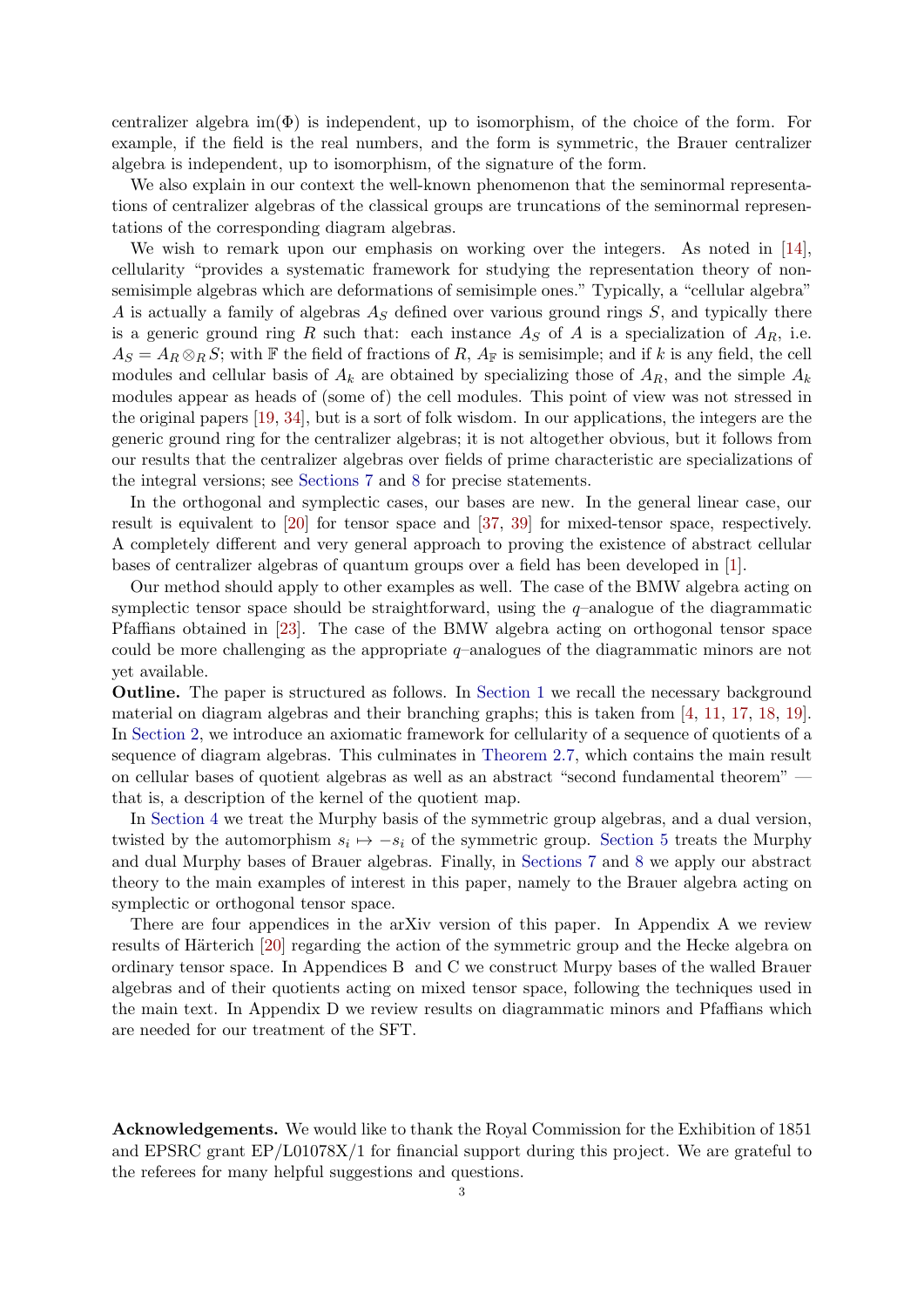centralizer algebra im($\Phi$) is independent, up to isomorphism, of the choice of the form. For example, if the field is the real numbers, and the form is symmetric, the Brauer centralizer algebra is independent, up to isomorphism, of the signature of the form.

We also explain in our context the well-known phenomenon that the seminormal representations of centralizer algebras of the classical groups are truncations of the seminormal representations of the corresponding diagram algebras.

We wish to remark upon our emphasis on working over the integers. As noted in [14], cellularity "provides a systematic framework for studying the representation theory of non-semisimple algebras which are deformations of semisimple ones." Typically, a "cellular algebra" $A$ is actually a family of algebras $A_S$ defined over various ground rings $S$, and typically there is a generic ground ring $R$ such that: each instance $A_S$ of $A$ is a specialization of $A_R$, i.e. $A_S = A_R \otimes_R S$; with $\mathbb{F}$ the field of fractions of $R$, $A_{\mathbb{F}}$ is semisimple; and if $k$ is any field, the cell modules and cellular basis of $A_k$ are obtained by specializing those of $A_R$, and the simple $A_k$ modules appear as heads of (some of) the cell modules. This point of view was not stressed in the original papers [19, 34], but is a sort of folk wisdom. In our applications, the integers are the generic ground ring for the centralizer algebras; it is not altogether obvious, but it follows from our results that the centralizer algebras over fields of prime characteristic are specializations of the integral versions; see Sections 7 and 8 for precise statements.

In the orthogonal and symplectic cases, our bases are new. In the general linear case, our result is equivalent to [20] for tensor space and [37, 39] for mixed-tensor space, respectively. A completely different and very general approach to proving the existence of abstract cellular bases of centralizer algebras of quantum groups over a field has been developed in [1].

Our method should apply to other examples as well. The case of the BMW algebra acting on symplectic tensor space should be straightforward, using the $q$–analogue of the diagrammatic Pfaffians obtained in [23]. The case of the BMW algebra acting on orthogonal tensor space could be more challenging as the appropriate $q$–analogues of the diagrammatic minors are not yet available.

**Outline.** The paper is structured as follows. In Section 1 we recall the necessary background material on diagram algebras and their branching graphs; this is taken from [4, 11, 17, 18, 19]. In Section 2, we introduce an axiomatic framework for cellularity of a sequence of quotients of a sequence of diagram algebras. This culminates in Theorem 2.7, which contains the main result on cellular bases of quotient algebras as well as an abstract "second fundamental theorem" — that is, a description of the kernel of the quotient map.

In Section 4 we treat the Murphy basis of the symmetric group algebras, and a dual version, twisted by the automorphism $s_i \mapsto -s_i$ of the symmetric group. Section 5 treats the Murphy and dual Murphy bases of Brauer algebras. Finally, in Sections 7 and 8 we apply our abstract theory to the main examples of interest in this paper, namely to the Brauer algebra acting on symplectic or orthogonal tensor space.

There are four appendices in the arXiv version of this paper. In Appendix A we review results of Härterich [20] regarding the action of the symmetric group and the Hecke algebra on ordinary tensor space. In Appendices B and C we construct Murpy bases of the walled Brauer algebras and of their quotients acting on mixed tensor space, following the techniques used in the main text. In Appendix D we review results on diagrammatic minors and Pfaffians which are needed for our treatment of the SFT.

**Acknowledgements.** We would like to thank the Royal Commission for the Exhibition of 1851 and EPSRC grant EP/L01078X/1 for financial support during this project. We are grateful to the referees for many helpful suggestions and questions.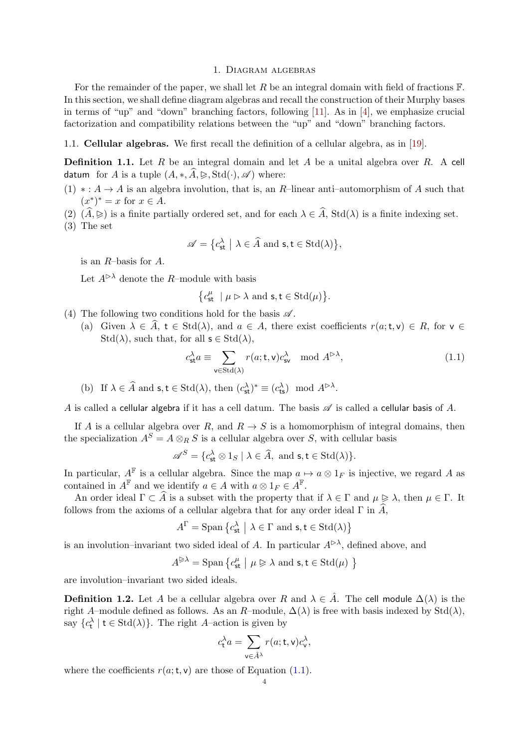# 1. Diagram algebras

For the remainder of the paper, we shall let $R$ be an integral domain with field of fractions $\mathbb{F}$. In this section, we shall define diagram algebras and recall the construction of their Murphy bases in terms of "up" and "down" branching factors, following [11]. As in [4], we emphasize crucial factorization and compatibility relations between the "up" and "down" branching factors.

## 1.1. Cellular algebras.

We first recall the definition of a cellular algebra, as in [19].

**Definition 1.1.** Let $R$ be an integral domain and let $A$ be a unital algebra over $R$. A cell datum for $A$ is a tuple $(A, *, \widehat{A}, \trianglerighteq, \mathrm{Std}(\cdot), \mathscr{A})$ where:

(1) $*: A \to A$ is an algebra involution, that is, an $R$–linear anti–automorphism of $A$ such that $(x^*)^* = x$ for $x \in A$.

(2) $(\widehat{A}, \trianglerighteq)$ is a finite partially ordered set, and for each $\lambda \in \widehat{A}$, $\mathrm{Std}(\lambda)$ is a finite indexing set.

(3) The set

$$\mathscr{A} = \{c^\lambda_{\mathsf{st}} \mid \lambda \in \widehat{A} \text{ and } \mathsf{s}, \mathsf{t} \in \mathrm{Std}(\lambda)\},$$

is an $R$–basis for $A$.

Let $A^{\triangleright\lambda}$ denote the $R$–module with basis

$$\{c^\mu_{\mathsf{st}} \mid \mu \triangleright \lambda \text{ and } \mathsf{s}, \mathsf{t} \in \mathrm{Std}(\mu)\}.$$

(4) The following two conditions hold for the basis $\mathscr{A}$.

(a) Given $\lambda \in \widehat{A}$, $\mathsf{t} \in \mathrm{Std}(\lambda)$, and $a \in A$, there exist coefficients $r(a; \mathsf{t}, \mathsf{v}) \in R$, for $\mathsf{v} \in \mathrm{Std}(\lambda)$, such that, for all $\mathsf{s} \in \mathrm{Std}(\lambda)$,

$$c^\lambda_{\mathsf{st}} a \equiv \sum_{\mathsf{v} \in \mathrm{Std}(\lambda)} r(a; \mathsf{t}, \mathsf{v}) c^\lambda_{\mathsf{sv}} \mod A^{\triangleright\lambda}, \tag{1.1}$$

(b) If $\lambda \in \widehat{A}$ and $\mathsf{s}, \mathsf{t} \in \mathrm{Std}(\lambda)$, then $(c^\lambda_{\mathsf{st}})^* \equiv (c^\lambda_{\mathsf{ts}}) \mod A^{\triangleright\lambda}$.

$A$ is called a cellular algebra if it has a cell datum. The basis $\mathscr{A}$ is called a cellular basis of $A$.

If $A$ is a cellular algebra over $R$, and $R \to S$ is a homomorphism of integral domains, then the specialization $A^S = A \otimes_R S$ is a cellular algebra over $S$, with cellular basis

$$\mathscr{A}^S = \{c^\lambda_{\mathsf{st}} \otimes 1_S \mid \lambda \in \widehat{A}, \text{ and } \mathsf{s}, \mathsf{t} \in \mathrm{Std}(\lambda)\}.$$

In particular, $A^{\mathbb{F}}$ is a cellular algebra. Since the map $a \mapsto a \otimes 1_F$ is injective, we regard $A$ as contained in $A^{\mathbb{F}}$ and we identify $a \in A$ with $a \otimes 1_F \in A^{\mathbb{F}}$.

An order ideal $\Gamma \subset \widehat{A}$ is a subset with the property that if $\lambda \in \Gamma$ and $\mu \trianglerighteq \lambda$, then $\mu \in \Gamma$. It follows from the axioms of a cellular algebra that for any order ideal $\Gamma$ in $\widehat{A}$,

$$A^\Gamma = \mathrm{Span}\{c^\lambda_{\mathsf{st}} \mid \lambda \in \Gamma \text{ and } \mathsf{s}, \mathsf{t} \in \mathrm{Std}(\lambda)\}$$

is an involution–invariant two sided ideal of $A$. In particular $A^{\triangleright\lambda}$, defined above, and

$$A^{\trianglerighteq\lambda} = \mathrm{Span}\{c^\mu_{\mathsf{st}} \mid \mu \trianglerighteq \lambda \text{ and } \mathsf{s}, \mathsf{t} \in \mathrm{Std}(\mu)\}$$

are involution–invariant two sided ideals.

**Definition 1.2.** Let $A$ be a cellular algebra over $R$ and $\lambda \in \hat{A}$. The cell module $\Delta(\lambda)$ is the right $A$–module defined as follows. As an $R$–module, $\Delta(\lambda)$ is free with basis indexed by $\mathrm{Std}(\lambda)$, say $\{c^\lambda_{\mathsf{t}} \mid \mathsf{t} \in \mathrm{Std}(\lambda)\}$. The right $A$–action is given by

$$c^\lambda_{\mathsf{t}} a = \sum_{\mathsf{v} \in \hat{A}^\lambda} r(a; \mathsf{t}, \mathsf{v}) c^\lambda_{\mathsf{v}},$$

where the coefficients $r(a; \mathsf{t}, \mathsf{v})$ are those of Equation (1.1).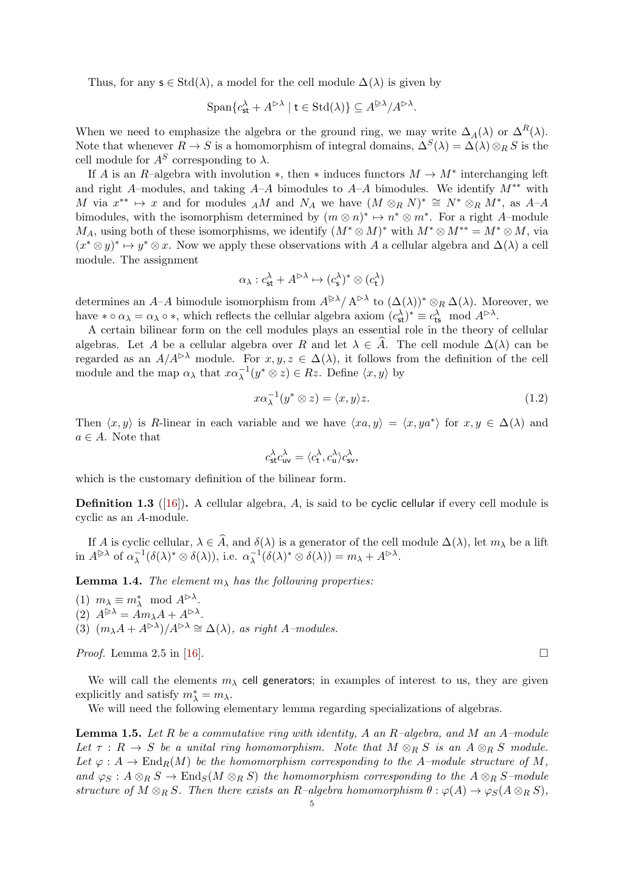Thus, for any $\mathsf{s} \in \mathrm{Std}(\lambda)$, a model for the cell module $\Delta(\lambda)$ is given by

$$\mathrm{Span}\{c^\lambda_{\mathsf{st}} + A^{\rhd\lambda} \mid \mathsf{t} \in \mathrm{Std}(\lambda)\} \subseteq A^{\unrhd\lambda}/A^{\rhd\lambda}.$$

When we need to emphasize the algebra or the ground ring, we may write $\Delta_A(\lambda)$ or $\Delta^R(\lambda)$. Note that whenever $R \to S$ is a homomorphism of integral domains, $\Delta^S(\lambda) = \Delta(\lambda) \otimes_R S$ is the cell module for $A^S$ corresponding to $\lambda$.

If $A$ is an $R$–algebra with involution $*$, then $*$ induces functors $M \to M^*$ interchanging left and right $A$–modules, and taking $A$–$A$ bimodules to $A$–$A$ bimodules. We identify $M^{**}$ with $M$ via $x^{**} \mapsto x$ and for modules ${}_AM$ and $N_A$ we have $(M \otimes_R N)^* \cong N^* \otimes_R M^*$, as $A$–$A$ bimodules, with the isomorphism determined by $(m \otimes n)^* \mapsto n^* \otimes m^*$. For a right $A$–module $M_A$, using both of these isomorphisms, we identify $(M^* \otimes M)^*$ with $M^* \otimes M^{**} = M^* \otimes M$, via $(x^* \otimes y)^* \mapsto y^* \otimes x$. Now we apply these observations with $A$ a cellular algebra and $\Delta(\lambda)$ a cell module. The assignment

$$\alpha_\lambda : c^\lambda_{\mathsf{st}} + A^{\rhd\lambda} \mapsto (c^\lambda_{\mathsf{s}})^* \otimes (c^\lambda_{\mathsf{t}})$$

determines an $A$–$A$ bimodule isomorphism from $A^{\unrhd\lambda}/\mathrm{A}^{\rhd\lambda}$ to $(\Delta(\lambda))^* \otimes_R \Delta(\lambda)$. Moreover, we have $* \circ \alpha_\lambda = \alpha_\lambda \circ *$, which reflects the cellular algebra axiom $(c^\lambda_{\mathsf{st}})^* \equiv c^\lambda_{\mathsf{ts}} \mod A^{\rhd\lambda}$.

A certain bilinear form on the cell modules plays an essential role in the theory of cellular algebras. Let $A$ be a cellular algebra over $R$ and let $\lambda \in \widehat{A}$. The cell module $\Delta(\lambda)$ can be regarded as an $A/A^{\rhd\lambda}$ module. For $x, y, z \in \Delta(\lambda)$, it follows from the definition of the cell module and the map $\alpha_\lambda$ that $x\alpha_\lambda^{-1}(y^* \otimes z) \in Rz$. Define $\langle x, y\rangle$ by

$$x\alpha_\lambda^{-1}(y^* \otimes z) = \langle x, y\rangle z. \tag{1.2}$$

Then $\langle x, y\rangle$ is $R$-linear in each variable and we have $\langle xa, y\rangle = \langle x, ya^*\rangle$ for $x, y \in \Delta(\lambda)$ and $a \in A$. Note that

$$c^\lambda_{\mathsf{st}} c^\lambda_{\mathsf{uv}} = \langle c^\lambda_{\mathsf{t}}, c^\lambda_{\mathsf{u}}\rangle c^\lambda_{\mathsf{sv}},$$

which is the customary definition of the bilinear form.

**Definition 1.3** ([16])**.** A cellular algebra, $A$, is said to be cyclic cellular if every cell module is cyclic as an $A$-module.

If $A$ is cyclic cellular, $\lambda \in \widehat{A}$, and $\delta(\lambda)$ is a generator of the cell module $\Delta(\lambda)$, let $m_\lambda$ be a lift in $A^{\unrhd\lambda}$ of $\alpha_\lambda^{-1}(\delta(\lambda)^* \otimes \delta(\lambda))$, i.e. $\alpha_\lambda^{-1}(\delta(\lambda)^* \otimes \delta(\lambda)) = m_\lambda + A^{\rhd\lambda}$.

**Lemma 1.4.** *The element $m_\lambda$ has the following properties:*

(1) $m_\lambda \equiv m_\lambda^* \mod A^{\rhd\lambda}$.
(2) $A^{\unrhd\lambda} = Am_\lambda A + A^{\rhd\lambda}$.
(3) $(m_\lambda A + A^{\rhd\lambda})/A^{\rhd\lambda} \cong \Delta(\lambda)$*, as right $A$–modules.*

*Proof.* Lemma 2.5 in [16]. □

We will call the elements $m_\lambda$ cell generators; in examples of interest to us, they are given explicitly and satisfy $m_\lambda^* = m_\lambda$.

We will need the following elementary lemma regarding specializations of algebras.

**Lemma 1.5.** *Let $R$ be a commutative ring with identity, $A$ an $R$–algebra, and $M$ an $A$–module Let $\tau : R \to S$ be a unital ring homomorphism. Note that $M \otimes_R S$ is an $A \otimes_R S$ module. Let $\varphi : A \to \mathrm{End}_R(M)$ be the homomorphism corresponding to the $A$–module structure of $M$, and $\varphi_S : A \otimes_R S \to \mathrm{End}_S(M \otimes_R S)$ the homomorphism corresponding to the $A \otimes_R S$–module structure of $M \otimes_R S$. Then there exists an $R$–algebra homomorphism $\theta : \varphi(A) \to \varphi_S(A \otimes_R S)$,*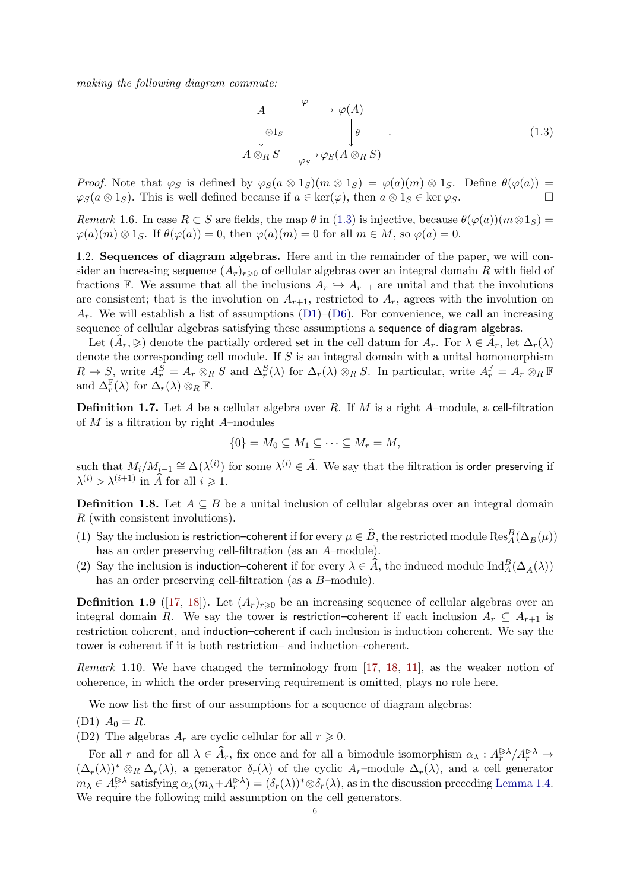*making the following diagram commute:*

$$\begin{array}{ccc} A & \xrightarrow{\quad\varphi\quad} & \varphi(A) \\ \big\downarrow{\scriptstyle \otimes 1_S} & & \big\downarrow{\scriptstyle \theta} \\ A \otimes_R S & \xrightarrow[\varphi_S]{} & \varphi_S(A \otimes_R S) \end{array} \qquad . \tag{1.3}$$

*Proof.* Note that $\varphi_S$ is defined by $\varphi_S(a \otimes 1_S)(m \otimes 1_S) = \varphi(a)(m) \otimes 1_S$. Define $\theta(\varphi(a)) = \varphi_S(a \otimes 1_S)$. This is well defined because if $a \in \ker(\varphi)$, then $a \otimes 1_S \in \ker \varphi_S$. □

*Remark* 1.6. In case $R \subset S$ are fields, the map $\theta$ in (1.3) is injective, because $\theta(\varphi(a))(m \otimes 1_S) = \varphi(a)(m) \otimes 1_S$. If $\theta(\varphi(a)) = 0$, then $\varphi(a)(m) = 0$ for all $m \in M$, so $\varphi(a) = 0$.

1.2. **Sequences of diagram algebras.** Here and in the remainder of the paper, we will consider an increasing sequence $(A_r)_{r \geqslant 0}$ of cellular algebras over an integral domain $R$ with field of fractions $\mathbb{F}$. We assume that all the inclusions $A_r \hookrightarrow A_{r+1}$ are unital and that the involutions are consistent; that is the involution on $A_{r+1}$, restricted to $A_r$, agrees with the involution on $A_r$. We will establish a list of assumptions (D1)–(D6). For convenience, we call an increasing sequence of cellular algebras satisfying these assumptions a sequence of diagram algebras.

Let $(\widehat{A}_r, \trianglerighteq)$ denote the partially ordered set in the cell datum for $A_r$. For $\lambda \in \widehat{A}_r$, let $\Delta_r(\lambda)$ denote the corresponding cell module. If $S$ is an integral domain with a unital homomorphism $R \to S$, write $A_r^S = A_r \otimes_R S$ and $\Delta_r^S(\lambda)$ for $\Delta_r(\lambda) \otimes_R S$. In particular, write $A_r^{\mathbb{F}} = A_r \otimes_R \mathbb{F}$ and $\Delta_r^{\mathbb{F}}(\lambda)$ for $\Delta_r(\lambda) \otimes_R \mathbb{F}$.

**Definition 1.7.** Let $A$ be a cellular algebra over $R$. If $M$ is a right $A$–module, a cell-filtration of $M$ is a filtration by right $A$–modules

$$\{0\} = M_0 \subseteq M_1 \subseteq \cdots \subseteq M_r = M,$$

such that $M_i/M_{i-1} \cong \Delta(\lambda^{(i)})$ for some $\lambda^{(i)} \in \widehat{A}$. We say that the filtration is order preserving if $\lambda^{(i)} \triangleright \lambda^{(i+1)}$ in $\widehat{A}$ for all $i \geqslant 1$.

**Definition 1.8.** Let $A \subseteq B$ be a unital inclusion of cellular algebras over an integral domain $R$ (with consistent involutions).

(1) Say the inclusion is restriction–coherent if for every $\mu \in \widehat{B}$, the restricted module $\mathrm{Res}^B_A(\Delta_B(\mu))$ has an order preserving cell-filtration (as an $A$–module).

(2) Say the inclusion is induction–coherent if for every $\lambda \in \widehat{A}$, the induced module $\mathrm{Ind}^B_A(\Delta_A(\lambda))$ has an order preserving cell-filtration (as a $B$–module).

**Definition 1.9** ([17, 18]). Let $(A_r)_{r \geqslant 0}$ be an increasing sequence of cellular algebras over an integral domain $R$. We say the tower is restriction–coherent if each inclusion $A_r \subseteq A_{r+1}$ is restriction coherent, and induction–coherent if each inclusion is induction coherent. We say the tower is coherent if it is both restriction– and induction–coherent.

*Remark* 1.10. We have changed the terminology from [17, 18, 11], as the weaker notion of coherence, in which the order preserving requirement is omitted, plays no role here.

We now list the first of our assumptions for a sequence of diagram algebras:

(D1) $A_0 = R$.

(D2) The algebras $A_r$ are cyclic cellular for all $r \geqslant 0$.

For all $r$ and for all $\lambda \in \widehat{A}_r$, fix once and for all a bimodule isomorphism $\alpha_\lambda : A_r^{\trianglerighteq \lambda}/A_r^{\triangleright \lambda} \to (\Delta_r(\lambda))^* \otimes_R \Delta_r(\lambda)$, a generator $\delta_r(\lambda)$ of the cyclic $A_r$–module $\Delta_r(\lambda)$, and a cell generator $m_\lambda \in A_r^{\trianglerighteq \lambda}$ satisfying $\alpha_\lambda(m_\lambda + A_r^{\triangleright \lambda}) = (\delta_r(\lambda))^* \otimes \delta_r(\lambda)$, as in the discussion preceding Lemma 1.4. We require the following mild assumption on the cell generators.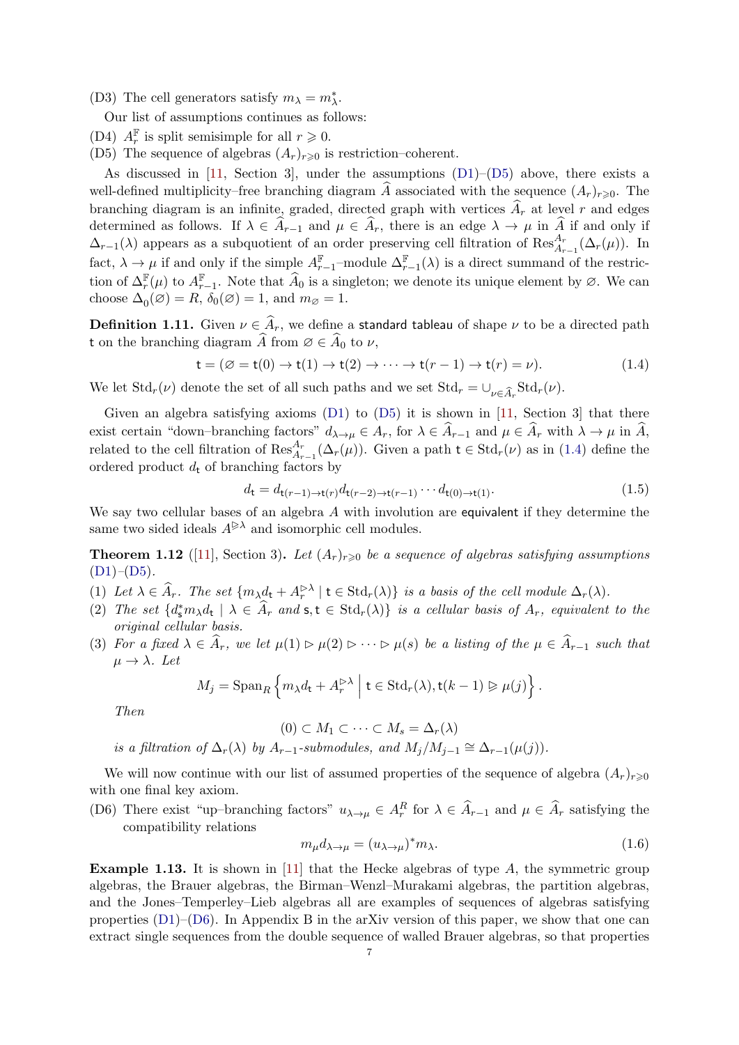(D3) The cell generators satisfy $m_\lambda = m_\lambda^*$.

Our list of assumptions continues as follows:

(D4) $A_r^{\mathbb{F}}$ is split semisimple for all $r \geqslant 0$.

(D5) The sequence of algebras $(A_r)_{r\geqslant 0}$ is restriction–coherent.

As discussed in [11, Section 3], under the assumptions (D1)–(D5) above, there exists a well-defined multiplicity–free branching diagram $\widehat{A}$ associated with the sequence $(A_r)_{r\geqslant 0}$. The branching diagram is an infinite, graded, directed graph with vertices $\widehat{A}_r$ at level $r$ and edges determined as follows. If $\lambda \in \widehat{A}_{r-1}$ and $\mu \in \widehat{A}_r$, there is an edge $\lambda \to \mu$ in $\widehat{A}$ if and only if $\Delta_{r-1}(\lambda)$ appears as a subquotient of an order preserving cell filtration of $\mathrm{Res}^{A_r}_{A_{r-1}}(\Delta_r(\mu))$. In fact, $\lambda \to \mu$ if and only if the simple $A^{\mathbb{F}}_{r-1}$–module $\Delta^{\mathbb{F}}_{r-1}(\lambda)$ is a direct summand of the restriction of $\Delta^{\mathbb{F}}_r(\mu)$ to $A^{\mathbb{F}}_{r-1}$. Note that $\widehat{A}_0$ is a singleton; we denote its unique element by $\varnothing$. We can choose $\Delta_0(\varnothing) = R$, $\delta_0(\varnothing) = 1$, and $m_\varnothing = 1$.

**Definition 1.11.** Given $\nu \in \widehat{A}_r$, we define a standard tableau of shape $\nu$ to be a directed path $\mathsf{t}$ on the branching diagram $\widehat{A}$ from $\varnothing \in \widehat{A}_0$ to $\nu$,

$$\mathsf{t} = (\varnothing = \mathsf{t}(0) \to \mathsf{t}(1) \to \mathsf{t}(2) \to \cdots \to \mathsf{t}(r-1) \to \mathsf{t}(r) = \nu). \tag{1.4}$$

We let $\mathrm{Std}_r(\nu)$ denote the set of all such paths and we set $\mathrm{Std}_r = \cup_{\nu \in \widehat{A}_r} \mathrm{Std}_r(\nu)$.

Given an algebra satisfying axioms (D1) to (D5) it is shown in [11, Section 3] that there exist certain "down–branching factors" $d_{\lambda\to\mu} \in A_r$, for $\lambda \in \widehat{A}_{r-1}$ and $\mu \in \widehat{A}_r$ with $\lambda \to \mu$ in $\widehat{A}$, related to the cell filtration of $\mathrm{Res}^{A_r}_{A_{r-1}}(\Delta_r(\mu))$. Given a path $\mathsf{t} \in \mathrm{Std}_r(\nu)$ as in (1.4) define the ordered product $d_{\mathsf{t}}$ of branching factors by

$$d_{\mathsf{t}} = d_{\mathsf{t}(r-1)\to\mathsf{t}(r)} d_{\mathsf{t}(r-2)\to\mathsf{t}(r-1)} \cdots d_{\mathsf{t}(0)\to\mathsf{t}(1)}. \tag{1.5}$$

We say two cellular bases of an algebra $A$ with involution are equivalent if they determine the same two sided ideals $A^{\rhd\lambda}$ and isomorphic cell modules.

**Theorem 1.12** ([11], Section 3)**.** *Let $(A_r)_{r\geqslant 0}$ be a sequence of algebras satisfying assumptions (D1)–(D5).*

*(1) Let $\lambda \in \widehat{A}_r$. The set $\{m_\lambda d_{\mathsf{t}} + A_r^{\rhd\lambda} \mid \mathsf{t} \in \mathrm{Std}_r(\lambda)\}$ is a basis of the cell module $\Delta_r(\lambda)$.*

*(2) The set $\{d_{\mathsf{s}}^* m_\lambda d_{\mathsf{t}} \mid \lambda \in \widehat{A}_r$ and $\mathsf{s}, \mathsf{t} \in \mathrm{Std}_r(\lambda)\}$ is a cellular basis of $A_r$, equivalent to the original cellular basis.*

*(3) For a fixed $\lambda \in \widehat{A}_r$, we let $\mu(1) \rhd \mu(2) \rhd \cdots \rhd \mu(s)$ be a listing of the $\mu \in \widehat{A}_{r-1}$ such that $\mu \to \lambda$. Let*

$$M_j = \mathrm{Span}_R \left\{ m_\lambda d_{\mathsf{t}} + A_r^{\rhd\lambda} \;\middle|\; \mathsf{t} \in \mathrm{Std}_r(\lambda), \mathsf{t}(k-1) \trianglerighteq \mu(j) \right\}.$$

*Then*

$$(0) \subset M_1 \subset \cdots \subset M_s = \Delta_r(\lambda)$$

*is a filtration of $\Delta_r(\lambda)$ by $A_{r-1}$-submodules, and $M_j/M_{j-1} \cong \Delta_{r-1}(\mu(j))$.*

We will now continue with our list of assumed properties of the sequence of algebra $(A_r)_{r\geqslant 0}$ with one final key axiom.

(D6) There exist "up–branching factors" $u_{\lambda\to\mu} \in A_r^R$ for $\lambda \in \widehat{A}_{r-1}$ and $\mu \in \widehat{A}_r$ satisfying the compatibility relations

$$m_\mu d_{\lambda\to\mu} = (u_{\lambda\to\mu})^* m_\lambda. \tag{1.6}$$

**Example 1.13.** It is shown in [11] that the Hecke algebras of type $A$, the symmetric group algebras, the Brauer algebras, the Birman–Wenzl–Murakami algebras, the partition algebras, and the Jones–Temperley–Lieb algebras all are examples of sequences of algebras satisfying properties (D1)–(D6). In Appendix B in the arXiv version of this paper, we show that one can extract single sequences from the double sequence of walled Brauer algebras, so that properties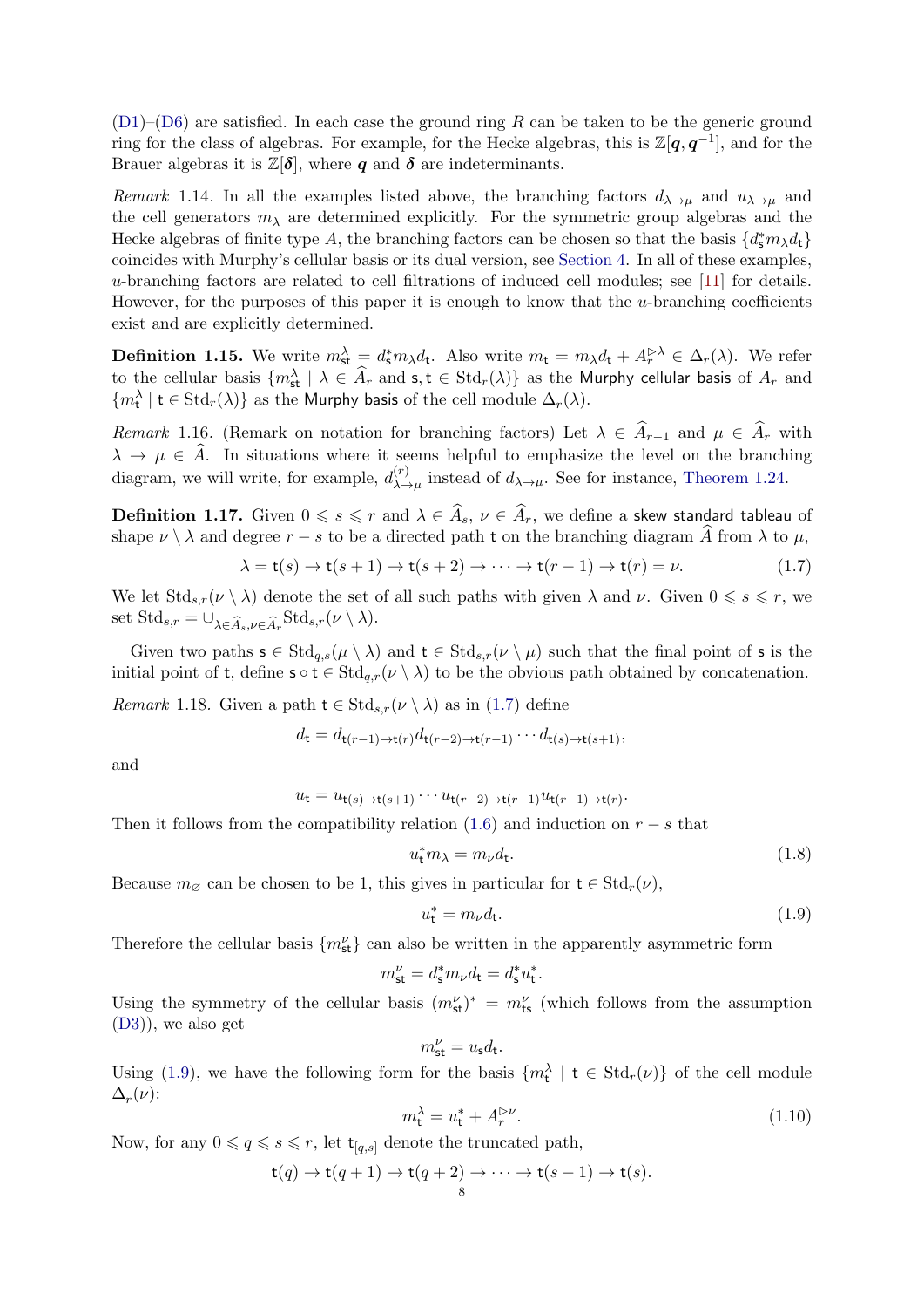(D1)–(D6) are satisfied. In each case the ground ring $R$ can be taken to be the generic ground ring for the class of algebras. For example, for the Hecke algebras, this is $\mathbb{Z}[\boldsymbol{q}, \boldsymbol{q}^{-1}]$, and for the Brauer algebras it is $\mathbb{Z}[\boldsymbol{\delta}]$, where $\boldsymbol{q}$ and $\boldsymbol{\delta}$ are indeterminants.

*Remark* 1.14. In all the examples listed above, the branching factors $d_{\lambda\to\mu}$ and $u_{\lambda\to\mu}$ and the cell generators $m_\lambda$ are determined explicitly. For the symmetric group algebras and the Hecke algebras of finite type A, the branching factors can be chosen so that the basis $\{d_{\mathsf{s}}^* m_\lambda d_{\mathsf{t}}\}$ coincides with Murphy's cellular basis or its dual version, see Section 4. In all of these examples, $u$-branching factors are related to cell filtrations of induced cell modules; see [11] for details. However, for the purposes of this paper it is enough to know that the $u$-branching coefficients exist and are explicitly determined.

**Definition 1.15.** We write $m_{\mathsf{st}}^\lambda = d_{\mathsf{s}}^* m_\lambda d_{\mathsf{t}}$. Also write $m_{\mathsf{t}} = m_\lambda d_{\mathsf{t}} + A_r^{\rhd\lambda} \in \Delta_r(\lambda)$. We refer to the cellular basis $\{m_{\mathsf{st}}^\lambda \mid \lambda \in \widehat{A}_r \text{ and } \mathsf{s}, \mathsf{t} \in \mathrm{Std}_r(\lambda)\}$ as the Murphy cellular basis of $A_r$ and $\{m_{\mathsf{t}}^\lambda \mid \mathsf{t} \in \mathrm{Std}_r(\lambda)\}$ as the Murphy basis of the cell module $\Delta_r(\lambda)$.

*Remark* 1.16. (Remark on notation for branching factors) Let $\lambda \in \widehat{A}_{r-1}$ and $\mu \in \widehat{A}_r$ with $\lambda \to \mu \in \widehat{A}$. In situations where it seems helpful to emphasize the level on the branching diagram, we will write, for example, $d_{\lambda\to\mu}^{(r)}$ instead of $d_{\lambda\to\mu}$. See for instance, Theorem 1.24.

**Definition 1.17.** Given $0 \leqslant s \leqslant r$ and $\lambda \in \widehat{A}_s$, $\nu \in \widehat{A}_r$, we define a skew standard tableau of shape $\nu \setminus \lambda$ and degree $r - s$ to be a directed path $\mathsf{t}$ on the branching diagram $\widehat{A}$ from $\lambda$ to $\mu$,

$$\lambda = \mathsf{t}(s) \to \mathsf{t}(s+1) \to \mathsf{t}(s+2) \to \cdots \to \mathsf{t}(r-1) \to \mathsf{t}(r) = \nu. \tag{1.7}$$

We let $\mathrm{Std}_{s,r}(\nu \setminus \lambda)$ denote the set of all such paths with given $\lambda$ and $\nu$. Given $0 \leqslant s \leqslant r$, we set $\mathrm{Std}_{s,r} = \cup_{\lambda\in\widehat{A}_s, \nu\in\widehat{A}_r} \mathrm{Std}_{s,r}(\nu \setminus \lambda)$.

Given two paths $\mathsf{s} \in \mathrm{Std}_{q,s}(\mu \setminus \lambda)$ and $\mathsf{t} \in \mathrm{Std}_{s,r}(\nu \setminus \mu)$ such that the final point of $\mathsf{s}$ is the initial point of $\mathsf{t}$, define $\mathsf{s} \circ \mathsf{t} \in \mathrm{Std}_{q,r}(\nu \setminus \lambda)$ to be the obvious path obtained by concatenation.

*Remark* 1.18. Given a path $\mathsf{t} \in \mathrm{Std}_{s,r}(\nu \setminus \lambda)$ as in (1.7) define

$$d_{\mathsf{t}} = d_{\mathsf{t}(r-1)\to\mathsf{t}(r)} d_{\mathsf{t}(r-2)\to\mathsf{t}(r-1)} \cdots d_{\mathsf{t}(s)\to\mathsf{t}(s+1)},$$

and

$$u_{\mathsf{t}} = u_{\mathsf{t}(s)\to\mathsf{t}(s+1)} \cdots u_{\mathsf{t}(r-2)\to\mathsf{t}(r-1)} u_{\mathsf{t}(r-1)\to\mathsf{t}(r)}.$$

Then it follows from the compatibility relation (1.6) and induction on $r - s$ that

$$u_{\mathsf{t}}^* m_\lambda = m_\nu d_{\mathsf{t}}. \tag{1.8}$$

Because $m_\varnothing$ can be chosen to be 1, this gives in particular for $\mathsf{t} \in \mathrm{Std}_r(\nu)$,

$$u_{\mathsf{t}}^* = m_\nu d_{\mathsf{t}}. \tag{1.9}$$

Therefore the cellular basis $\{m_{\mathsf{st}}^\nu\}$ can also be written in the apparently asymmetric form

$$m_{\mathsf{st}}^\nu = d_{\mathsf{s}}^* m_\nu d_{\mathsf{t}} = d_{\mathsf{s}}^* u_{\mathsf{t}}^*.$$

Using the symmetry of the cellular basis $(m_{\mathsf{st}}^\nu)^* = m_{\mathsf{ts}}^\nu$ (which follows from the assumption (D3)), we also get

$$m_{\mathsf{st}}^\nu = u_{\mathsf{s}} d_{\mathsf{t}}.$$

Using (1.9), we have the following form for the basis $\{m_{\mathsf{t}}^\lambda \mid \mathsf{t} \in \mathrm{Std}_r(\nu)\}$ of the cell module $\Delta_r(\nu)$:

$$m_{\mathsf{t}}^\lambda = u_{\mathsf{t}}^* + A_r^{\rhd\nu}. \tag{1.10}$$

Now, for any $0 \leqslant q \leqslant s \leqslant r$, let $\mathsf{t}_{[q,s]}$ denote the truncated path,

$$\mathsf{t}(q) \to \mathsf{t}(q+1) \to \mathsf{t}(q+2) \to \cdots \to \mathsf{t}(s-1) \to \mathsf{t}(s).$$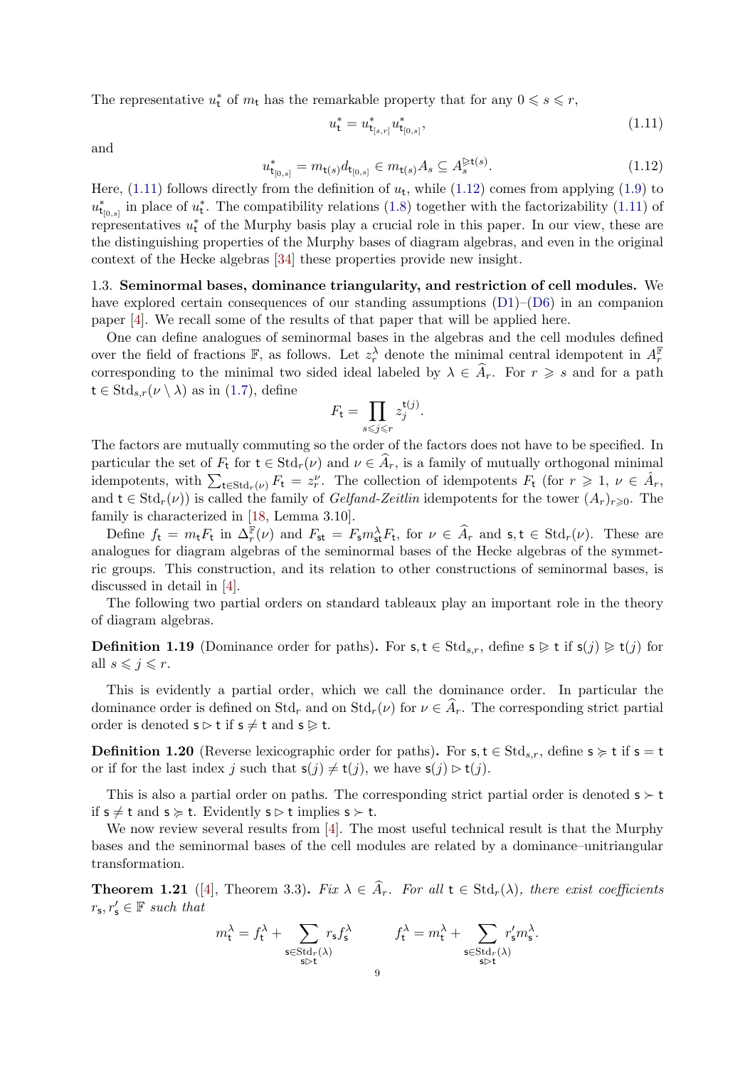The representative $u^*_{\mathsf{t}}$ of $m_{\mathsf{t}}$ has the remarkable property that for any $0 \leqslant s \leqslant r$,

$$u^*_{\mathsf{t}} = u^*_{\mathsf{t}_{[s,r]}} u^*_{\mathsf{t}_{[0,s]}}, \tag{1.11}$$

and

$$u^*_{\mathsf{t}_{[0,s]}} = m_{\mathsf{t}(s)} d_{\mathsf{t}_{[0,s]}} \in m_{\mathsf{t}(s)} A_s \subseteq A_s^{\trianglerighteq \mathsf{t}(s)}. \tag{1.12}$$

Here, (1.11) follows directly from the definition of $u_{\mathsf{t}}$, while (1.12) comes from applying (1.9) to $u^*_{\mathsf{t}_{[0,s]}}$ in place of $u^*_{\mathsf{t}}$. The compatibility relations (1.8) together with the factorizability (1.11) of representatives $u^*_{\mathsf{t}}$ of the Murphy basis play a crucial role in this paper. In our view, these are the distinguishing properties of the Murphy bases of diagram algebras, and even in the original context of the Hecke algebras [34] these properties provide new insight.

1.3. **Seminormal bases, dominance triangularity, and restriction of cell modules.** We have explored certain consequences of our standing assumptions (D1)–(D6) in an companion paper [4]. We recall some of the results of that paper that will be applied here.

One can define analogues of seminormal bases in the algebras and the cell modules defined over the field of fractions $\mathbb{F}$, as follows. Let $z_r^\lambda$ denote the minimal central idempotent in $A_r^{\mathbb{F}}$ corresponding to the minimal two sided ideal labeled by $\lambda \in \widehat{A}_r$. For $r \geqslant s$ and for a path $\mathsf{t} \in \mathrm{Std}_{s,r}(\nu \setminus \lambda)$ as in (1.7), define

$$F_{\mathsf{t}} = \prod_{s \leqslant j \leqslant r} z_j^{\mathsf{t}(j)}.$$

The factors are mutually commuting so the order of the factors does not have to be specified. In particular the set of $F_{\mathsf{t}}$ for $\mathsf{t} \in \mathrm{Std}_r(\nu)$ and $\nu \in \widehat{A}_r$, is a family of mutually orthogonal minimal idempotents, with $\sum_{\mathsf{t} \in \mathrm{Std}_r(\nu)} F_{\mathsf{t}} = z_r^\nu$. The collection of idempotents $F_{\mathsf{t}}$ (for $r \geqslant 1$, $\nu \in \hat{A}_r$, and $\mathsf{t} \in \mathrm{Std}_r(\nu)$) is called the family of *Gelfand-Zeitlin* idempotents for the tower $(A_r)_{r \geqslant 0}$. The family is characterized in [18, Lemma 3.10].

Define $f_{\mathsf{t}} = m_{\mathsf{t}} F_{\mathsf{t}}$ in $\Delta_r^{\mathbb{F}}(\nu)$ and $F_{\mathsf{st}} = F_{\mathsf{s}} m_{\mathsf{st}}^\lambda F_{\mathsf{t}}$, for $\nu \in \widehat{A}_r$ and $\mathsf{s}, \mathsf{t} \in \mathrm{Std}_r(\nu)$. These are analogues for diagram algebras of the seminormal bases of the Hecke algebras of the symmetric groups. This construction, and its relation to other constructions of seminormal bases, is discussed in detail in [4].

The following two partial orders on standard tableaux play an important role in the theory of diagram algebras.

**Definition 1.19** (Dominance order for paths)**.** For $\mathsf{s}, \mathsf{t} \in \mathrm{Std}_{s,r}$, define $\mathsf{s} \trianglerighteq \mathsf{t}$ if $\mathsf{s}(j) \trianglerighteq \mathsf{t}(j)$ for all $s \leqslant j \leqslant r$.

This is evidently a partial order, which we call the dominance order. In particular the dominance order is defined on $\mathrm{Std}_r$ and on $\mathrm{Std}_r(\nu)$ for $\nu \in \widehat{A}_r$. The corresponding strict partial order is denoted $\mathsf{s} \triangleright \mathsf{t}$ if $\mathsf{s} \neq \mathsf{t}$ and $\mathsf{s} \trianglerighteq \mathsf{t}$.

**Definition 1.20** (Reverse lexicographic order for paths)**.** For $\mathsf{s}, \mathsf{t} \in \mathrm{Std}_{s,r}$, define $\mathsf{s} \succcurlyeq \mathsf{t}$ if $\mathsf{s} = \mathsf{t}$ or if for the last index $j$ such that $\mathsf{s}(j) \neq \mathsf{t}(j)$, we have $\mathsf{s}(j) \triangleright \mathsf{t}(j)$.

This is also a partial order on paths. The corresponding strict partial order is denoted $\mathsf{s} \succ \mathsf{t}$ if $\mathsf{s} \neq \mathsf{t}$ and $\mathsf{s} \succcurlyeq \mathsf{t}$. Evidently $\mathsf{s} \triangleright \mathsf{t}$ implies $\mathsf{s} \succ \mathsf{t}$.

We now review several results from [4]. The most useful technical result is that the Murphy bases and the seminormal bases of the cell modules are related by a dominance–unitriangular transformation.

**Theorem 1.21** ([4], Theorem 3.3)**.** *Fix $\lambda \in \widehat{A}_r$. For all $\mathsf{t} \in \mathrm{Std}_r(\lambda)$, there exist coefficients $r_{\mathsf{s}}, r'_{\mathsf{s}} \in \mathbb{F}$ such that*

$$m_{\mathsf{t}}^\lambda = f_{\mathsf{t}}^\lambda + \sum_{\substack{\mathsf{s} \in \mathrm{Std}_r(\lambda) \\ \mathsf{s} \triangleright \mathsf{t}}} r_{\mathsf{s}} f_{\mathsf{s}}^\lambda \qquad f_{\mathsf{t}}^\lambda = m_{\mathsf{t}}^\lambda + \sum_{\substack{\mathsf{s} \in \mathrm{Std}_r(\lambda) \\ \mathsf{s} \triangleright \mathsf{t}}} r'_{\mathsf{s}} m_{\mathsf{s}}^\lambda.$$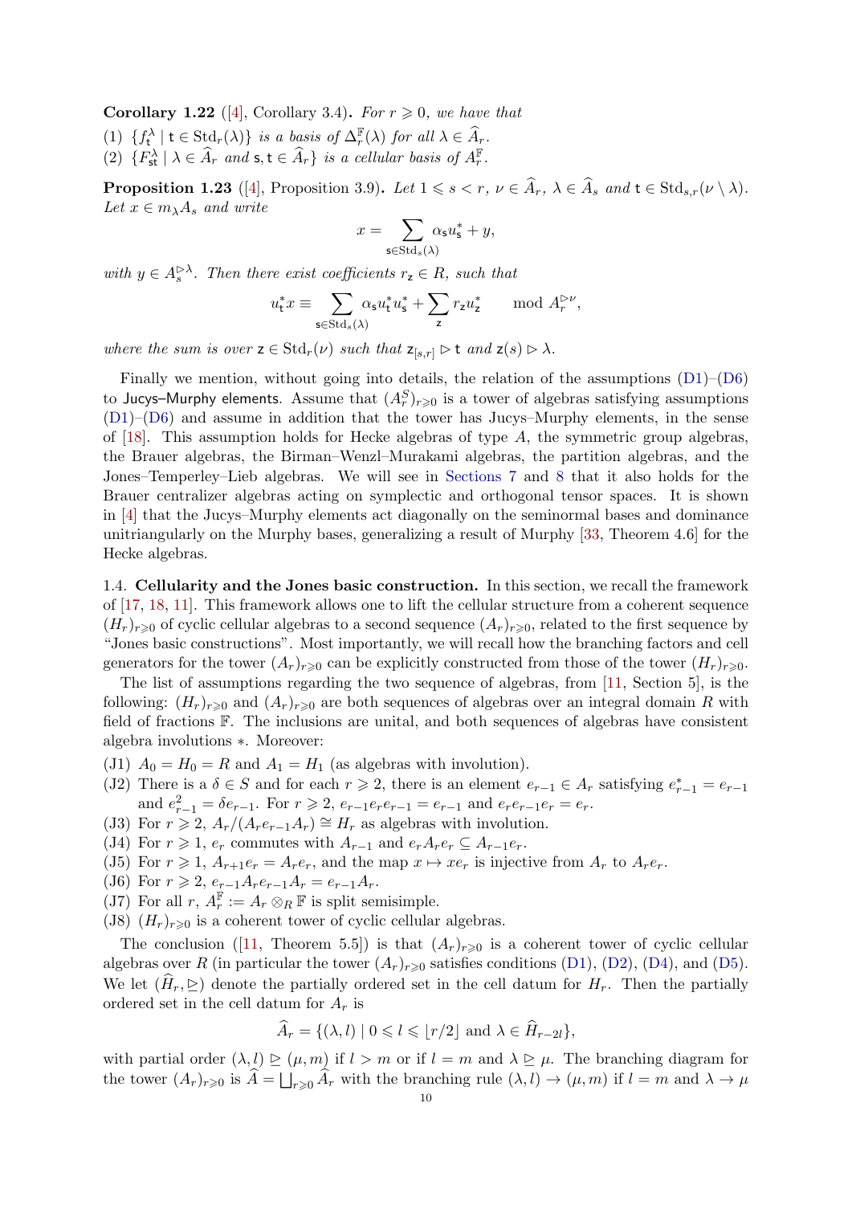**Corollary 1.22** ([4], Corollary 3.4)**.** *For $r \geqslant 0$, we have that*

(1) *$\{f_{\mathsf{t}}^{\lambda} \mid \mathsf{t} \in \mathrm{Std}_r(\lambda)\}$ is a basis of $\Delta_r^{\mathbb{F}}(\lambda)$ for all $\lambda \in \widehat{A}_r$.*
(2) *$\{F_{\mathsf{st}}^{\lambda} \mid \lambda \in \widehat{A}_r$ and $\mathsf{s}, \mathsf{t} \in \widehat{A}_r\}$ is a cellular basis of $A_r^{\mathbb{F}}$.*

**Proposition 1.23** ([4], Proposition 3.9)**.** *Let $1 \leqslant s < r$, $\nu \in \widehat{A}_r$, $\lambda \in \widehat{A}_s$ and $\mathsf{t} \in \mathrm{Std}_{s,r}(\nu \setminus \lambda)$. Let $x \in m_\lambda A_s$ and write*

$$x = \sum_{\mathsf{s} \in \mathrm{Std}_s(\lambda)} \alpha_{\mathsf{s}} u_{\mathsf{s}}^* + y,$$

*with $y \in A_s^{\rhd\lambda}$. Then there exist coefficients $r_{\mathsf{z}} \in R$, such that*

$$u_{\mathsf{t}}^* x \equiv \sum_{\mathsf{s} \in \mathrm{Std}_s(\lambda)} \alpha_{\mathsf{s}} u_{\mathsf{t}}^* u_{\mathsf{s}}^* + \sum_{\mathsf{z}} r_{\mathsf{z}} u_{\mathsf{z}}^* \qquad \mathrm{mod}\ A_r^{\rhd\nu},$$

*where the sum is over $\mathsf{z} \in \mathrm{Std}_r(\nu)$ such that $\mathsf{z}_{[s,r]} \rhd \mathsf{t}$ and $\mathsf{z}(s) \rhd \lambda$.*

Finally we mention, without going into details, the relation of the assumptions (D1)–(D6) to Jucys–Murphy elements. Assume that $(A_r^S)_{r\geqslant 0}$ is a tower of algebras satisfying assumptions (D1)–(D6) and assume in addition that the tower has Jucys–Murphy elements, in the sense of [18]. This assumption holds for Hecke algebras of type $A$, the symmetric group algebras, the Brauer algebras, the Birman–Wenzl–Murakami algebras, the partition algebras, and the Jones–Temperley–Lieb algebras. We will see in Sections 7 and 8 that it also holds for the Brauer centralizer algebras acting on symplectic and orthogonal tensor spaces. It is shown in [4] that the Jucys–Murphy elements act diagonally on the seminormal bases and dominance unitriangularly on the Murphy bases, generalizing a result of Murphy [33, Theorem 4.6] for the Hecke algebras.

1.4. **Cellularity and the Jones basic construction.** In this section, we recall the framework of [17, 18, 11]. This framework allows one to lift the cellular structure from a coherent sequence $(H_r)_{r\geqslant 0}$ of cyclic cellular algebras to a second sequence $(A_r)_{r\geqslant 0}$, related to the first sequence by "Jones basic constructions". Most importantly, we will recall how the branching factors and cell generators for the tower $(A_r)_{r\geqslant 0}$ can be explicitly constructed from those of the tower $(H_r)_{r\geqslant 0}$.

The list of assumptions regarding the two sequence of algebras, from [11, Section 5], is the following: $(H_r)_{r\geqslant 0}$ and $(A_r)_{r\geqslant 0}$ are both sequences of algebras over an integral domain $R$ with field of fractions $\mathbb{F}$. The inclusions are unital, and both sequences of algebras have consistent algebra involutions $*$. Moreover:

(J1) $A_0 = H_0 = R$ and $A_1 = H_1$ (as algebras with involution).
(J2) There is a $\delta \in S$ and for each $r \geqslant 2$, there is an element $e_{r-1} \in A_r$ satisfying $e_{r-1}^* = e_{r-1}$ and $e_{r-1}^2 = \delta e_{r-1}$. For $r \geqslant 2$, $e_{r-1}e_r e_{r-1} = e_{r-1}$ and $e_r e_{r-1} e_r = e_r$.
(J3) For $r \geqslant 2$, $A_r/(A_r e_{r-1} A_r) \cong H_r$ as algebras with involution.
(J4) For $r \geqslant 1$, $e_r$ commutes with $A_{r-1}$ and $e_r A_r e_r \subseteq A_{r-1} e_r$.
(J5) For $r \geqslant 1$, $A_{r+1} e_r = A_r e_r$, and the map $x \mapsto x e_r$ is injective from $A_r$ to $A_r e_r$.
(J6) For $r \geqslant 2$, $e_{r-1} A_r e_{r-1} A_r = e_{r-1} A_r$.
(J7) For all $r$, $A_r^{\mathbb{F}} := A_r \otimes_R \mathbb{F}$ is split semisimple.
(J8) $(H_r)_{r\geqslant 0}$ is a coherent tower of cyclic cellular algebras.

The conclusion ([11, Theorem 5.5]) is that $(A_r)_{r\geqslant 0}$ is a coherent tower of cyclic cellular algebras over $R$ (in particular the tower $(A_r)_{r\geqslant 0}$ satisfies conditions (D1), (D2), (D4), and (D5). We let $(\widehat{H}_r, \trianglerighteq)$ denote the partially ordered set in the cell datum for $H_r$. Then the partially ordered set in the cell datum for $A_r$ is

$$\widehat{A}_r = \{(\lambda, l) \mid 0 \leqslant l \leqslant \lfloor r/2 \rfloor \text{ and } \lambda \in \widehat{H}_{r-2l}\},$$

with partial order $(\lambda, l) \trianglerighteq (\mu, m)$ if $l > m$ or if $l = m$ and $\lambda \trianglerighteq \mu$. The branching diagram for the tower $(A_r)_{r\geqslant 0}$ is $\widehat{A} = \bigsqcup_{r\geqslant 0} \widehat{A}_r$ with the branching rule $(\lambda, l) \to (\mu, m)$ if $l = m$ and $\lambda \to \mu$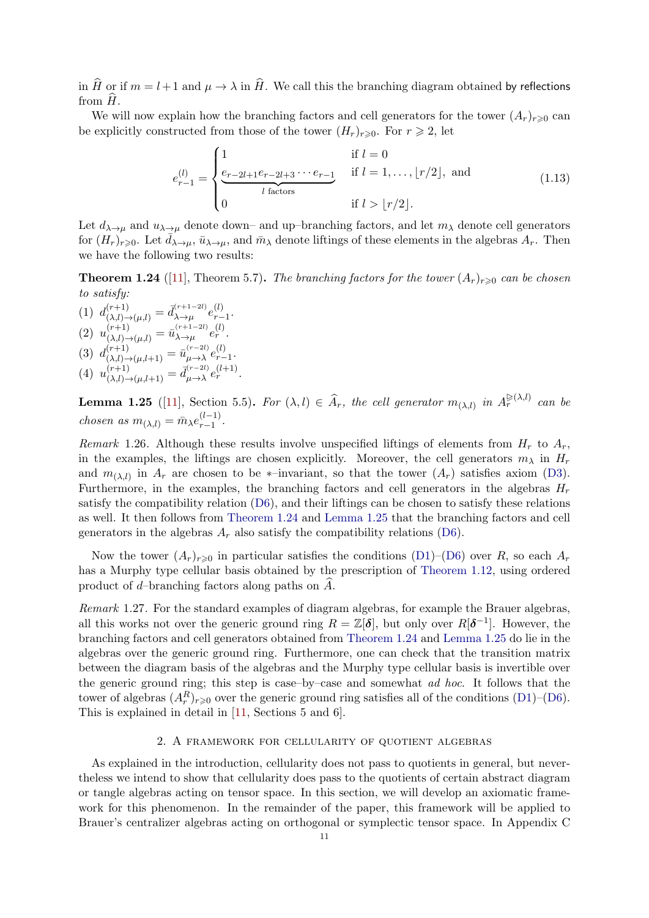in $\widehat{H}$ or if $m = l+1$ and $\mu \to \lambda$ in $\widehat{H}$. We call this the branching diagram obtained by reflections from $\widehat{H}$.

We will now explain how the branching factors and cell generators for the tower $(A_r)_{r\geqslant 0}$ can be explicitly constructed from those of the tower $(H_r)_{r\geqslant 0}$. For $r \geqslant 2$, let

$$e^{(l)}_{r-1} = \begin{cases} 1 & \text{if } l = 0 \\ \underbrace{e_{r-2l+1}e_{r-2l+3}\cdots e_{r-1}}_{l \text{ factors}} & \text{if } l = 1,\dots,\lfloor r/2 \rfloor, \text{ and} \\ 0 & \text{if } l > \lfloor r/2 \rfloor. \end{cases} \tag{1.13}$$

Let $d_{\lambda\to\mu}$ and $u_{\lambda\to\mu}$ denote down– and up–branching factors, and let $m_\lambda$ denote cell generators for $(H_r)_{r\geqslant 0}$. Let $\bar{d}_{\lambda\to\mu}$, $\bar{u}_{\lambda\to\mu}$, and $\bar{m}_\lambda$ denote liftings of these elements in the algebras $A_r$. Then we have the following two results:

**Theorem 1.24** ([11], Theorem 5.7)**.** *The branching factors for the tower $(A_r)_{r\geqslant 0}$ can be chosen to satisfy:*

(1) $d^{(r+1)}_{(\lambda,l)\to(\mu,l)} = \bar{d}^{(r+1-2l)}_{\lambda\to\mu}\, e^{(l)}_{r-1}$.
(2) $u^{(r+1)}_{(\lambda,l)\to(\mu,l)} = \bar{u}^{(r+1-2l)}_{\lambda\to\mu}\, e^{(l)}_{r}$.
(3) $d^{(r+1)}_{(\lambda,l)\to(\mu,l+1)} = \bar{u}^{(r-2l)}_{\mu\to\lambda}\, e^{(l)}_{r-1}$.
(4) $u^{(r+1)}_{(\lambda,l)\to(\mu,l+1)} = \bar{d}^{(r-2l)}_{\mu\to\lambda}\, e^{(l+1)}_{r}$.

**Lemma 1.25** ([11], Section 5.5)**.** *For $(\lambda, l) \in \widehat{A}_r$, the cell generator $m_{(\lambda,l)}$ in $A_r^{\trianglerighteq(\lambda,l)}$ can be chosen as $m_{(\lambda,l)} = \bar{m}_\lambda e^{(l-1)}_{r-1}$.*

*Remark* 1.26. Although these results involve unspecified liftings of elements from $H_r$ to $A_r$, in the examples, the liftings are chosen explicitly. Moreover, the cell generators $m_\lambda$ in $H_r$ and $m_{(\lambda,l)}$ in $A_r$ are chosen to be $*$–invariant, so that the tower $(A_r)$ satisfies axiom (D3). Furthermore, in the examples, the branching factors and cell generators in the algebras $H_r$ satisfy the compatibility relation (D6), and their liftings can be chosen to satisfy these relations as well. It then follows from Theorem 1.24 and Lemma 1.25 that the branching factors and cell generators in the algebras $A_r$ also satisfy the compatibility relations (D6).

Now the tower $(A_r)_{r\geqslant 0}$ in particular satisfies the conditions (D1)–(D6) over $R$, so each $A_r$ has a Murphy type cellular basis obtained by the prescription of Theorem 1.12, using ordered product of $d$–branching factors along paths on $\widehat{A}$.

*Remark* 1.27. For the standard examples of diagram algebras, for example the Brauer algebras, all this works not over the generic ground ring $R = \mathbb{Z}[\boldsymbol{\delta}]$, but only over $R[\boldsymbol{\delta}^{-1}]$. However, the branching factors and cell generators obtained from Theorem 1.24 and Lemma 1.25 do lie in the algebras over the generic ground ring. Furthermore, one can check that the transition matrix between the diagram basis of the algebras and the Murphy type cellular basis is invertible over the generic ground ring; this step is case–by–case and somewhat *ad hoc*. It follows that the tower of algebras $(A^R_r)_{r\geqslant 0}$ over the generic ground ring satisfies all of the conditions (D1)–(D6). This is explained in detail in [11, Sections 5 and 6].

## 2. A framework for cellularity of quotient algebras

As explained in the introduction, cellularity does not pass to quotients in general, but nevertheless we intend to show that cellularity does pass to the quotients of certain abstract diagram or tangle algebras acting on tensor space. In this section, we will develop an axiomatic framework for this phenomenon. In the remainder of the paper, this framework will be applied to Brauer's centralizer algebras acting on orthogonal or symplectic tensor space. In Appendix C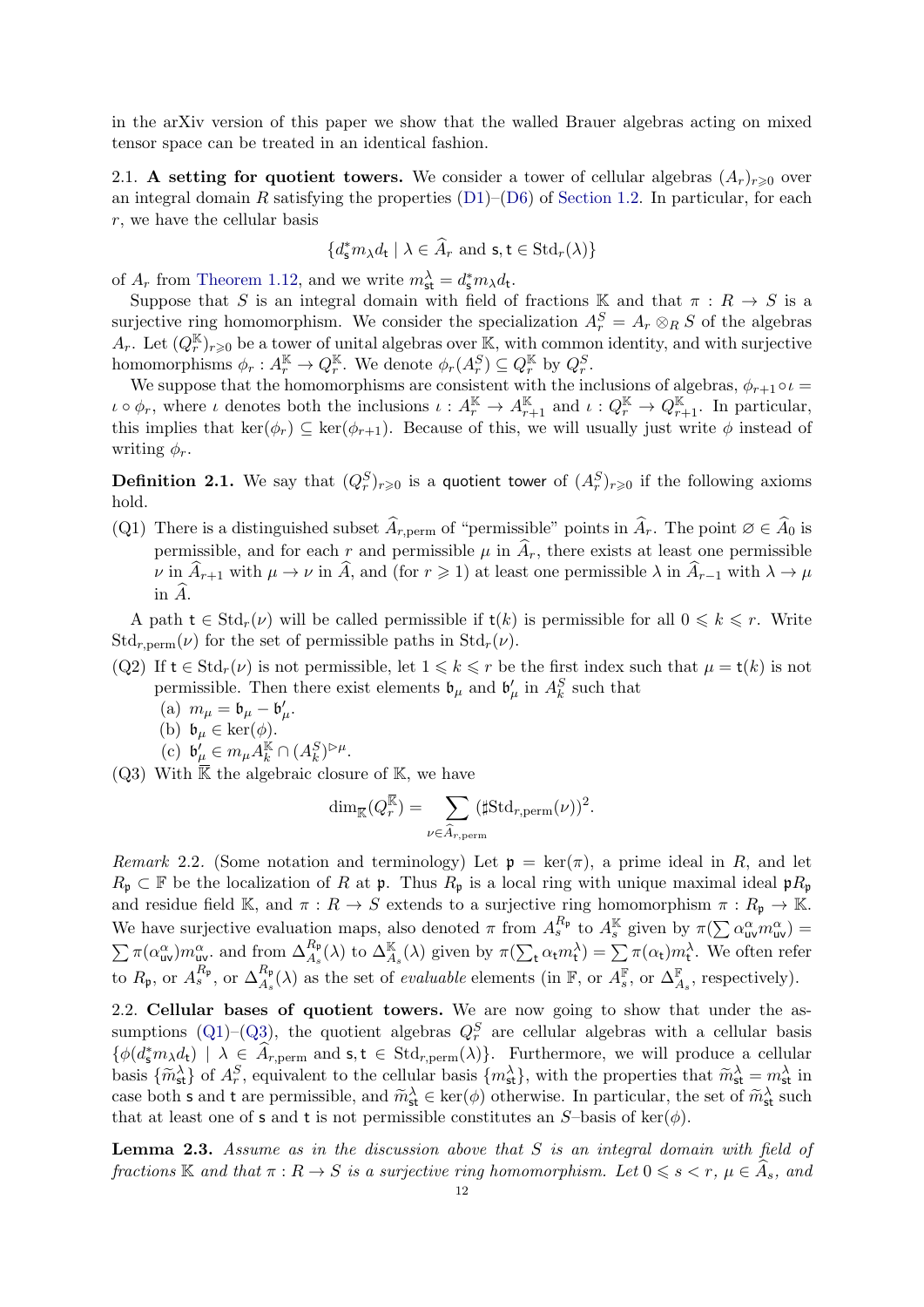in the arXiv version of this paper we show that the walled Brauer algebras acting on mixed tensor space can be treated in an identical fashion.

2.1. **A setting for quotient towers.** We consider a tower of cellular algebras $(A_r)_{r\geqslant 0}$ over an integral domain $R$ satisfying the properties (D1)–(D6) of Section 1.2. In particular, for each $r$, we have the cellular basis

$$\{d_{\mathsf{s}}^* m_\lambda d_{\mathsf{t}} \mid \lambda \in \widehat{A}_r \text{ and } \mathsf{s},\mathsf{t} \in \mathrm{Std}_r(\lambda)\}$$

of $A_r$ from Theorem 1.12, and we write $m_{\mathsf{st}}^\lambda = d_{\mathsf{s}}^* m_\lambda d_{\mathsf{t}}$.

Suppose that $S$ is an integral domain with field of fractions $\mathbb{K}$ and that $\pi : R \to S$ is a surjective ring homomorphism. We consider the specialization $A_r^S = A_r \otimes_R S$ of the algebras $A_r$. Let $(Q_r^{\mathbb{K}})_{r\geqslant 0}$ be a tower of unital algebras over $\mathbb{K}$, with common identity, and with surjective homomorphisms $\phi_r : A_r^{\mathbb{K}} \to Q_r^{\mathbb{K}}$. We denote $\phi_r(A_r^S) \subseteq Q_r^{\mathbb{K}}$ by $Q_r^S$.

We suppose that the homomorphisms are consistent with the inclusions of algebras, $\phi_{r+1} \circ \iota = \iota \circ \phi_r$, where $\iota$ denotes both the inclusions $\iota : A_r^{\mathbb{K}} \to A_{r+1}^{\mathbb{K}}$ and $\iota : Q_r^{\mathbb{K}} \to Q_{r+1}^{\mathbb{K}}$. In particular, this implies that $\ker(\phi_r) \subseteq \ker(\phi_{r+1})$. Because of this, we will usually just write $\phi$ instead of writing $\phi_r$.

**Definition 2.1.** We say that $(Q_r^S)_{r\geqslant 0}$ is a quotient tower of $(A_r^S)_{r\geqslant 0}$ if the following axioms hold.

(Q1) There is a distinguished subset $\widehat{A}_{r,\mathrm{perm}}$ of "permissible" points in $\widehat{A}_r$. The point $\varnothing \in \widehat{A}_0$ is permissible, and for each $r$ and permissible $\mu$ in $\widehat{A}_r$, there exists at least one permissible $\nu$ in $\widehat{A}_{r+1}$ with $\mu \to \nu$ in $\widehat{A}$, and (for $r \geqslant 1$) at least one permissible $\lambda$ in $\widehat{A}_{r-1}$ with $\lambda \to \mu$ in $\widehat{A}$.

A path $\mathsf{t} \in \mathrm{Std}_r(\nu)$ will be called permissible if $\mathsf{t}(k)$ is permissible for all $0 \leqslant k \leqslant r$. Write $\mathrm{Std}_{r,\mathrm{perm}}(\nu)$ for the set of permissible paths in $\mathrm{Std}_r(\nu)$.

(Q2) If $\mathsf{t} \in \mathrm{Std}_r(\nu)$ is not permissible, let $1 \leqslant k \leqslant r$ be the first index such that $\mu = \mathsf{t}(k)$ is not permissible. Then there exist elements $\mathfrak{b}_\mu$ and $\mathfrak{b}'_\mu$ in $A_k^S$ such that
  (a) $m_\mu = \mathfrak{b}_\mu - \mathfrak{b}'_\mu$.
  (b) $\mathfrak{b}_\mu \in \ker(\phi)$.
  (c) $\mathfrak{b}'_\mu \in m_\mu A_k^{\mathbb{K}} \cap (A_k^S)^{\rhd \mu}$.

(Q3) With $\overline{\mathbb{K}}$ the algebraic closure of $\mathbb{K}$, we have

$$\dim_{\overline{\mathbb{K}}}(Q_r^{\overline{\mathbb{K}}}) = \sum_{\nu \in \widehat{A}_{r,\mathrm{perm}}} (\sharp \mathrm{Std}_{r,\mathrm{perm}}(\nu))^2.$$

*Remark* 2.2. (Some notation and terminology) Let $\mathfrak{p} = \ker(\pi)$, a prime ideal in $R$, and let $R_{\mathfrak{p}} \subset \mathbb{F}$ be the localization of $R$ at $\mathfrak{p}$. Thus $R_{\mathfrak{p}}$ is a local ring with unique maximal ideal $\mathfrak{p}R_{\mathfrak{p}}$ and residue field $\mathbb{K}$, and $\pi : R \to S$ extends to a surjective ring homomorphism $\pi : R_{\mathfrak{p}} \to \mathbb{K}$. We have surjective evaluation maps, also denoted $\pi$ from $A_s^{R_{\mathfrak{p}}}$ to $A_s^{\mathbb{K}}$ given by $\pi(\sum \alpha_{\mathsf{uv}}^\alpha m_{\mathsf{uv}}^\alpha) = \sum \pi(\alpha_{\mathsf{uv}}^\alpha) m_{\mathsf{uv}}^\alpha$. and from $\Delta_{A_s}^{R_{\mathfrak{p}}}(\lambda)$ to $\Delta_{A_s}^{\mathbb{K}}(\lambda)$ given by $\pi(\sum_{\mathsf{t}} \alpha_{\mathsf{t}} m_{\mathsf{t}}^\lambda) = \sum \pi(\alpha_{\mathsf{t}}) m_{\mathsf{t}}^\lambda$. We often refer to $R_{\mathfrak{p}}$, or $A_s^{R_{\mathfrak{p}}}$, or $\Delta_{A_s}^{R_{\mathfrak{p}}}(\lambda)$ as the set of *evaluable* elements (in $\mathbb{F}$, or $A_s^{\mathbb{F}}$, or $\Delta_{A_s}^{\mathbb{F}}$, respectively).

2.2. **Cellular bases of quotient towers.** We are now going to show that under the assumptions (Q1)–(Q3), the quotient algebras $Q_r^S$ are cellular algebras with a cellular basis $\{\phi(d_{\mathsf{s}}^* m_\lambda d_{\mathsf{t}}) \mid \lambda \in \widehat{A}_{r,\mathrm{perm}} \text{ and } \mathsf{s},\mathsf{t} \in \mathrm{Std}_{r,\mathrm{perm}}(\lambda)\}$. Furthermore, we will produce a cellular basis $\{\widetilde{m}_{\mathsf{st}}^\lambda\}$ of $A_r^S$, equivalent to the cellular basis $\{m_{\mathsf{st}}^\lambda\}$, with the properties that $\widetilde{m}_{\mathsf{st}}^\lambda = m_{\mathsf{st}}^\lambda$ in case both $\mathsf{s}$ and $\mathsf{t}$ are permissible, and $\widetilde{m}_{\mathsf{st}}^\lambda \in \ker(\phi)$ otherwise. In particular, the set of $\widetilde{m}_{\mathsf{st}}^\lambda$ such that at least one of $\mathsf{s}$ and $\mathsf{t}$ is not permissible constitutes an $S$–basis of $\ker(\phi)$.

**Lemma 2.3.** *Assume as in the discussion above that $S$ is an integral domain with field of fractions $\mathbb{K}$ and that $\pi : R \to S$ is a surjective ring homomorphism. Let $0 \leqslant s < r$, $\mu \in \widehat{A}_s$, and*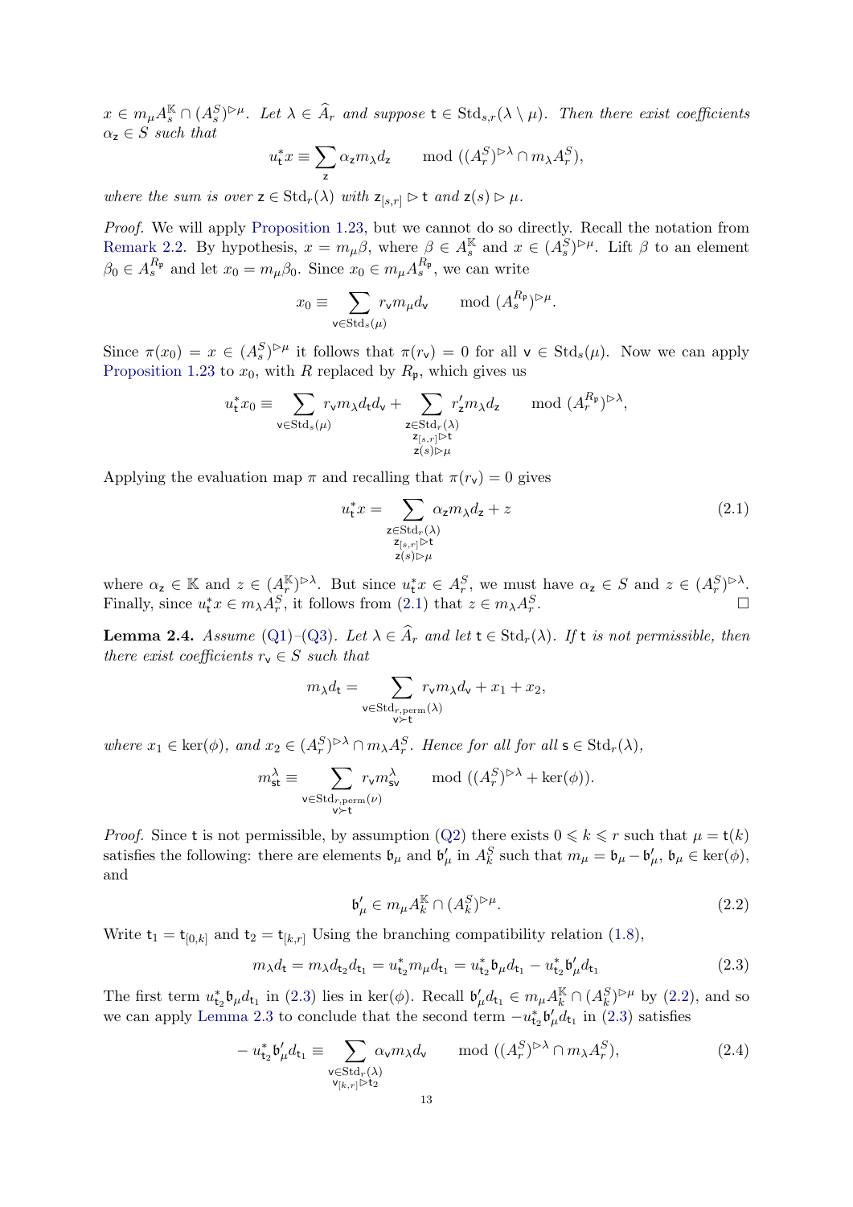$x \in m_\mu A_s^{\mathbb{K}} \cap (A_s^S)^{\rhd\mu}$. *Let $\lambda \in \widehat{A}_r$ and suppose $\mathsf{t} \in \mathrm{Std}_{s,r}(\lambda \setminus \mu)$. Then there exist coefficients $\alpha_\mathsf{z} \in S$ such that*

$$u_\mathsf{t}^* x \equiv \sum_\mathsf{z} \alpha_\mathsf{z} m_\lambda d_\mathsf{z} \qquad \mathrm{mod}\ ((A_r^S)^{\rhd\lambda} \cap m_\lambda A_r^S),$$

*where the sum is over $\mathsf{z} \in \mathrm{Std}_r(\lambda)$ with $\mathsf{z}_{[s,r]} \rhd \mathsf{t}$ and $\mathsf{z}(s) \rhd \mu$.*

*Proof.* We will apply Proposition 1.23, but we cannot do so directly. Recall the notation from Remark 2.2. By hypothesis, $x = m_\mu \beta$, where $\beta \in A_s^{\mathbb{K}}$ and $x \in (A_s^S)^{\rhd\mu}$. Lift $\beta$ to an element $\beta_0 \in A_s^{R_\mathfrak{p}}$ and let $x_0 = m_\mu \beta_0$. Since $x_0 \in m_\mu A_s^{R_\mathfrak{p}}$, we can write

$$x_0 \equiv \sum_{\mathsf{v} \in \mathrm{Std}_s(\mu)} r_\mathsf{v} m_\mu d_\mathsf{v} \qquad \mathrm{mod}\ (A_s^{R_\mathfrak{p}})^{\rhd\mu}.$$

Since $\pi(x_0) = x \in (A_s^S)^{\rhd\mu}$ it follows that $\pi(r_\mathsf{v}) = 0$ for all $\mathsf{v} \in \mathrm{Std}_s(\mu)$. Now we can apply Proposition 1.23 to $x_0$, with $R$ replaced by $R_\mathfrak{p}$, which gives us

$$u_\mathsf{t}^* x_0 \equiv \sum_{\mathsf{v} \in \mathrm{Std}_s(\mu)} r_\mathsf{v} m_\lambda d_\mathsf{t} d_\mathsf{v} + \sum_{\substack{\mathsf{z} \in \mathrm{Std}_r(\lambda) \\ \mathsf{z}_{[s,r]} \rhd \mathsf{t} \\ \mathsf{z}(s) \rhd \mu}} r'_\mathsf{z} m_\lambda d_\mathsf{z} \qquad \mathrm{mod}\ (A_r^{R_\mathfrak{p}})^{\rhd\lambda},$$

Applying the evaluation map $\pi$ and recalling that $\pi(r_\mathsf{v}) = 0$ gives

$$u_\mathsf{t}^* x = \sum_{\substack{\mathsf{z} \in \mathrm{Std}_r(\lambda) \\ \mathsf{z}_{[s,r]} \rhd \mathsf{t} \\ \mathsf{z}(s) \rhd \mu}} \alpha_\mathsf{z} m_\lambda d_\mathsf{z} + z \tag{2.1}$$

where $\alpha_\mathsf{z} \in \mathbb{K}$ and $z \in (A_r^{\mathbb{K}})^{\rhd\lambda}$. But since $u_\mathsf{t}^* x \in A_r^S$, we must have $\alpha_\mathsf{z} \in S$ and $z \in (A_r^S)^{\rhd\lambda}$. Finally, since $u_\mathsf{t}^* x \in m_\lambda A_r^S$, it follows from (2.1) that $z \in m_\lambda A_r^S$. □

**Lemma 2.4.** *Assume (Q1)–(Q3). Let $\lambda \in \widehat{A}_r$ and let $\mathsf{t} \in \mathrm{Std}_r(\lambda)$. If $\mathsf{t}$ is not permissible, then there exist coefficients $r_\mathsf{v} \in S$ such that*

$$m_\lambda d_\mathsf{t} = \sum_{\substack{\mathsf{v} \in \mathrm{Std}_{r,\mathrm{perm}}(\lambda) \\ \mathsf{v} \succ \mathsf{t}}} r_\mathsf{v} m_\lambda d_\mathsf{v} + x_1 + x_2,$$

*where $x_1 \in \ker(\phi)$, and $x_2 \in (A_r^S)^{\rhd\lambda} \cap m_\lambda A_r^S$. Hence for all for all $\mathsf{s} \in \mathrm{Std}_r(\lambda)$,*

$$m_{\mathsf{st}}^\lambda \equiv \sum_{\substack{\mathsf{v} \in \mathrm{Std}_{r,\mathrm{perm}}(\nu) \\ \mathsf{v} \succ \mathsf{t}}} r_\mathsf{v} m_{\mathsf{sv}}^\lambda \qquad \mathrm{mod}\ ((A_r^S)^{\rhd\lambda} + \ker(\phi)).$$

*Proof.* Since $\mathsf{t}$ is not permissible, by assumption (Q2) there exists $0 \leqslant k \leqslant r$ such that $\mu = \mathsf{t}(k)$ satisfies the following: there are elements $\mathfrak{b}_\mu$ and $\mathfrak{b}'_\mu$ in $A_k^S$ such that $m_\mu = \mathfrak{b}_\mu - \mathfrak{b}'_\mu$, $\mathfrak{b}_\mu \in \ker(\phi)$, and

$$\mathfrak{b}'_\mu \in m_\mu A_k^{\mathbb{K}} \cap (A_k^S)^{\rhd\mu}. \tag{2.2}$$

Write $\mathsf{t}_1 = \mathsf{t}_{[0,k]}$ and $\mathsf{t}_2 = \mathsf{t}_{[k,r]}$ Using the branching compatibility relation (1.8),

$$m_\lambda d_\mathsf{t} = m_\lambda d_{\mathsf{t}_2} d_{\mathsf{t}_1} = u_{\mathsf{t}_2}^* m_\mu d_{\mathsf{t}_1} = u_{\mathsf{t}_2}^* \mathfrak{b}_\mu d_{\mathsf{t}_1} - u_{\mathsf{t}_2}^* \mathfrak{b}'_\mu d_{\mathsf{t}_1} \tag{2.3}$$

The first term $u_{\mathsf{t}_2}^* \mathfrak{b}_\mu d_{\mathsf{t}_1}$ in (2.3) lies in $\ker(\phi)$. Recall $\mathfrak{b}'_\mu d_{\mathsf{t}_1} \in m_\mu A_k^{\mathbb{K}} \cap (A_k^S)^{\rhd\mu}$ by (2.2), and so we can apply Lemma 2.3 to conclude that the second term $-u_{\mathsf{t}_2}^* \mathfrak{b}'_\mu d_{\mathsf{t}_1}$ in (2.3) satisfies

$$-u_{\mathsf{t}_2}^* \mathfrak{b}'_\mu d_{\mathsf{t}_1} \equiv \sum_{\substack{\mathsf{v} \in \mathrm{Std}_r(\lambda) \\ \mathsf{v}_{[k,r]} \rhd \mathsf{t}_2}} \alpha_\mathsf{v} m_\lambda d_\mathsf{v} \qquad \mathrm{mod}\ ((A_r^S)^{\rhd\lambda} \cap m_\lambda A_r^S), \tag{2.4}$$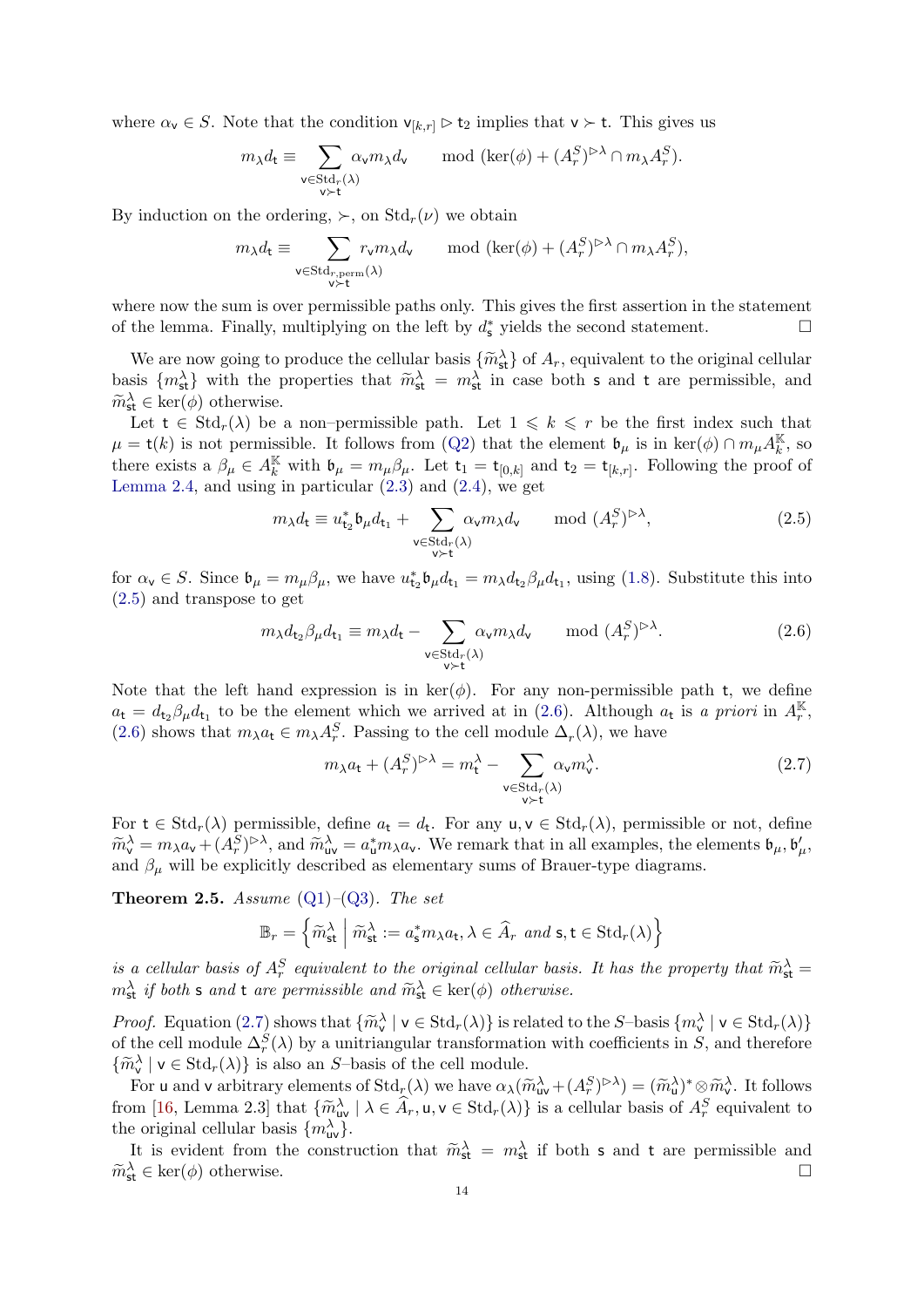where $\alpha_{\mathsf{v}} \in S$. Note that the condition $\mathsf{v}_{[k,r]} \rhd \mathsf{t}_2$ implies that $\mathsf{v} \succ \mathsf{t}$. This gives us

$$m_\lambda d_{\mathsf{t}} \equiv \sum_{\substack{\mathsf{v} \in \mathrm{Std}_r(\lambda) \\ \mathsf{v} \succ \mathsf{t}}} \alpha_{\mathsf{v}} m_\lambda d_{\mathsf{v}} \qquad \text{mod } (\ker(\phi) + (A_r^S)^{\rhd\lambda} \cap m_\lambda A_r^S).$$

By induction on the ordering, $\succ$, on $\mathrm{Std}_r(\nu)$ we obtain

$$m_\lambda d_{\mathsf{t}} \equiv \sum_{\substack{\mathsf{v} \in \mathrm{Std}_{r,\mathrm{perm}}(\lambda) \\ \mathsf{v} \succ \mathsf{t}}} r_{\mathsf{v}} m_\lambda d_{\mathsf{v}} \qquad \text{mod } (\ker(\phi) + (A_r^S)^{\rhd\lambda} \cap m_\lambda A_r^S),$$

where now the sum is over permissible paths only. This gives the first assertion in the statement of the lemma. Finally, multiplying on the left by $d_{\mathsf{s}}^*$ yields the second statement. $\square$

We are now going to produce the cellular basis $\{\widetilde{m}_{\mathsf{st}}^\lambda\}$ of $A_r$, equivalent to the original cellular basis $\{m_{\mathsf{st}}^\lambda\}$ with the properties that $\widetilde{m}_{\mathsf{st}}^\lambda = m_{\mathsf{st}}^\lambda$ in case both $\mathsf{s}$ and $\mathsf{t}$ are permissible, and $\widetilde{m}_{\mathsf{st}}^\lambda \in \ker(\phi)$ otherwise.

Let $\mathsf{t} \in \mathrm{Std}_r(\lambda)$ be a non–permissible path. Let $1 \leqslant k \leqslant r$ be the first index such that $\mu = \mathsf{t}(k)$ is not permissible. It follows from (Q2) that the element $\mathfrak{b}_\mu$ is in $\ker(\phi) \cap m_\mu A_k^{\mathbb{K}}$, so there exists a $\beta_\mu \in A_k^{\mathbb{K}}$ with $\mathfrak{b}_\mu = m_\mu \beta_\mu$. Let $\mathsf{t}_1 = \mathsf{t}_{[0,k]}$ and $\mathsf{t}_2 = \mathsf{t}_{[k,r]}$. Following the proof of Lemma 2.4, and using in particular (2.3) and (2.4), we get

$$m_\lambda d_{\mathsf{t}} \equiv u_{\mathsf{t}_2}^* \mathfrak{b}_\mu d_{\mathsf{t}_1} + \sum_{\substack{\mathsf{v} \in \mathrm{Std}_r(\lambda) \\ \mathsf{v} \succ \mathsf{t}}} \alpha_{\mathsf{v}} m_\lambda d_{\mathsf{v}} \qquad \text{mod } (A_r^S)^{\rhd\lambda}, \tag{2.5}$$

for $\alpha_{\mathsf{v}} \in S$. Since $\mathfrak{b}_\mu = m_\mu \beta_\mu$, we have $u_{\mathsf{t}_2}^* \mathfrak{b}_\mu d_{\mathsf{t}_1} = m_\lambda d_{\mathsf{t}_2} \beta_\mu d_{\mathsf{t}_1}$, using (1.8). Substitute this into (2.5) and transpose to get

$$m_\lambda d_{\mathsf{t}_2} \beta_\mu d_{\mathsf{t}_1} \equiv m_\lambda d_{\mathsf{t}} - \sum_{\substack{\mathsf{v} \in \mathrm{Std}_r(\lambda) \\ \mathsf{v} \succ \mathsf{t}}} \alpha_{\mathsf{v}} m_\lambda d_{\mathsf{v}} \qquad \text{mod } (A_r^S)^{\rhd\lambda}. \tag{2.6}$$

Note that the left hand expression is in $\ker(\phi)$. For any non-permissible path $\mathsf{t}$, we define $a_{\mathsf{t}} = d_{\mathsf{t}_2} \beta_\mu d_{\mathsf{t}_1}$ to be the element which we arrived at in (2.6). Although $a_{\mathsf{t}}$ is *a priori* in $A_r^{\mathbb{K}}$, (2.6) shows that $m_\lambda a_{\mathsf{t}} \in m_\lambda A_r^S$. Passing to the cell module $\Delta_r(\lambda)$, we have

$$m_\lambda a_{\mathsf{t}} + (A_r^S)^{\rhd\lambda} = m_{\mathsf{t}}^\lambda - \sum_{\substack{\mathsf{v} \in \mathrm{Std}_r(\lambda) \\ \mathsf{v} \succ \mathsf{t}}} \alpha_{\mathsf{v}} m_{\mathsf{v}}^\lambda. \tag{2.7}$$

For $\mathsf{t} \in \mathrm{Std}_r(\lambda)$ permissible, define $a_{\mathsf{t}} = d_{\mathsf{t}}$. For any $\mathsf{u}, \mathsf{v} \in \mathrm{Std}_r(\lambda)$, permissible or not, define $\widetilde{m}_{\mathsf{v}}^\lambda = m_\lambda a_{\mathsf{v}} + (A_r^S)^{\rhd\lambda}$, and $\widetilde{m}_{\mathsf{uv}}^\lambda = a_{\mathsf{u}}^* m_\lambda a_{\mathsf{v}}$. We remark that in all examples, the elements $\mathfrak{b}_\mu, \mathfrak{b}_\mu'$, and $\beta_\mu$ will be explicitly described as elementary sums of Brauer-type diagrams.

**Theorem 2.5.** *Assume* (Q1)–(Q3). *The set*

$$\mathbb{B}_r = \left\{ \widetilde{m}_{\mathsf{st}}^\lambda \;\middle|\; \widetilde{m}_{\mathsf{st}}^\lambda := a_{\mathsf{s}}^* m_\lambda a_{\mathsf{t}}, \lambda \in \widehat{A}_r \text{ and } \mathsf{s}, \mathsf{t} \in \mathrm{Std}_r(\lambda) \right\}$$

*is a cellular basis of $A_r^S$ equivalent to the original cellular basis. It has the property that $\widetilde{m}_{\mathsf{st}}^\lambda = m_{\mathsf{st}}^\lambda$ if both $\mathsf{s}$ and $\mathsf{t}$ are permissible and $\widetilde{m}_{\mathsf{st}}^\lambda \in \ker(\phi)$ otherwise.*

*Proof.* Equation (2.7) shows that $\{\widetilde{m}_{\mathsf{v}}^\lambda \mid \mathsf{v} \in \mathrm{Std}_r(\lambda)\}$ is related to the $S$–basis $\{m_{\mathsf{v}}^\lambda \mid \mathsf{v} \in \mathrm{Std}_r(\lambda)\}$ of the cell module $\Delta_r^S(\lambda)$ by a unitriangular transformation with coefficients in $S$, and therefore $\{\widetilde{m}_{\mathsf{v}}^\lambda \mid \mathsf{v} \in \mathrm{Std}_r(\lambda)\}$ is also an $S$–basis of the cell module.

For $\mathsf{u}$ and $\mathsf{v}$ arbitrary elements of $\mathrm{Std}_r(\lambda)$ we have $\alpha_\lambda(\widetilde{m}_{\mathsf{uv}}^\lambda + (A_r^S)^{\rhd\lambda}) = (\widetilde{m}_{\mathsf{u}}^\lambda)^* \otimes \widetilde{m}_{\mathsf{v}}^\lambda$. It follows from [16, Lemma 2.3] that $\{\widetilde{m}_{\mathsf{uv}}^\lambda \mid \lambda \in \widehat{A}_r, \mathsf{u}, \mathsf{v} \in \mathrm{Std}_r(\lambda)\}$ is a cellular basis of $A_r^S$ equivalent to the original cellular basis $\{m_{\mathsf{uv}}^\lambda\}$.

It is evident from the construction that $\widetilde{m}_{\mathsf{st}}^\lambda = m_{\mathsf{st}}^\lambda$ if both $\mathsf{s}$ and $\mathsf{t}$ are permissible and $\widetilde{m}_{\mathsf{st}}^\lambda \in \ker(\phi)$ otherwise. $\square$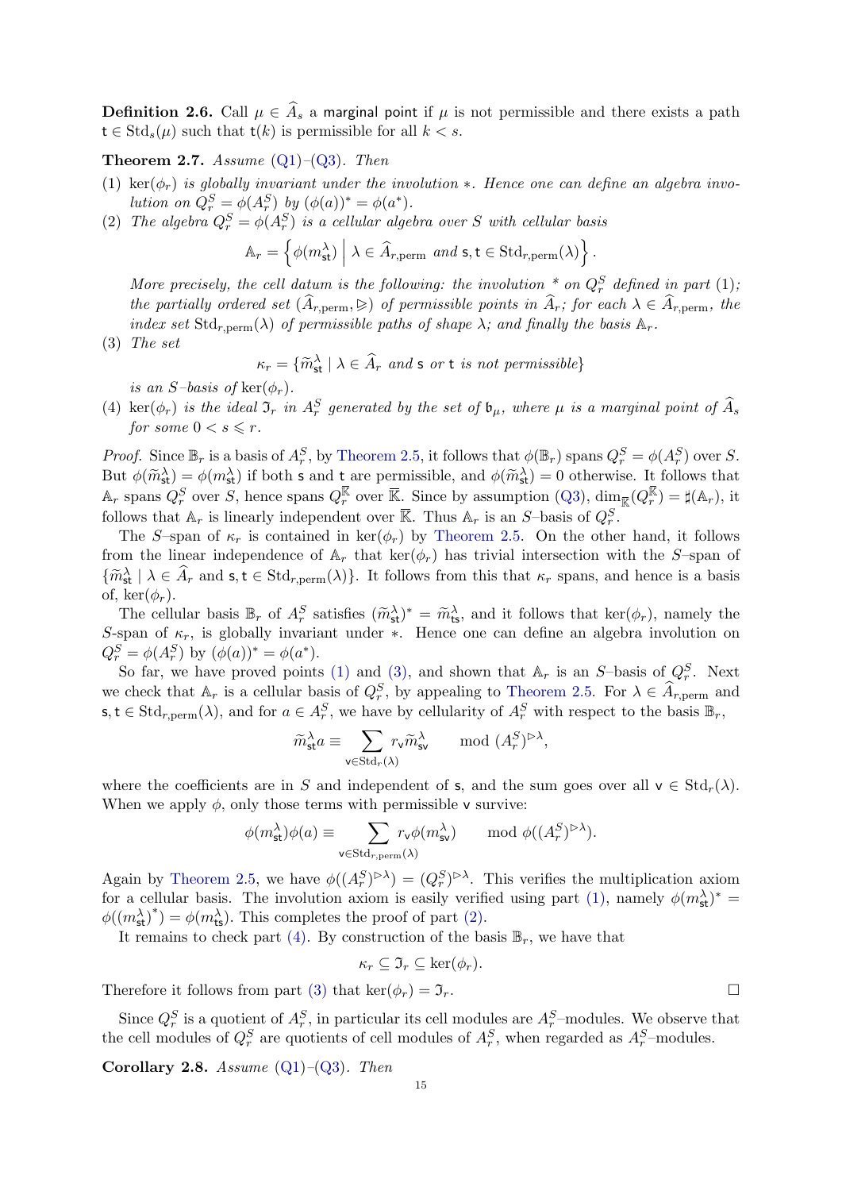**Definition 2.6.** Call $\mu \in \widehat{A}_s$ a marginal point if $\mu$ is not permissible and there exists a path $\mathsf{t} \in \mathrm{Std}_s(\mu)$ such that $\mathsf{t}(k)$ is permissible for all $k < s$.

**Theorem 2.7.** *Assume* (Q1)–(Q3)*. Then*

(1) $\ker(\phi_r)$ *is globally invariant under the involution* $*$*. Hence one can define an algebra involution on* $Q_r^S = \phi(A_r^S)$ *by* $(\phi(a))^* = \phi(a^*)$.

(2) *The algebra* $Q_r^S = \phi(A_r^S)$ *is a cellular algebra over* $S$ *with cellular basis*
$$\mathbb{A}_r = \left\{ \phi(m_{\mathsf{st}}^\lambda) \;\middle|\; \lambda \in \widehat{A}_{r,\mathrm{perm}} \text{ and } \mathsf{s}, \mathsf{t} \in \mathrm{Std}_{r,\mathrm{perm}}(\lambda) \right\}.$$
*More precisely, the cell datum is the following: the involution* $^*$ *on* $Q_r^S$ *defined in part* (1)*; the partially ordered set* $(\widehat{A}_{r,\mathrm{perm}}, \trianglerighteq)$ *of permissible points in* $\widehat{A}_r$*; for each* $\lambda \in \widehat{A}_{r,\mathrm{perm}}$*, the index set* $\mathrm{Std}_{r,\mathrm{perm}}(\lambda)$ *of permissible paths of shape* $\lambda$*; and finally the basis* $\mathbb{A}_r$.

(3) *The set*
$$\kappa_r = \{\widetilde{m}_{\mathsf{st}}^\lambda \mid \lambda \in \widehat{A}_r \text{ and } \mathsf{s} \text{ or } \mathsf{t} \text{ is not permissible}\}$$
*is an* $S$*–basis of* $\ker(\phi_r)$.

(4) $\ker(\phi_r)$ *is the ideal* $\mathfrak{I}_r$ *in* $A_r^S$ *generated by the set of* $\mathfrak{b}_\mu$*, where* $\mu$ *is a marginal point of* $\widehat{A}_s$ *for some* $0 < s \leqslant r$.

*Proof.* Since $\mathbb{B}_r$ is a basis of $A_r^S$, by Theorem 2.5, it follows that $\phi(\mathbb{B}_r)$ spans $Q_r^S = \phi(A_r^S)$ over $S$. But $\phi(\widetilde{m}_{\mathsf{st}}^\lambda) = \phi(m_{\mathsf{st}}^\lambda)$ if both $\mathsf{s}$ and $\mathsf{t}$ are permissible, and $\phi(\widetilde{m}_{\mathsf{st}}^\lambda) = 0$ otherwise. It follows that $\mathbb{A}_r$ spans $Q_r^S$ over $S$, hence spans $Q_r^{\mathbb{K}}$ over $\mathbb{K}$. Since by assumption (Q3), $\dim_{\overline{\mathbb{K}}}(Q_r^{\overline{\mathbb{K}}}) = \sharp(\mathbb{A}_r)$, it follows that $\mathbb{A}_r$ is linearly independent over $\overline{\mathbb{K}}$. Thus $\mathbb{A}_r$ is an $S$–basis of $Q_r^S$.

The $S$–span of $\kappa_r$ is contained in $\ker(\phi_r)$ by Theorem 2.5. On the other hand, it follows from the linear independence of $\mathbb{A}_r$ that $\ker(\phi_r)$ has trivial intersection with the $S$–span of $\{\widetilde{m}_{\mathsf{st}}^\lambda \mid \lambda \in \widehat{A}_r \text{ and } \mathsf{s}, \mathsf{t} \in \mathrm{Std}_{r,\mathrm{perm}}(\lambda)\}$. It follows from this that $\kappa_r$ spans, and hence is a basis of, $\ker(\phi_r)$.

The cellular basis $\mathbb{B}_r$ of $A_r^S$ satisfies $(\widetilde{m}_{\mathsf{st}}^\lambda)^* = \widetilde{m}_{\mathsf{ts}}^\lambda$, and it follows that $\ker(\phi_r)$, namely the $S$-span of $\kappa_r$, is globally invariant under $*$. Hence one can define an algebra involution on $Q_r^S = \phi(A_r^S)$ by $(\phi(a))^* = \phi(a^*)$.

So far, we have proved points (1) and (3), and shown that $\mathbb{A}_r$ is an $S$–basis of $Q_r^S$. Next we check that $\mathbb{A}_r$ is a cellular basis of $Q_r^S$, by appealing to Theorem 2.5. For $\lambda \in \widehat{A}_{r,\mathrm{perm}}$ and $\mathsf{s}, \mathsf{t} \in \mathrm{Std}_{r,\mathrm{perm}}(\lambda)$, and for $a \in A_r^S$, we have by cellularity of $A_r^S$ with respect to the basis $\mathbb{B}_r$,
$$\widetilde{m}_{\mathsf{st}}^\lambda a \equiv \sum_{\mathsf{v} \in \mathrm{Std}_r(\lambda)} r_{\mathsf{v}} \widetilde{m}_{\mathsf{sv}}^\lambda \qquad \mathrm{mod}\ (A_r^S)^{\rhd \lambda},$$
where the coefficients are in $S$ and independent of $\mathsf{s}$, and the sum goes over all $\mathsf{v} \in \mathrm{Std}_r(\lambda)$. When we apply $\phi$, only those terms with permissible $\mathsf{v}$ survive:
$$\phi(m_{\mathsf{st}}^\lambda)\phi(a) \equiv \sum_{\mathsf{v} \in \mathrm{Std}_{r,\mathrm{perm}}(\lambda)} r_{\mathsf{v}} \phi(m_{\mathsf{sv}}^\lambda) \qquad \mathrm{mod}\ \phi((A_r^S)^{\rhd \lambda}).$$
Again by Theorem 2.5, we have $\phi((A_r^S)^{\rhd \lambda}) = (Q_r^S)^{\rhd \lambda}$. This verifies the multiplication axiom for a cellular basis. The involution axiom is easily verified using part (1), namely $\phi(m_{\mathsf{st}}^\lambda)^* = \phi({(m_{\mathsf{st}}^\lambda)}^*) = \phi(m_{\mathsf{ts}}^\lambda)$. This completes the proof of part (2).

It remains to check part (4). By construction of the basis $\mathbb{B}_r$, we have that
$$\kappa_r \subseteq \mathfrak{I}_r \subseteq \ker(\phi_r).$$
Therefore it follows from part (3) that $\ker(\phi_r) = \mathfrak{I}_r$. $\square$

Since $Q_r^S$ is a quotient of $A_r^S$, in particular its cell modules are $A_r^S$–modules. We observe that the cell modules of $Q_r^S$ are quotients of cell modules of $A_r^S$, when regarded as $A_r^S$–modules.

**Corollary 2.8.** *Assume* (Q1)–(Q3)*. Then*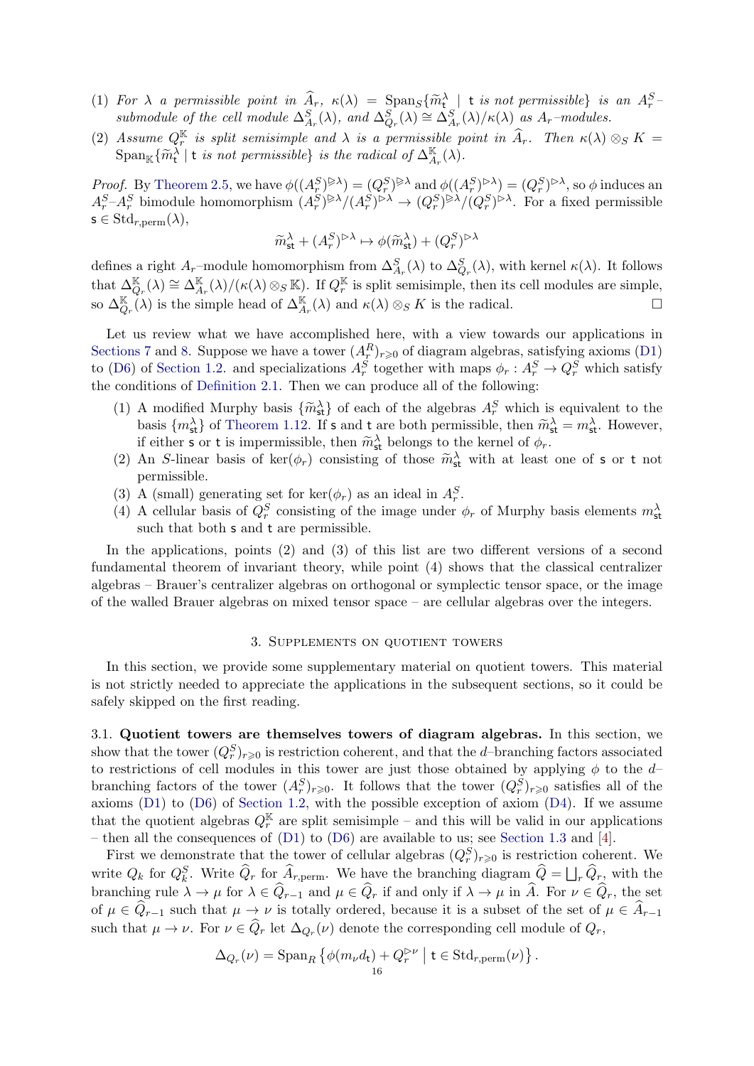(1) *For $\lambda$ a permissible point in $\widehat{A}_r$, $\kappa(\lambda) = \mathrm{Span}_S\{\widetilde{m}^\lambda_{\mathsf{t}} \mid \mathsf{t}$ is not permissible$\}$ is an $A_r^S$–submodule of the cell module $\Delta^S_{A_r}(\lambda)$, and $\Delta^S_{Q_r}(\lambda) \cong \Delta^S_{A_r}(\lambda)/\kappa(\lambda)$ as $A_r$–modules.*

(2) *Assume $Q_r^{\mathbb{K}}$ is split semisimple and $\lambda$ is a permissible point in $\widehat{A}_r$. Then $\kappa(\lambda) \otimes_S K = \mathrm{Span}_{\mathbb{K}}\{\widetilde{m}^\lambda_{\mathsf{t}} \mid \mathsf{t}$ is not permissible$\}$ is the radical of $\Delta^{\mathbb{K}}_{A_r}(\lambda)$.*

*Proof.* By Theorem 2.5, we have $\phi((A_r^S)^{\trianglerighteq\lambda}) = (Q_r^S)^{\trianglerighteq\lambda}$ and $\phi((A_r^S)^{\triangleright\lambda}) = (Q_r^S)^{\triangleright\lambda}$, so $\phi$ induces an $A_r^S$–$A_r^S$ bimodule homomorphism $(A_r^S)^{\trianglerighteq\lambda}/(A_r^S)^{\triangleright\lambda} \to (Q_r^S)^{\trianglerighteq\lambda}/(Q_r^S)^{\triangleright\lambda}$. For a fixed permissible $\mathsf{s} \in \mathrm{Std}_{r,\mathrm{perm}}(\lambda)$,

$$\widetilde{m}^\lambda_{\mathsf{st}} + (A_r^S)^{\triangleright\lambda} \mapsto \phi(\widetilde{m}^\lambda_{\mathsf{st}}) + (Q_r^S)^{\triangleright\lambda}$$

defines a right $A_r$–module homomorphism from $\Delta^S_{A_r}(\lambda)$ to $\Delta^S_{Q_r}(\lambda)$, with kernel $\kappa(\lambda)$. It follows that $\Delta^{\mathbb{K}}_{Q_r}(\lambda) \cong \Delta^{\mathbb{K}}_{A_r}(\lambda)/(\kappa(\lambda)\otimes_S \mathbb{K})$. If $Q_r^{\mathbb{K}}$ is split semisimple, then its cell modules are simple, so $\Delta^{\mathbb{K}}_{Q_r}(\lambda)$ is the simple head of $\Delta^{\mathbb{K}}_{A_r}(\lambda)$ and $\kappa(\lambda)\otimes_S K$ is the radical. □

Let us review what we have accomplished here, with a view towards our applications in Sections 7 and 8. Suppose we have a tower $(A_r^R)_{r\geqslant 0}$ of diagram algebras, satisfying axioms (D1) to (D6) of Section 1.2. and specializations $A_r^S$ together with maps $\phi_r : A_r^S \to Q_r^S$ which satisfy the conditions of Definition 2.1. Then we can produce all of the following:

(1) A modified Murphy basis $\{\widetilde{m}^\lambda_{\mathsf{st}}\}$ of each of the algebras $A_r^S$ which is equivalent to the basis $\{m^\lambda_{\mathsf{st}}\}$ of Theorem 1.12. If $\mathsf{s}$ and $\mathsf{t}$ are both permissible, then $\widetilde{m}^\lambda_{\mathsf{st}} = m^\lambda_{\mathsf{st}}$. However, if either $\mathsf{s}$ or $\mathsf{t}$ is impermissible, then $\widetilde{m}^\lambda_{\mathsf{st}}$ belongs to the kernel of $\phi_r$.
(2) An $S$-linear basis of $\ker(\phi_r)$ consisting of those $\widetilde{m}^\lambda_{\mathsf{st}}$ with at least one of $\mathsf{s}$ or $\mathsf{t}$ not permissible.
(3) A (small) generating set for $\ker(\phi_r)$ as an ideal in $A_r^S$.
(4) A cellular basis of $Q_r^S$ consisting of the image under $\phi_r$ of Murphy basis elements $m^\lambda_{\mathsf{st}}$ such that both $\mathsf{s}$ and $\mathsf{t}$ are permissible.

In the applications, points (2) and (3) of this list are two different versions of a second fundamental theorem of invariant theory, while point (4) shows that the classical centralizer algebras – Brauer's centralizer algebras on orthogonal or symplectic tensor space, or the image of the walled Brauer algebras on mixed tensor space – are cellular algebras over the integers.

## 3. Supplements on quotient towers

In this section, we provide some supplementary material on quotient towers. This material is not strictly needed to appreciate the applications in the subsequent sections, so it could be safely skipped on the first reading.

**3.1. Quotient towers are themselves towers of diagram algebras.** In this section, we show that the tower $(Q_r^S)_{r\geqslant 0}$ is restriction coherent, and that the $d$–branching factors associated to restrictions of cell modules in this tower are just those obtained by applying $\phi$ to the $d$–branching factors of the tower $(A_r^S)_{r\geqslant 0}$. It follows that the tower $(Q_r^S)_{r\geqslant 0}$ satisfies all of the axioms (D1) to (D6) of Section 1.2, with the possible exception of axiom (D4). If we assume that the quotient algebras $Q_r^{\mathbb{K}}$ are split semisimple – and this will be valid in our applications – then all the consequences of (D1) to (D6) are available to us; see Section 1.3 and [4].

First we demonstrate that the tower of cellular algebras $(Q_r^S)_{r\geqslant 0}$ is restriction coherent. We write $Q_k$ for $Q_k^S$. Write $\widehat{Q}_r$ for $\widehat{A}_{r,\mathrm{perm}}$. We have the branching diagram $\widehat{Q} = \bigsqcup_r \widehat{Q}_r$, with the branching rule $\lambda \to \mu$ for $\lambda \in \widehat{Q}_{r-1}$ and $\mu \in \widehat{Q}_r$ if and only if $\lambda \to \mu$ in $\widehat{A}$. For $\nu \in \widehat{Q}_r$, the set of $\mu \in \widehat{Q}_{r-1}$ such that $\mu \to \nu$ is totally ordered, because it is a subset of the set of $\mu \in \widehat{A}_{r-1}$ such that $\mu \to \nu$. For $\nu \in \widehat{Q}_r$ let $\Delta_{Q_r}(\nu)$ denote the corresponding cell module of $Q_r$,

$$\Delta_{Q_r}(\nu) = \mathrm{Span}_R\left\{\phi(m_\nu d_{\mathsf{t}}) + Q_r^{\triangleright\nu} \;\middle|\; \mathsf{t} \in \mathrm{Std}_{r,\mathrm{perm}}(\nu)\right\}.$$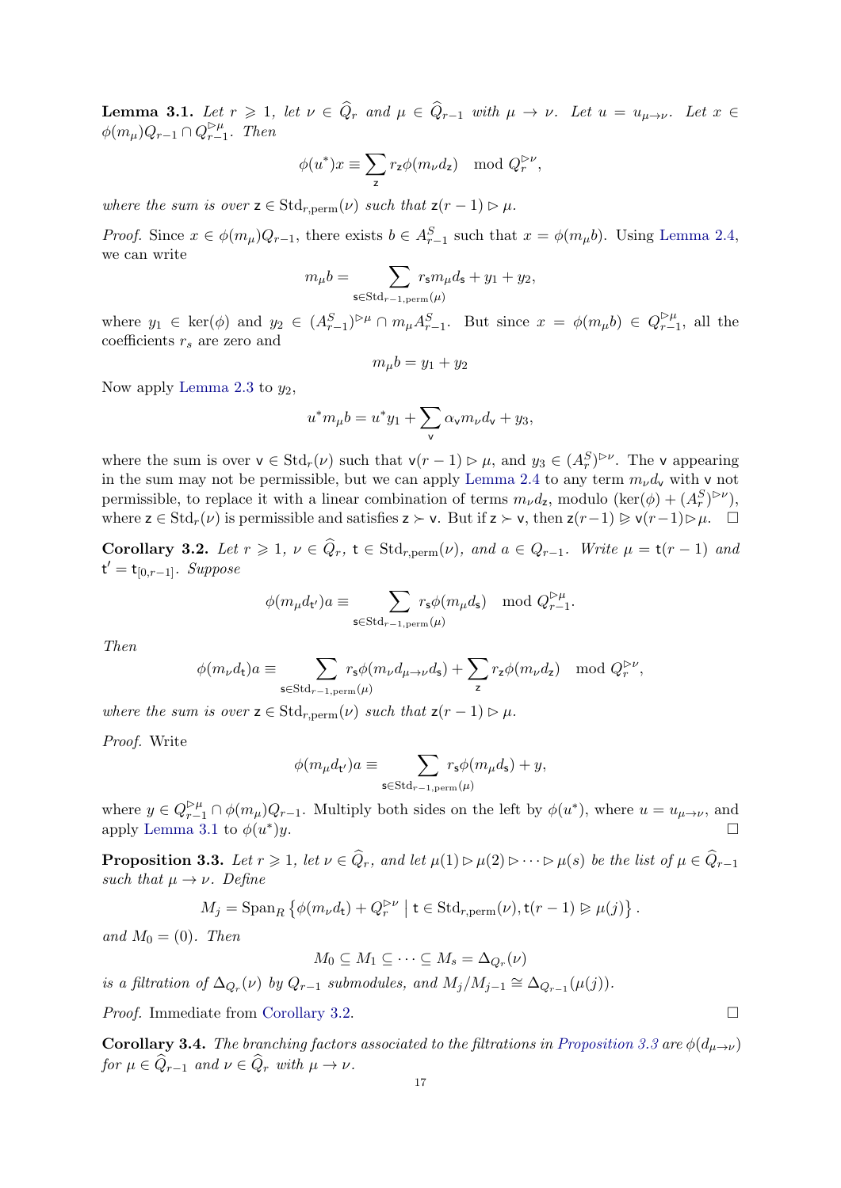**Lemma 3.1.** *Let $r \geqslant 1$, let $\nu \in \widehat{Q}_r$ and $\mu \in \widehat{Q}_{r-1}$ with $\mu \to \nu$. Let $u = u_{\mu\to\nu}$. Let $x \in \phi(m_\mu)Q_{r-1} \cap Q_{r-1}^{\rhd\mu}$. Then*

$$\phi(u^*)x \equiv \sum_{\mathsf{z}} r_{\mathsf{z}} \phi(m_\nu d_{\mathsf{z}}) \mod Q_r^{\rhd\nu},$$

*where the sum is over $\mathsf{z} \in \mathrm{Std}_{r,\mathrm{perm}}(\nu)$ such that $\mathsf{z}(r-1) \rhd \mu$.*

*Proof.* Since $x \in \phi(m_\mu)Q_{r-1}$, there exists $b \in A_{r-1}^S$ such that $x = \phi(m_\mu b)$. Using Lemma 2.4, we can write

$$m_\mu b = \sum_{\mathsf{s}\in\mathrm{Std}_{r-1,\mathrm{perm}}(\mu)} r_{\mathsf{s}} m_\mu d_{\mathsf{s}} + y_1 + y_2,$$

where $y_1 \in \ker(\phi)$ and $y_2 \in (A_{r-1}^S)^{\rhd\mu} \cap m_\mu A_{r-1}^S$. But since $x = \phi(m_\mu b) \in Q_{r-1}^{\rhd\mu}$, all the coefficients $r_s$ are zero and

$$m_\mu b = y_1 + y_2$$

Now apply Lemma 2.3 to $y_2$,

$$u^* m_\mu b = u^* y_1 + \sum_{\mathsf{v}} \alpha_{\mathsf{v}} m_\nu d_{\mathsf{v}} + y_3,$$

where the sum is over $\mathsf{v} \in \mathrm{Std}_r(\nu)$ such that $\mathsf{v}(r-1) \rhd \mu$, and $y_3 \in (A_r^S)^{\rhd\nu}$. The $\mathsf{v}$ appearing in the sum may not be permissible, but we can apply Lemma 2.4 to any term $m_\nu d_{\mathsf{v}}$ with $\mathsf{v}$ not permissible, to replace it with a linear combination of terms $m_\nu d_{\mathsf{z}}$, modulo $(\ker(\phi) + (A_r^S)^{\rhd\nu})$, where $\mathsf{z} \in \mathrm{Std}_r(\nu)$ is permissible and satisfies $\mathsf{z} \succ \mathsf{v}$. But if $\mathsf{z} \succ \mathsf{v}$, then $\mathsf{z}(r-1) \trianglerighteq \mathsf{v}(r-1) \rhd \mu$. $\square$

**Corollary 3.2.** *Let $r \geqslant 1$, $\nu \in \widehat{Q}_r$, $\mathsf{t} \in \mathrm{Std}_{r,\mathrm{perm}}(\nu)$, and $a \in Q_{r-1}$. Write $\mu = \mathsf{t}(r-1)$ and $\mathsf{t}' = \mathsf{t}_{[0,r-1]}$. Suppose*

$$\phi(m_\mu d_{\mathsf{t}'})a \equiv \sum_{\mathsf{s}\in\mathrm{Std}_{r-1,\mathrm{perm}}(\mu)} r_{\mathsf{s}} \phi(m_\mu d_{\mathsf{s}}) \mod Q_{r-1}^{\rhd\mu}.$$

*Then*

$$\phi(m_\nu d_{\mathsf{t}})a \equiv \sum_{\mathsf{s}\in\mathrm{Std}_{r-1,\mathrm{perm}}(\mu)} r_{\mathsf{s}} \phi(m_\nu d_{\mu\to\nu} d_{\mathsf{s}}) + \sum_{\mathsf{z}} r_{\mathsf{z}} \phi(m_\nu d_{\mathsf{z}}) \mod Q_r^{\rhd\nu},$$

*where the sum is over $\mathsf{z} \in \mathrm{Std}_{r,\mathrm{perm}}(\nu)$ such that $\mathsf{z}(r-1) \rhd \mu$.*

*Proof.* Write

$$\phi(m_\mu d_{\mathsf{t}'})a \equiv \sum_{\mathsf{s}\in\mathrm{Std}_{r-1,\mathrm{perm}}(\mu)} r_{\mathsf{s}} \phi(m_\mu d_{\mathsf{s}}) + y,$$

where $y \in Q_{r-1}^{\rhd\mu} \cap \phi(m_\mu)Q_{r-1}$. Multiply both sides on the left by $\phi(u^*)$, where $u = u_{\mu\to\nu}$, and apply Lemma 3.1 to $\phi(u^*)y$. $\square$

**Proposition 3.3.** *Let $r \geqslant 1$, let $\nu \in \widehat{Q}_r$, and let $\mu(1) \rhd \mu(2) \rhd \cdots \rhd \mu(s)$ be the list of $\mu \in \widehat{Q}_{r-1}$ such that $\mu \to \nu$. Define*

$$M_j = \mathrm{Span}_R \left\{ \phi(m_\nu d_{\mathsf{t}}) + Q_r^{\rhd\nu} \;\middle|\; \mathsf{t} \in \mathrm{Std}_{r,\mathrm{perm}}(\nu), \mathsf{t}(r-1) \trianglerighteq \mu(j) \right\}.$$

*and $M_0 = (0)$. Then*

$$M_0 \subseteq M_1 \subseteq \cdots \subseteq M_s = \Delta_{Q_r}(\nu)$$

*is a filtration of $\Delta_{Q_r}(\nu)$ by $Q_{r-1}$ submodules, and $M_j/M_{j-1} \cong \Delta_{Q_{r-1}}(\mu(j))$.*

*Proof.* Immediate from Corollary 3.2. $\square$

**Corollary 3.4.** *The branching factors associated to the filtrations in Proposition 3.3 are $\phi(d_{\mu\to\nu})$ for $\mu \in \widehat{Q}_{r-1}$ and $\nu \in \widehat{Q}_r$ with $\mu \to \nu$.*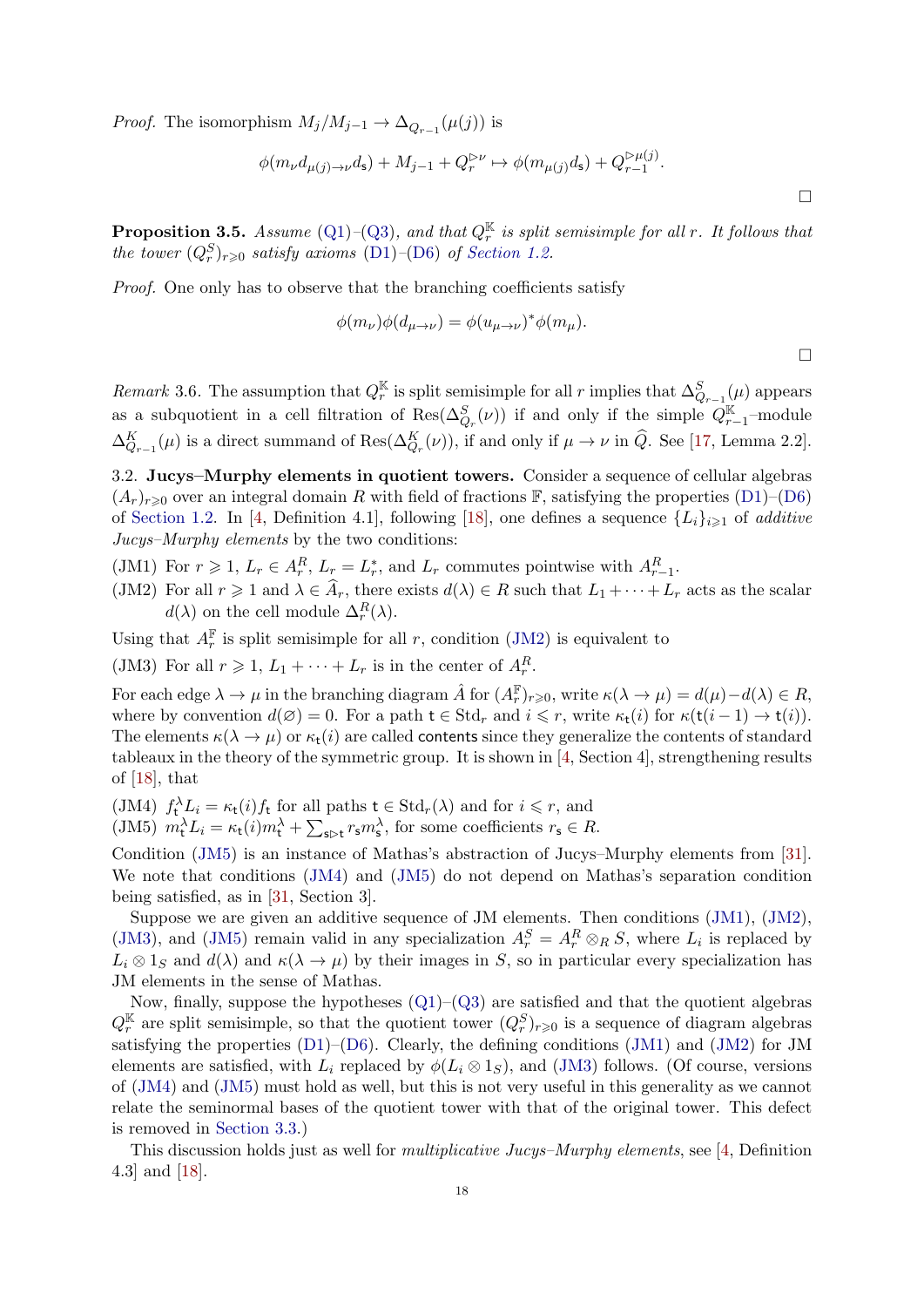*Proof.* The isomorphism $M_j/M_{j-1} \to \Delta_{Q_{r-1}}(\mu(j))$ is

$$\phi(m_\nu d_{\mu(j)\to\nu} d_{\mathsf{s}}) + M_{j-1} + Q_r^{\rhd\nu} \mapsto \phi(m_{\mu(j)} d_{\mathsf{s}}) + Q_{r-1}^{\rhd\mu(j)}.$$

□

**Proposition 3.5.** *Assume (Q1)–(Q3), and that $Q_r^{\mathbb{K}}$ is split semisimple for all $r$. It follows that the tower $(Q_r^S)_{r\geqslant 0}$ satisfy axioms (D1)–(D6) of Section 1.2.*

*Proof.* One only has to observe that the branching coefficients satisfy

$$\phi(m_\nu)\phi(d_{\mu\to\nu}) = \phi(u_{\mu\to\nu})^* \phi(m_\mu).$$

□

*Remark* 3.6. The assumption that $Q_r^{\mathbb{K}}$ is split semisimple for all $r$ implies that $\Delta^S_{Q_{r-1}}(\mu)$ appears as a subquotient in a cell filtration of $\mathrm{Res}(\Delta^S_{Q_r}(\nu))$ if and only if the simple $Q_{r-1}^{\mathbb{K}}$–module $\Delta^K_{Q_{r-1}}(\mu)$ is a direct summand of $\mathrm{Res}(\Delta^K_{Q_r}(\nu))$, if and only if $\mu \to \nu$ in $\widehat{Q}$. See [17, Lemma 2.2].

**3.2. Jucys–Murphy elements in quotient towers.** Consider a sequence of cellular algebras $(A_r)_{r\geqslant 0}$ over an integral domain $R$ with field of fractions $\mathbb{F}$, satisfying the properties (D1)–(D6) of Section 1.2. In [4, Definition 4.1], following [18], one defines a sequence $\{L_i\}_{i\geqslant 1}$ of *additive Jucys–Murphy elements* by the two conditions:

(JM1) For $r \geqslant 1$, $L_r \in A_r^R$, $L_r = L_r^*$, and $L_r$ commutes pointwise with $A_{r-1}^R$.

(JM2) For all $r \geqslant 1$ and $\lambda \in \widehat{A}_r$, there exists $d(\lambda) \in R$ such that $L_1 + \cdots + L_r$ acts as the scalar $d(\lambda)$ on the cell module $\Delta_r^R(\lambda)$.

Using that $A_r^{\mathbb{F}}$ is split semisimple for all $r$, condition (JM2) is equivalent to

(JM3) For all $r \geqslant 1$, $L_1 + \cdots + L_r$ is in the center of $A_r^R$.

For each edge $\lambda \to \mu$ in the branching diagram $\hat{A}$ for $(A_r^{\mathbb{F}})_{r\geqslant 0}$, write $\kappa(\lambda \to \mu) = d(\mu) - d(\lambda) \in R$, where by convention $d(\varnothing) = 0$. For a path $\mathsf{t} \in \mathrm{Std}_r$ and $i \leqslant r$, write $\kappa_{\mathsf{t}}(i)$ for $\kappa(\mathsf{t}(i-1) \to \mathsf{t}(i))$. The elements $\kappa(\lambda \to \mu)$ or $\kappa_{\mathsf{t}}(i)$ are called contents since they generalize the contents of standard tableaux in the theory of the symmetric group. It is shown in [4, Section 4], strengthening results of [18], that

(JM4) $f_{\mathsf{t}}^\lambda L_i = \kappa_{\mathsf{t}}(i) f_{\mathsf{t}}$ for all paths $\mathsf{t} \in \mathrm{Std}_r(\lambda)$ and for $i \leqslant r$, and

(JM5) $m_{\mathsf{t}}^\lambda L_i = \kappa_{\mathsf{t}}(i) m_{\mathsf{t}}^\lambda + \sum_{\mathsf{s}\rhd\mathsf{t}} r_{\mathsf{s}} m_{\mathsf{s}}^\lambda$, for some coefficients $r_{\mathsf{s}} \in R$.

Condition (JM5) is an instance of Mathas's abstraction of Jucys–Murphy elements from [31]. We note that conditions (JM4) and (JM5) do not depend on Mathas's separation condition being satisfied, as in [31, Section 3].

Suppose we are given an additive sequence of JM elements. Then conditions (JM1), (JM2), (JM3), and (JM5) remain valid in any specialization $A_r^S = A_r^R \otimes_R S$, where $L_i$ is replaced by $L_i \otimes 1_S$ and $d(\lambda)$ and $\kappa(\lambda \to \mu)$ by their images in $S$, so in particular every specialization has JM elements in the sense of Mathas.

Now, finally, suppose the hypotheses (Q1)–(Q3) are satisfied and that the quotient algebras $Q_r^{\mathbb{K}}$ are split semisimple, so that the quotient tower $(Q_r^S)_{r\geqslant 0}$ is a sequence of diagram algebras satisfying the properties (D1)–(D6). Clearly, the defining conditions (JM1) and (JM2) for JM elements are satisfied, with $L_i$ replaced by $\phi(L_i \otimes 1_S)$, and (JM3) follows. (Of course, versions of (JM4) and (JM5) must hold as well, but this is not very useful in this generality as we cannot relate the seminormal bases of the quotient tower with that of the original tower. This defect is removed in Section 3.3.)

This discussion holds just as well for *multiplicative Jucys–Murphy elements*, see [4, Definition 4.3] and [18].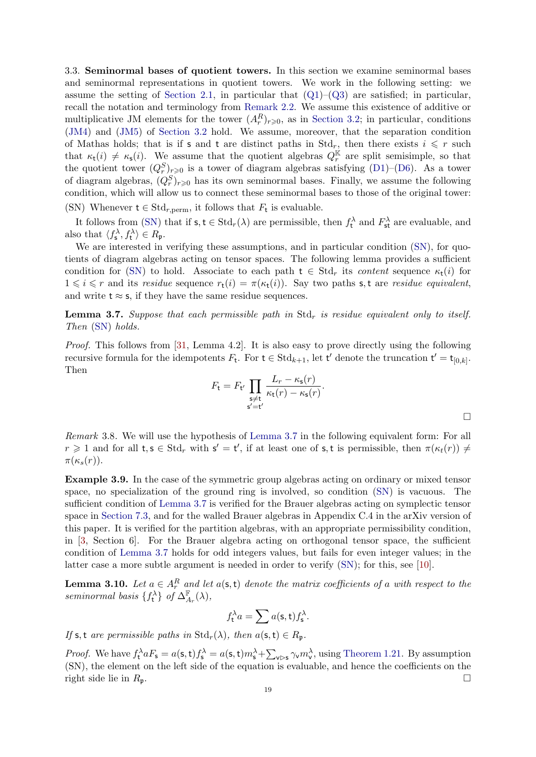3.3. **Seminormal bases of quotient towers.** In this section we examine seminormal bases and seminormal representations in quotient towers. We work in the following setting: we assume the setting of Section 2.1, in particular that (Q1)–(Q3) are satisfied; in particular, recall the notation and terminology from Remark 2.2. We assume this existence of additive or multiplicative JM elements for the tower $(A_r^R)_{r\geqslant 0}$, as in Section 3.2; in particular, conditions (JM4) and (JM5) of Section 3.2 hold. We assume, moreover, that the separation condition of Mathas holds; that is if $\mathsf{s}$ and $\mathsf{t}$ are distinct paths in $\mathrm{Std}_r$, then there exists $i \leqslant r$ such that $\kappa_{\mathsf{t}}(i) \neq \kappa_{\mathsf{s}}(i)$. We assume that the quotient algebras $Q_r^{\mathbb{K}}$ are split semisimple, so that the quotient tower $(Q_r^S)_{r\geqslant 0}$ is a tower of diagram algebras satisfying (D1)–(D6). As a tower of diagram algebras, $(Q_r^S)_{r\geqslant 0}$ has its own seminormal bases. Finally, we assume the following condition, which will allow us to connect these seminormal bases to those of the original tower:

(SN) Whenever $\mathsf{t} \in \mathrm{Std}_{r,\mathrm{perm}}$, it follows that $F_{\mathsf{t}}$ is evaluable.

It follows from (SN) that if $\mathsf{s}, \mathsf{t} \in \mathrm{Std}_r(\lambda)$ are permissible, then $f_{\mathsf{t}}^\lambda$ and $F_{\mathsf{st}}^\lambda$ are evaluable, and also that $\langle f_{\mathsf{s}}^\lambda, f_{\mathsf{t}}^\lambda\rangle \in R_{\mathfrak{p}}$.

We are interested in verifying these assumptions, and in particular condition (SN), for quotients of diagram algebras acting on tensor spaces. The following lemma provides a sufficient condition for (SN) to hold. Associate to each path $\mathsf{t} \in \mathrm{Std}_r$ its *content* sequence $\kappa_{\mathsf{t}}(i)$ for $1 \leqslant i \leqslant r$ and its *residue* sequence $r_{\mathsf{t}}(i) = \pi(\kappa_{\mathsf{t}}(i))$. Say two paths $\mathsf{s}, \mathsf{t}$ are *residue equivalent*, and write $\mathsf{t} \approx \mathsf{s}$, if they have the same residue sequences.

**Lemma 3.7.** *Suppose that each permissible path in $\mathrm{Std}_r$ is residue equivalent only to itself. Then (SN) holds.*

*Proof.* This follows from [31, Lemma 4.2]. It is also easy to prove directly using the following recursive formula for the idempotents $F_{\mathsf{t}}$. For $\mathsf{t} \in \mathrm{Std}_{k+1}$, let $\mathsf{t}'$ denote the truncation $\mathsf{t}' = \mathsf{t}_{[0,k]}$. Then

$$F_{\mathsf{t}} = F_{\mathsf{t}'} \prod_{\substack{\mathsf{s}\neq \mathsf{t} \\ \mathsf{s}'=\mathsf{t}'}} \frac{L_r - \kappa_{\mathsf{s}}(r)}{\kappa_{\mathsf{t}}(r) - \kappa_{\mathsf{s}}(r)}.$$

□

*Remark* 3.8. We will use the hypothesis of Lemma 3.7 in the following equivalent form: For all $r \geqslant 1$ and for all $\mathsf{t}, \mathsf{s} \in \mathrm{Std}_r$ with $\mathsf{s}' = \mathsf{t}'$, if at least one of $\mathsf{s}, \mathsf{t}$ is permissible, then $\pi(\kappa_t(r)) \neq \pi(\kappa_s(r))$.

**Example 3.9.** In the case of the symmetric group algebras acting on ordinary or mixed tensor space, no specialization of the ground ring is involved, so condition (SN) is vacuous. The sufficient condition of Lemma 3.7 is verified for the Brauer algebras acting on symplectic tensor space in Section 7.3, and for the walled Brauer algebras in Appendix C.4 in the arXiv version of this paper. It is verified for the partition algebras, with an appropriate permissibility condition, in [3, Section 6]. For the Brauer algebra acting on orthogonal tensor space, the sufficient condition of Lemma 3.7 holds for odd integers values, but fails for even integer values; in the latter case a more subtle argument is needed in order to verify (SN); for this, see [10].

**Lemma 3.10.** *Let $a \in A_r^R$ and let $a(\mathsf{s},\mathsf{t})$ denote the matrix coefficients of $a$ with respect to the seminormal basis $\{f_{\mathsf{t}}^\lambda\}$ of $\Delta_{A_r}^{\mathbb{F}}(\lambda)$,*

$$f_{\mathsf{t}}^\lambda a = \sum a(\mathsf{s},\mathsf{t}) f_{\mathsf{s}}^\lambda.$$

*If $\mathsf{s}, \mathsf{t}$ are permissible paths in $\mathrm{Std}_r(\lambda)$, then $a(\mathsf{s},\mathsf{t}) \in R_{\mathfrak{p}}$.*

*Proof.* We have $f_{\mathsf{t}}^\lambda a F_{\mathsf{s}} = a(\mathsf{s},\mathsf{t}) f_{\mathsf{s}}^\lambda = a(\mathsf{s},\mathsf{t}) m_{\mathsf{s}}^\lambda + \sum_{\mathsf{v}\rhd \mathsf{s}} \gamma_{\mathsf{v}} m_{\mathsf{v}}^\lambda$, using Theorem 1.21. By assumption (SN), the element on the left side of the equation is evaluable, and hence the coefficients on the right side lie in $R_{\mathfrak{p}}$. □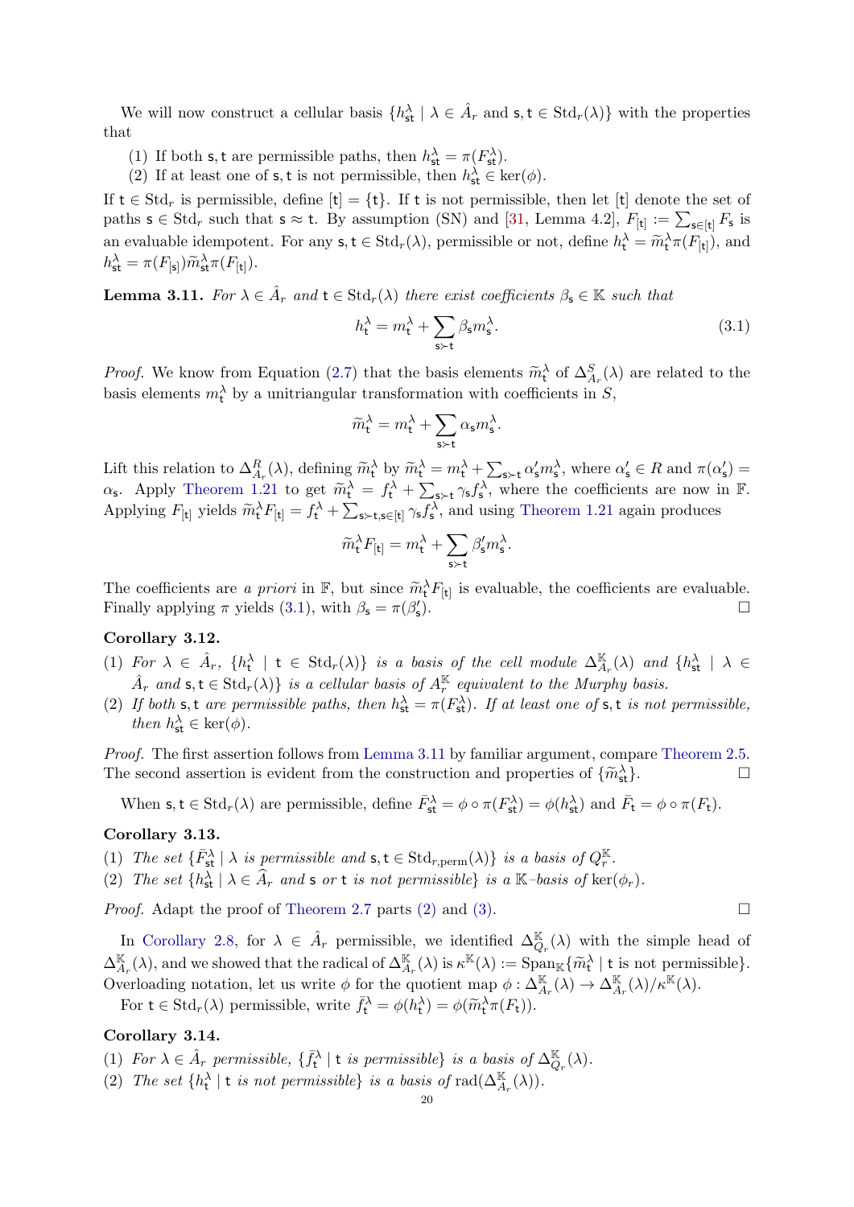We will now construct a cellular basis $\{h^\lambda_{\mathsf{st}} \mid \lambda \in \hat{A}_r \text{ and } \mathsf{s},\mathsf{t} \in \mathrm{Std}_r(\lambda)\}$ with the properties that

(1) If both $\mathsf{s},\mathsf{t}$ are permissible paths, then $h^\lambda_{\mathsf{st}} = \pi(F^\lambda_{\mathsf{st}})$.
(2) If at least one of $\mathsf{s},\mathsf{t}$ is not permissible, then $h^\lambda_{\mathsf{st}} \in \ker(\phi)$.

If $\mathsf{t} \in \mathrm{Std}_r$ is permissible, define $[\mathsf{t}] = \{\mathsf{t}\}$. If $\mathsf{t}$ is not permissible, then let $[\mathsf{t}]$ denote the set of paths $\mathsf{s} \in \mathrm{Std}_r$ such that $\mathsf{s} \approx \mathsf{t}$. By assumption (SN) and [31, Lemma 4.2], $F_{[\mathsf{t}]} := \sum_{\mathsf{s}\in[\mathsf{t}]} F_{\mathsf{s}}$ is an evaluable idempotent. For any $\mathsf{s},\mathsf{t} \in \mathrm{Std}_r(\lambda)$, permissible or not, define $h^\lambda_{\mathsf{t}} = \widetilde{m}^\lambda_{\mathsf{t}}\pi(F_{[\mathsf{t}]})$, and $h^\lambda_{\mathsf{st}} = \pi(F_{[\mathsf{s}]})\widetilde{m}^\lambda_{\mathsf{st}}\pi(F_{[\mathsf{t}]})$.

**Lemma 3.11.** *For $\lambda \in \hat{A}_r$ and $\mathsf{t} \in \mathrm{Std}_r(\lambda)$ there exist coefficients $\beta_{\mathsf{s}} \in \mathbb{K}$ such that*

$$h^\lambda_{\mathsf{t}} = m^\lambda_{\mathsf{t}} + \sum_{\mathsf{s}\succ\mathsf{t}} \beta_{\mathsf{s}} m^\lambda_{\mathsf{s}}. \tag{3.1}$$

*Proof.* We know from Equation (2.7) that the basis elements $\widetilde{m}^\lambda_{\mathsf{t}}$ of $\Delta^S_{A_r}(\lambda)$ are related to the basis elements $m^\lambda_{\mathsf{t}}$ by a unitriangular transformation with coefficients in $S$,

$$\widetilde{m}^\lambda_{\mathsf{t}} = m^\lambda_{\mathsf{t}} + \sum_{\mathsf{s}\succ\mathsf{t}} \alpha_{\mathsf{s}} m^\lambda_{\mathsf{s}}.$$

Lift this relation to $\Delta^R_{A_r}(\lambda)$, defining $\widetilde{m}^\lambda_{\mathsf{t}}$ by $\widetilde{m}^\lambda_{\mathsf{t}} = m^\lambda_{\mathsf{t}} + \sum_{\mathsf{s}\succ\mathsf{t}} \alpha'_{\mathsf{s}} m^\lambda_{\mathsf{s}}$, where $\alpha'_{\mathsf{s}} \in R$ and $\pi(\alpha'_{\mathsf{s}}) = \alpha_{\mathsf{s}}$. Apply Theorem 1.21 to get $\widetilde{m}^\lambda_{\mathsf{t}} = f^\lambda_{\mathsf{t}} + \sum_{\mathsf{s}\succ\mathsf{t}} \gamma_{\mathsf{s}} f^\lambda_{\mathsf{s}}$, where the coefficients are now in $\mathbb{F}$. Applying $F_{[\mathsf{t}]}$ yields $\widetilde{m}^\lambda_{\mathsf{t}} F_{[\mathsf{t}]} = f^\lambda_{\mathsf{t}} + \sum_{\mathsf{s}\succ\mathsf{t},\mathsf{s}\in[\mathsf{t}]} \gamma_{\mathsf{s}} f^\lambda_{\mathsf{s}}$, and using Theorem 1.21 again produces

$$\widetilde{m}^\lambda_{\mathsf{t}} F_{[\mathsf{t}]} = m^\lambda_{\mathsf{t}} + \sum_{\mathsf{s}\succ\mathsf{t}} \beta'_{\mathsf{s}} m^\lambda_{\mathsf{s}}.$$

The coefficients are *a priori* in $\mathbb{F}$, but since $\widetilde{m}^\lambda_{\mathsf{t}} F_{[\mathsf{t}]}$ is evaluable, the coefficients are evaluable. Finally applying $\pi$ yields (3.1), with $\beta_{\mathsf{s}} = \pi(\beta'_{\mathsf{s}})$. $\square$

**Corollary 3.12.**

(1) *For $\lambda \in \hat{A}_r$, $\{h^\lambda_{\mathsf{t}} \mid \mathsf{t} \in \mathrm{Std}_r(\lambda)\}$ is a basis of the cell module $\Delta^{\mathbb{K}}_{A_r}(\lambda)$ and $\{h^\lambda_{\mathsf{st}} \mid \lambda \in \hat{A}_r \text{ and } \mathsf{s},\mathsf{t} \in \mathrm{Std}_r(\lambda)\}$ is a cellular basis of $A^{\mathbb{K}}_r$ equivalent to the Murphy basis.*
(2) *If both $\mathsf{s},\mathsf{t}$ are permissible paths, then $h^\lambda_{\mathsf{st}} = \pi(F^\lambda_{\mathsf{st}})$. If at least one of $\mathsf{s},\mathsf{t}$ is not permissible, then $h^\lambda_{\mathsf{st}} \in \ker(\phi)$.*

*Proof.* The first assertion follows from Lemma 3.11 by familiar argument, compare Theorem 2.5. The second assertion is evident from the construction and properties of $\{\widetilde{m}^\lambda_{\mathsf{st}}\}$. $\square$

When $\mathsf{s},\mathsf{t} \in \mathrm{Std}_r(\lambda)$ are permissible, define $\bar{F}^\lambda_{\mathsf{st}} = \phi\circ\pi(F^\lambda_{\mathsf{st}}) = \phi(h^\lambda_{\mathsf{st}})$ and $\bar{F}_{\mathsf{t}} = \phi\circ\pi(F_{\mathsf{t}})$.

**Corollary 3.13.**

(1) *The set $\{\bar{F}^\lambda_{\mathsf{st}} \mid \lambda \text{ is permissible and } \mathsf{s},\mathsf{t} \in \mathrm{Std}_{r,\mathrm{perm}}(\lambda)\}$ is a basis of $Q^{\mathbb{K}}_r$.*
(2) *The set $\{h^\lambda_{\mathsf{st}} \mid \lambda \in \widehat{A}_r \text{ and } \mathsf{s} \text{ or } \mathsf{t} \text{ is not permissible}\}$ is a $\mathbb{K}$–basis of $\ker(\phi_r)$.*

*Proof.* Adapt the proof of Theorem 2.7 parts (2) and (3). $\square$

In Corollary 2.8, for $\lambda \in \hat{A}_r$ permissible, we identified $\Delta^{\mathbb{K}}_{Q_r}(\lambda)$ with the simple head of $\Delta^{\mathbb{K}}_{A_r}(\lambda)$, and we showed that the radical of $\Delta^{\mathbb{K}}_{A_r}(\lambda)$ is $\kappa^{\mathbb{K}}(\lambda) := \mathrm{Span}_{\mathbb{K}}\{\widetilde{m}^\lambda_{\mathsf{t}} \mid \mathsf{t} \text{ is not permissible}\}$. Overloading notation, let us write $\phi$ for the quotient map $\phi : \Delta^{\mathbb{K}}_{A_r}(\lambda) \to \Delta^{\mathbb{K}}_{A_r}(\lambda)/\kappa^{\mathbb{K}}(\lambda)$.

For $\mathsf{t} \in \mathrm{Std}_r(\lambda)$ permissible, write $\bar{f}^\lambda_{\mathsf{t}} = \phi(h^\lambda_{\mathsf{t}}) = \phi(\widetilde{m}^\lambda_{\mathsf{t}}\pi(F_{\mathsf{t}}))$.

**Corollary 3.14.**

(1) *For $\lambda \in \hat{A}_r$ permissible, $\{\bar{f}^\lambda_{\mathsf{t}} \mid \mathsf{t} \text{ is permissible}\}$ is a basis of $\Delta^{\mathbb{K}}_{Q_r}(\lambda)$.*
(2) *The set $\{h^\lambda_{\mathsf{t}} \mid \mathsf{t} \text{ is not permissible}\}$ is a basis of $\mathrm{rad}(\Delta^{\mathbb{K}}_{A_r}(\lambda))$.*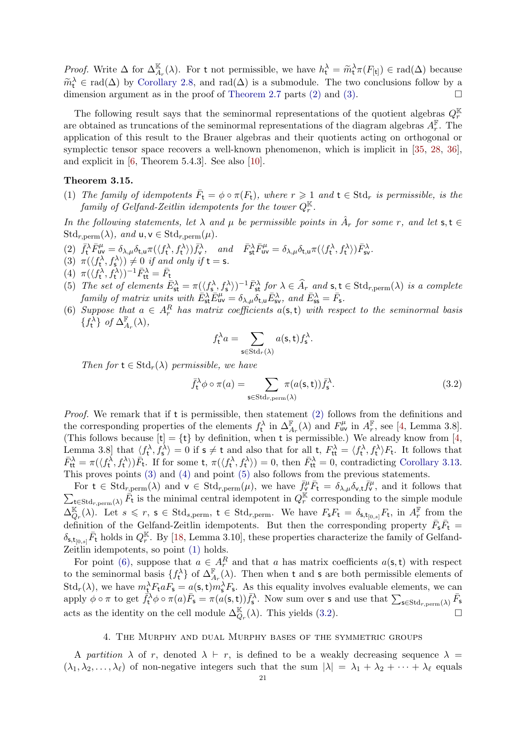*Proof.* Write $\Delta$ for $\Delta^{\mathbb{K}}_{A_r}(\lambda)$. For $\mathsf{t}$ not permissible, we have $h^\lambda_{\mathsf{t}} = \widetilde{m}^\lambda_{\mathsf{t}}\pi(F_{[\mathsf{t}]}) \in \mathrm{rad}(\Delta)$ because $\widetilde{m}^\lambda_{\mathsf{t}} \in \mathrm{rad}(\Delta)$ by Corollary 2.8, and $\mathrm{rad}(\Delta)$ is a submodule. The two conclusions follow by a dimension argument as in the proof of Theorem 2.7 parts (2) and (3). □

The following result says that the seminormal representations of the quotient algebras $Q^{\mathbb{K}}_r$ are obtained as truncations of the seminormal representations of the diagram algebras $A^{\mathbb{F}}_r$. The application of this result to the Brauer algebras and their quotients acting on orthogonal or symplectic tensor space recovers a well-known phenomenon, which is implicit in [35, 28, 36], and explicit in [6, Theorem 5.4.3]. See also [10].

**Theorem 3.15.**

(1) *The family of idempotents $\bar{F}_{\mathsf{t}} = \phi\circ\pi(F_{\mathsf{t}})$, where $r \geqslant 1$ and $\mathsf{t} \in \mathrm{Std}_r$ is permissible, is the family of Gelfand-Zeitlin idempotents for the tower $Q^{\mathbb{K}}_r$.*

*In the following statements, let $\lambda$ and $\mu$ be permissible points in $\hat{A}_r$ for some $r$, and let $\mathsf{s},\mathsf{t} \in \mathrm{Std}_{r,\mathrm{perm}}(\lambda)$, and $\mathsf{u},\mathsf{v} \in \mathrm{Std}_{r,\mathrm{perm}}(\mu)$.*

(2) $\bar{f}^\lambda_{\mathsf{t}}\bar{F}^\mu_{\mathsf{uv}} = \delta_{\lambda,\mu}\delta_{\mathsf{t},\mathsf{u}}\pi(\langle f^\lambda_{\mathsf{t}}, f^\lambda_{\mathsf{t}}\rangle)\bar{f}^\lambda_{\mathsf{v}}$, *and* $\bar{F}^\lambda_{\mathsf{st}}\bar{F}^\mu_{\mathsf{uv}} = \delta_{\lambda,\mu}\delta_{\mathsf{t},\mathsf{u}}\pi(\langle f^\lambda_{\mathsf{t}}, f^\lambda_{\mathsf{t}}\rangle)\bar{F}^\lambda_{\mathsf{sv}}$.

(3) $\pi(\langle f^\lambda_{\mathsf{t}}, f^\lambda_{\mathsf{s}}\rangle) \neq 0$ *if and only if* $\mathsf{t} = \mathsf{s}$.

(4) $\pi(\langle f^\lambda_{\mathsf{t}}, f^\lambda_{\mathsf{t}}\rangle)^{-1}\bar{F}^\lambda_{\mathsf{tt}} = \bar{F}_{\mathsf{t}}$

(5) *The set of elements $\bar{E}^\lambda_{\mathsf{st}} = \pi(\langle f^\lambda_{\mathsf{s}}, f^\lambda_{\mathsf{s}}\rangle)^{-1}\bar{F}^\lambda_{\mathsf{st}}$ for $\lambda \in \widehat{A}_r$ and $\mathsf{s},\mathsf{t} \in \mathrm{Std}_{r,\mathrm{perm}}(\lambda)$ is a complete family of matrix units with $\bar{E}^\lambda_{\mathsf{st}}\bar{E}^\mu_{\mathsf{uv}} = \delta_{\lambda,\mu}\delta_{\mathsf{t},\mathsf{u}}\bar{E}^\lambda_{\mathsf{sv}}$, and $\bar{E}^\lambda_{\mathsf{ss}} = \bar{F}_{\mathsf{s}}$.*

(6) *Suppose that $a \in A^R_r$ has matrix coefficients $a(\mathsf{s},\mathsf{t})$ with respect to the seminormal basis $\{f^\lambda_{\mathsf{t}}\}$ of $\Delta^{\mathbb{F}}_{A_r}(\lambda)$,*

$$f^\lambda_{\mathsf{t}} a = \sum_{\mathsf{s}\in\mathrm{Std}_r(\lambda)} a(\mathsf{s},\mathsf{t}) f^\lambda_{\mathsf{s}}.$$

*Then for $\mathsf{t} \in \mathrm{Std}_r(\lambda)$ permissible, we have*

$$\bar{f}^\lambda_{\mathsf{t}}\phi\circ\pi(a) = \sum_{\mathsf{s}\in\mathrm{Std}_{r,\mathrm{perm}}(\lambda)} \pi(a(\mathsf{s},\mathsf{t}))\bar{f}^\lambda_{\mathsf{s}}. \tag{3.2}$$

*Proof.* We remark that if $\mathsf{t}$ is permissible, then statement (2) follows from the definitions and the corresponding properties of the elements $f^\lambda_{\mathsf{t}}$ in $\Delta^{\mathbb{F}}_{A_r}(\lambda)$ and $F^\mu_{\mathsf{uv}}$ in $A^{\mathbb{F}}_r$, see [4, Lemma 3.8]. (This follows because $[\mathsf{t}] = \{\mathsf{t}\}$ by definition, when $\mathsf{t}$ is permissible.) We already know from [4, Lemma 3.8] that $\langle f^\lambda_{\mathsf{t}}, f^\lambda_{\mathsf{s}}\rangle = 0$ if $\mathsf{s} \neq \mathsf{t}$ and also that for all $\mathsf{t}$, $F^\lambda_{\mathsf{tt}} = \langle f^\lambda_{\mathsf{t}}, f^\lambda_{\mathsf{t}}\rangle F_{\mathsf{t}}$. It follows that $\bar{F}^\lambda_{\mathsf{tt}} = \pi(\langle f^\lambda_{\mathsf{t}}, f^\lambda_{\mathsf{t}}\rangle)\bar{F}_{\mathsf{t}}$. If for some $\mathsf{t}$, $\pi(\langle f^\lambda_{\mathsf{t}}, f^\lambda_{\mathsf{t}}\rangle) = 0$, then $\bar{F}^\lambda_{\mathsf{tt}} = 0$, contradicting Corollary 3.13. This proves points (3) and (4) and point (5) also follows from the previous statements.

For $\mathsf{t} \in \mathrm{Std}_{r,\mathrm{perm}}(\lambda)$ and $\mathsf{v} \in \mathrm{Std}_{r,\mathrm{perm}}(\mu)$, we have $\bar{f}^\mu_{\mathsf{v}}\bar{F}_{\mathsf{t}} = \delta_{\lambda,\mu}\delta_{\mathsf{v},\mathsf{t}}\bar{f}^\mu_{\mathsf{v}}$, and it follows that $\sum_{\mathsf{t}\in\mathrm{Std}_{r,\mathrm{perm}}(\lambda)}\bar{F}_{\mathsf{t}}$ is the minimal central idempotent in $Q^{\mathbb{K}}_r$ corresponding to the simple module $\Delta^{\mathbb{K}}_{Q_r}(\lambda)$. Let $s \leqslant r$, $\mathsf{s} \in \mathrm{Std}_{s,\mathrm{perm}}$, $\mathsf{t} \in \mathrm{Std}_{r,\mathrm{perm}}$. We have $F_{\mathsf{s}}F_{\mathsf{t}} = \delta_{\mathsf{s},\mathsf{t}_{[0,s]}}F_{\mathsf{t}}$, in $A^{\mathbb{F}}_r$ from the definition of the Gelfand-Zeitlin idempotents. But then the corresponding property $\bar{F}_{\mathsf{s}}\bar{F}_{\mathsf{t}} = \delta_{\mathsf{s},\mathsf{t}_{[0,s]}}\bar{F}_{\mathsf{t}}$ holds in $Q^{\mathbb{K}}_r$. By [18, Lemma 3.10], these properties characterize the family of Gelfand-Zeitlin idempotents, so point (1) holds.

For point (6), suppose that $a \in A^R_r$ and that $a$ has matrix coefficients $a(\mathsf{s},\mathsf{t})$ with respect to the seminormal basis $\{f^\lambda_{\mathsf{t}}\}$ of $\Delta^{\mathbb{F}}_{A_r}(\lambda)$. Then when $\mathsf{t}$ and $\mathsf{s}$ are both permissible elements of $\mathrm{Std}_r(\lambda)$, we have $m^\lambda_{\mathsf{t}}F_{\mathsf{t}}aF_{\mathsf{s}} = a(\mathsf{s},\mathsf{t})m^\lambda_{\mathsf{s}}F_{\mathsf{s}}$. As this equality involves evaluable elements, we can apply $\phi\circ\pi$ to get $\bar{f}^\lambda_{\mathsf{t}}\phi\circ\pi(a)\bar{F}_{\mathsf{s}} = \pi(a(\mathsf{s},\mathsf{t}))\bar{f}^\lambda_{\mathsf{s}}$. Now sum over $\mathsf{s}$ and use that $\sum_{\mathsf{s}\in\mathrm{Std}_{r,\mathrm{perm}}(\lambda)}\bar{F}_{\mathsf{s}}$ acts as the identity on the cell module $\Delta^{\mathbb{K}}_{Q_r}(\lambda)$. This yields (3.2). □

## 4. The Murphy and dual Murphy bases of the symmetric groups

A *partition* $\lambda$ of $r$, denoted $\lambda \vdash r$, is defined to be a weakly decreasing sequence $\lambda = (\lambda_1, \lambda_2, \ldots, \lambda_\ell)$ of non-negative integers such that the sum $|\lambda| = \lambda_1 + \lambda_2 + \cdots + \lambda_\ell$ equals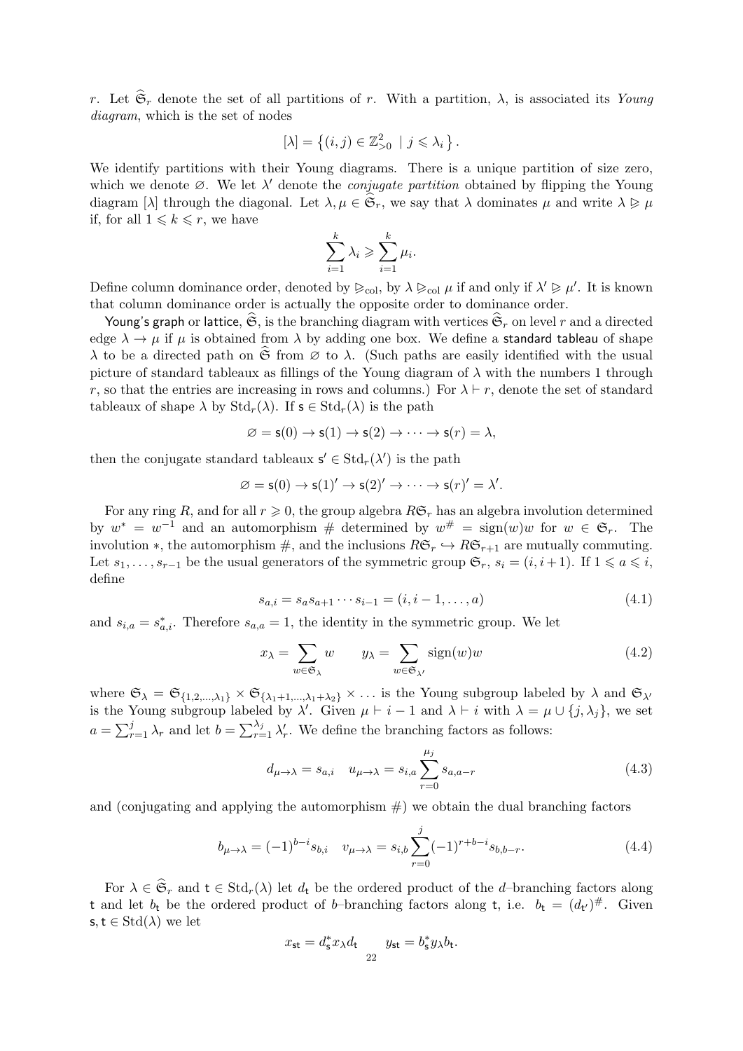$r$. Let $\widehat{\mathfrak{S}}_r$ denote the set of all partitions of $r$. With a partition, $\lambda$, is associated its *Young diagram*, which is the set of nodes

$$[\lambda] = \left\{ (i,j) \in \mathbb{Z}^2_{>0} \ \mid j \leqslant \lambda_i \right\}.$$

We identify partitions with their Young diagrams. There is a unique partition of size zero, which we denote $\varnothing$. We let $\lambda'$ denote the *conjugate partition* obtained by flipping the Young diagram $[\lambda]$ through the diagonal. Let $\lambda, \mu \in \widehat{\mathfrak{S}}_r$, we say that $\lambda$ dominates $\mu$ and write $\lambda \trianglerighteq \mu$ if, for all $1 \leqslant k \leqslant r$, we have

$$\sum_{i=1}^{k} \lambda_i \geqslant \sum_{i=1}^{k} \mu_i.$$

Define column dominance order, denoted by $\trianglerighteq_{\mathrm{col}}$, by $\lambda \trianglerighteq_{\mathrm{col}} \mu$ if and only if $\lambda' \trianglerighteq \mu'$. It is known that column dominance order is actually the opposite order to dominance order.

Young's graph or lattice, $\widehat{\mathfrak{S}}$, is the branching diagram with vertices $\widehat{\mathfrak{S}}_r$ on level $r$ and a directed edge $\lambda \to \mu$ if $\mu$ is obtained from $\lambda$ by adding one box. We define a standard tableau of shape $\lambda$ to be a directed path on $\widehat{\mathfrak{S}}$ from $\varnothing$ to $\lambda$. (Such paths are easily identified with the usual picture of standard tableaux as fillings of the Young diagram of $\lambda$ with the numbers 1 through $r$, so that the entries are increasing in rows and columns.) For $\lambda \vdash r$, denote the set of standard tableaux of shape $\lambda$ by $\mathrm{Std}_r(\lambda)$. If $\mathsf{s} \in \mathrm{Std}_r(\lambda)$ is the path

$$\varnothing = \mathsf{s}(0) \to \mathsf{s}(1) \to \mathsf{s}(2) \to \cdots \to \mathsf{s}(r) = \lambda,$$

then the conjugate standard tableaux $\mathsf{s}' \in \mathrm{Std}_r(\lambda')$ is the path

$$\varnothing = \mathsf{s}(0) \to \mathsf{s}(1)' \to \mathsf{s}(2)' \to \cdots \to \mathsf{s}(r)' = \lambda'.$$

For any ring $R$, and for all $r \geqslant 0$, the group algebra $R\mathfrak{S}_r$ has an algebra involution determined by $w^* = w^{-1}$ and an automorphism $\#$ determined by $w^\# = \mathrm{sign}(w)w$ for $w \in \mathfrak{S}_r$. The involution $*$, the automorphism $\#$, and the inclusions $R\mathfrak{S}_r \hookrightarrow R\mathfrak{S}_{r+1}$ are mutually commuting. Let $s_1, \ldots, s_{r-1}$ be the usual generators of the symmetric group $\mathfrak{S}_r$, $s_i = (i, i+1)$. If $1 \leqslant a \leqslant i$, define

$$s_{a,i} = s_a s_{a+1} \cdots s_{i-1} = (i, i-1, \ldots, a) \tag{4.1}$$

and $s_{i,a} = s_{a,i}^*$. Therefore $s_{a,a} = 1$, the identity in the symmetric group. We let

$$x_\lambda = \sum_{w \in \mathfrak{S}_\lambda} w \qquad y_\lambda = \sum_{w \in \mathfrak{S}_{\lambda'}} \mathrm{sign}(w) w \tag{4.2}$$

where $\mathfrak{S}_\lambda = \mathfrak{S}_{\{1,2,\ldots,\lambda_1\}} \times \mathfrak{S}_{\{\lambda_1+1,\ldots,\lambda_1+\lambda_2\}} \times \ldots$ is the Young subgroup labeled by $\lambda$ and $\mathfrak{S}_{\lambda'}$ is the Young subgroup labeled by $\lambda'$. Given $\mu \vdash i-1$ and $\lambda \vdash i$ with $\lambda = \mu \cup \{j, \lambda_j\}$, we set $a = \sum_{r=1}^{j} \lambda_r$ and let $b = \sum_{r=1}^{\lambda_j} \lambda'_r$. We define the branching factors as follows:

$$d_{\mu \to \lambda} = s_{a,i} \quad u_{\mu \to \lambda} = s_{i,a} \sum_{r=0}^{\mu_j} s_{a,a-r} \tag{4.3}$$

and (conjugating and applying the automorphism $\#$) we obtain the dual branching factors

$$b_{\mu \to \lambda} = (-1)^{b-i} s_{b,i} \quad v_{\mu \to \lambda} = s_{i,b} \sum_{r=0}^{j} (-1)^{r+b-i} s_{b,b-r}. \tag{4.4}$$

For $\lambda \in \widehat{\mathfrak{S}}_r$ and $\mathsf{t} \in \mathrm{Std}_r(\lambda)$ let $d_\mathsf{t}$ be the ordered product of the $d$–branching factors along $\mathsf{t}$ and let $b_\mathsf{t}$ be the ordered product of $b$–branching factors along $\mathsf{t}$, i.e. $b_\mathsf{t} = (d_{\mathsf{t}'})^\#$. Given $\mathsf{s}, \mathsf{t} \in \mathrm{Std}(\lambda)$ we let

$$x_{\mathsf{st}} = d_\mathsf{s}^* x_\lambda d_\mathsf{t} \qquad y_{\mathsf{st}} = b_\mathsf{s}^* y_\lambda b_\mathsf{t}.$$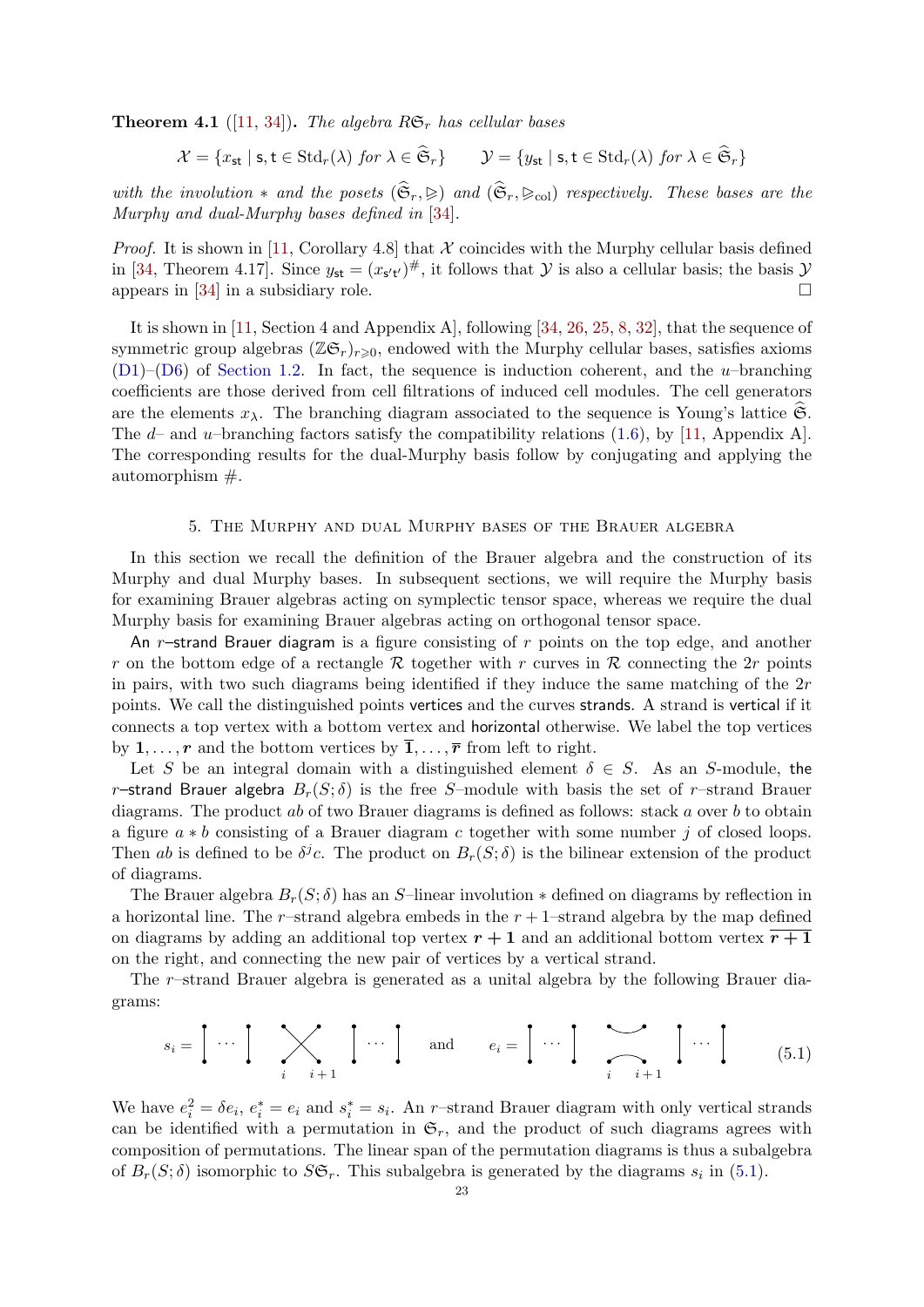**Theorem 4.1** ([11, 34]). *The algebra $R\mathfrak{S}_r$ has cellular bases*

$$\mathcal{X} = \{x_{\mathsf{st}} \mid \mathsf{s},\mathsf{t} \in \mathrm{Std}_r(\lambda) \text{ for } \lambda \in \widehat{\mathfrak{S}}_r\} \qquad \mathcal{Y} = \{y_{\mathsf{st}} \mid \mathsf{s},\mathsf{t} \in \mathrm{Std}_r(\lambda) \text{ for } \lambda \in \widehat{\mathfrak{S}}_r\}$$

*with the involution $*$ and the posets $(\widehat{\mathfrak{S}}_r, \trianglerighteq)$ and $(\widehat{\mathfrak{S}}_r, \trianglerighteq_{\mathrm{col}})$ respectively. These bases are the Murphy and dual-Murphy bases defined in* [34].

*Proof.* It is shown in [11, Corollary 4.8] that $\mathcal{X}$ coincides with the Murphy cellular basis defined in [34, Theorem 4.17]. Since $y_{\mathsf{st}} = (x_{\mathsf{s}'\mathsf{t}'})^\#$, it follows that $\mathcal{Y}$ is also a cellular basis; the basis $\mathcal{Y}$ appears in [34] in a subsidiary role. □

It is shown in [11, Section 4 and Appendix A], following [34, 26, 25, 8, 32], that the sequence of symmetric group algebras $(\mathbb{Z}\mathfrak{S}_r)_{r\geqslant 0}$, endowed with the Murphy cellular bases, satisfies axioms (D1)–(D6) of Section 1.2. In fact, the sequence is induction coherent, and the $u$–branching coefficients are those derived from cell filtrations of induced cell modules. The cell generators are the elements $x_\lambda$. The branching diagram associated to the sequence is Young's lattice $\widehat{\mathfrak{S}}$. The $d$– and $u$–branching factors satisfy the compatibility relations (1.6), by [11, Appendix A]. The corresponding results for the dual-Murphy basis follow by conjugating and applying the automorphism $\#$.

## 5. The Murphy and dual Murphy bases of the Brauer algebra

In this section we recall the definition of the Brauer algebra and the construction of its Murphy and dual Murphy bases. In subsequent sections, we will require the Murphy basis for examining Brauer algebras acting on symplectic tensor space, whereas we require the dual Murphy basis for examining Brauer algebras acting on orthogonal tensor space.

An $r$–strand Brauer diagram is a figure consisting of $r$ points on the top edge, and another $r$ on the bottom edge of a rectangle $\mathcal{R}$ together with $r$ curves in $\mathcal{R}$ connecting the $2r$ points in pairs, with two such diagrams being identified if they induce the same matching of the $2r$ points. We call the distinguished points vertices and the curves strands. A strand is vertical if it connects a top vertex with a bottom vertex and horizontal otherwise. We label the top vertices by $\mathbf{1}, \dots, \boldsymbol{r}$ and the bottom vertices by $\overline{\mathbf{1}}, \dots, \overline{\boldsymbol{r}}$ from left to right.

Let $S$ be an integral domain with a distinguished element $\delta \in S$. As an $S$-module, the $r$–strand Brauer algebra $B_r(S;\delta)$ is the free $S$–module with basis the set of $r$–strand Brauer diagrams. The product $ab$ of two Brauer diagrams is defined as follows: stack $a$ over $b$ to obtain a figure $a * b$ consisting of a Brauer diagram $c$ together with some number $j$ of closed loops. Then $ab$ is defined to be $\delta^j c$. The product on $B_r(S;\delta)$ is the bilinear extension of the product of diagrams.

The Brauer algebra $B_r(S;\delta)$ has an $S$–linear involution $*$ defined on diagrams by reflection in a horizontal line. The $r$–strand algebra embeds in the $r+1$–strand algebra by the map defined on diagrams by adding an additional top vertex $\boldsymbol{r+1}$ and an additional bottom vertex $\overline{\boldsymbol{r+1}}$ on the right, and connecting the new pair of vertices by a vertical strand.

The $r$–strand Brauer algebra is generated as a unital algebra by the following Brauer diagrams:

$$s_i = \Big| \cdots \Big| \quad \underset{i \quad i+1}{\times} \quad \Big| \cdots \Big| \qquad \text{and} \qquad e_i = \Big| \cdots \Big| \quad \underset{i \quad i+1}{\substack{\smile \\ \frown}} \quad \Big| \cdots \Big| \tag{5.1}$$

We have $e_i^2 = \delta e_i$, $e_i^* = e_i$ and $s_i^* = s_i$. An $r$–strand Brauer diagram with only vertical strands can be identified with a permutation in $\mathfrak{S}_r$, and the product of such diagrams agrees with composition of permutations. The linear span of the permutation diagrams is thus a subalgebra of $B_r(S;\delta)$ isomorphic to $S\mathfrak{S}_r$. This subalgebra is generated by the diagrams $s_i$ in (5.1).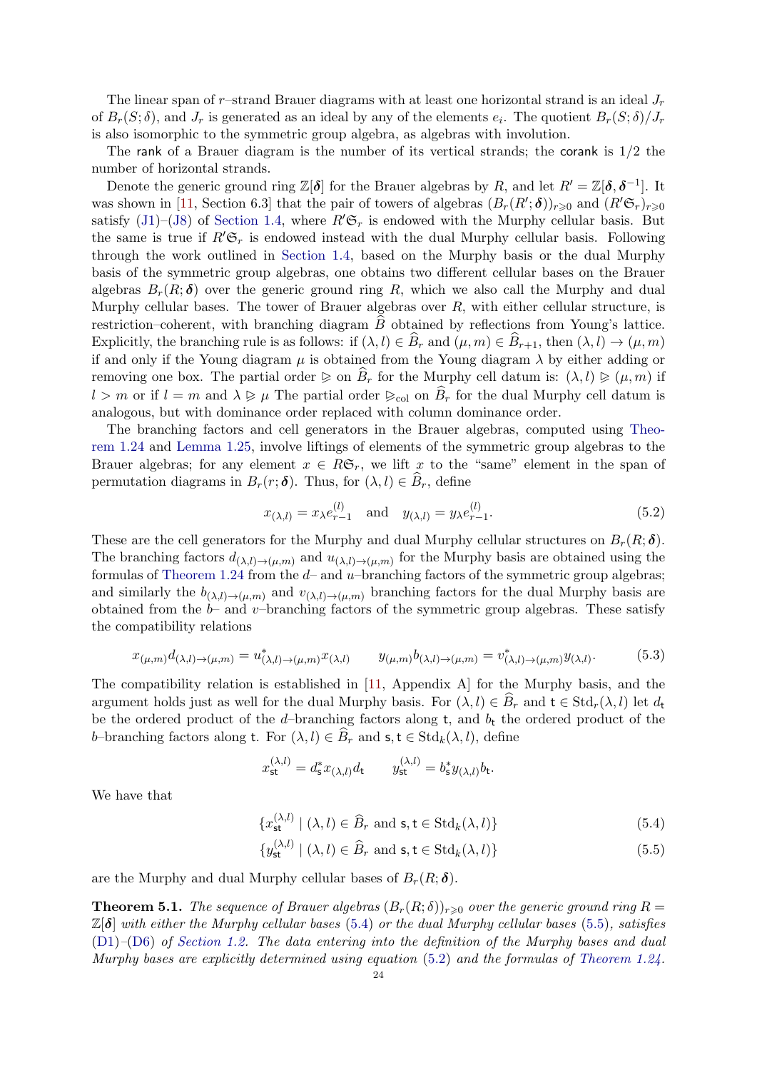The linear span of $r$–strand Brauer diagrams with at least one horizontal strand is an ideal $J_r$ of $B_r(S;\delta)$, and $J_r$ is generated as an ideal by any of the elements $e_i$. The quotient $B_r(S;\delta)/J_r$ is also isomorphic to the symmetric group algebra, as algebras with involution.

The rank of a Brauer diagram is the number of its vertical strands; the corank is 1/2 the number of horizontal strands.

Denote the generic ground ring $\mathbb{Z}[\boldsymbol{\delta}]$ for the Brauer algebras by $R$, and let $R' = \mathbb{Z}[\boldsymbol{\delta}, \boldsymbol{\delta}^{-1}]$. It was shown in [11, Section 6.3] that the pair of towers of algebras $(B_r(R';\boldsymbol{\delta}))_{r\geqslant 0}$ and $(R'\mathfrak{S}_r)_{r\geqslant 0}$ satisfy (J1)–(J8) of Section 1.4, where $R'\mathfrak{S}_r$ is endowed with the Murphy cellular basis. But the same is true if $R'\mathfrak{S}_r$ is endowed instead with the dual Murphy cellular basis. Following through the work outlined in Section 1.4, based on the Murphy basis or the dual Murphy basis of the symmetric group algebras, one obtains two different cellular bases on the Brauer algebras $B_r(R;\boldsymbol{\delta})$ over the generic ground ring $R$, which we also call the Murphy and dual Murphy cellular bases. The tower of Brauer algebras over $R$, with either cellular structure, is restriction–coherent, with branching diagram $\widehat{B}$ obtained by reflections from Young's lattice. Explicitly, the branching rule is as follows: if $(\lambda, l) \in \widehat{B}_r$ and $(\mu, m) \in \widehat{B}_{r+1}$, then $(\lambda, l) \to (\mu, m)$ if and only if the Young diagram $\mu$ is obtained from the Young diagram $\lambda$ by either adding or removing one box. The partial order $\trianglerighteq$ on $\widehat{B}_r$ for the Murphy cell datum is: $(\lambda, l) \trianglerighteq (\mu, m)$ if $l > m$ or if $l = m$ and $\lambda \trianglerighteq \mu$ The partial order $\trianglerighteq_{\rm col}$ on $\widehat{B}_r$ for the dual Murphy cell datum is analogous, but with dominance order replaced with column dominance order.

The branching factors and cell generators in the Brauer algebras, computed using Theorem 1.24 and Lemma 1.25, involve liftings of elements of the symmetric group algebras to the Brauer algebras; for any element $x \in R\mathfrak{S}_r$, we lift $x$ to the "same" element in the span of permutation diagrams in $B_r(r;\boldsymbol{\delta})$. Thus, for $(\lambda, l) \in \widehat{B}_r$, define

$$x_{(\lambda,l)} = x_\lambda e_{r-1}^{(l)} \quad \text{and} \quad y_{(\lambda,l)} = y_\lambda e_{r-1}^{(l)}. \tag{5.2}$$

These are the cell generators for the Murphy and dual Murphy cellular structures on $B_r(R;\boldsymbol{\delta})$. The branching factors $d_{(\lambda,l)\to(\mu,m)}$ and $u_{(\lambda,l)\to(\mu,m)}$ for the Murphy basis are obtained using the formulas of Theorem 1.24 from the $d$– and $u$–branching factors of the symmetric group algebras; and similarly the $b_{(\lambda,l)\to(\mu,m)}$ and $v_{(\lambda,l)\to(\mu,m)}$ branching factors for the dual Murphy basis are obtained from the $b$– and $v$–branching factors of the symmetric group algebras. These satisfy the compatibility relations

$$x_{(\mu,m)} d_{(\lambda,l)\to(\mu,m)} = u^*_{(\lambda,l)\to(\mu,m)} x_{(\lambda,l)} \qquad y_{(\mu,m)} b_{(\lambda,l)\to(\mu,m)} = v^*_{(\lambda,l)\to(\mu,m)} y_{(\lambda,l)}. \tag{5.3}$$

The compatibility relation is established in [11, Appendix A] for the Murphy basis, and the argument holds just as well for the dual Murphy basis. For $(\lambda, l) \in \widehat{B}_r$ and $\mathsf{t} \in \mathrm{Std}_r(\lambda, l)$ let $d_\mathsf{t}$ be the ordered product of the $d$–branching factors along $\mathsf{t}$, and $b_\mathsf{t}$ the ordered product of the $b$–branching factors along $\mathsf{t}$. For $(\lambda, l) \in \widehat{B}_r$ and $\mathsf{s}, \mathsf{t} \in \mathrm{Std}_k(\lambda, l)$, define

$$x^{(\lambda,l)}_{\mathsf{st}} = d^*_\mathsf{s} x_{(\lambda,l)} d_\mathsf{t} \qquad y^{(\lambda,l)}_{\mathsf{st}} = b^*_\mathsf{s} y_{(\lambda,l)} b_\mathsf{t}.$$

We have that

$$\{x^{(\lambda,l)}_{\mathsf{st}} \mid (\lambda, l) \in \widehat{B}_r \text{ and } \mathsf{s}, \mathsf{t} \in \mathrm{Std}_k(\lambda, l)\} \tag{5.4}$$

$$\{y^{(\lambda,l)}_{\mathsf{st}} \mid (\lambda, l) \in \widehat{B}_r \text{ and } \mathsf{s}, \mathsf{t} \in \mathrm{Std}_k(\lambda, l)\} \tag{5.5}$$

are the Murphy and dual Murphy cellular bases of $B_r(R;\boldsymbol{\delta})$.

**Theorem 5.1.** *The sequence of Brauer algebras $(B_r(R;\delta))_{r\geqslant 0}$ over the generic ground ring $R = \mathbb{Z}[\boldsymbol{\delta}]$ with either the Murphy cellular bases (5.4) or the dual Murphy cellular bases (5.5), satisfies (D1)–(D6) of Section 1.2. The data entering into the definition of the Murphy bases and dual Murphy bases are explicitly determined using equation (5.2) and the formulas of Theorem 1.24.*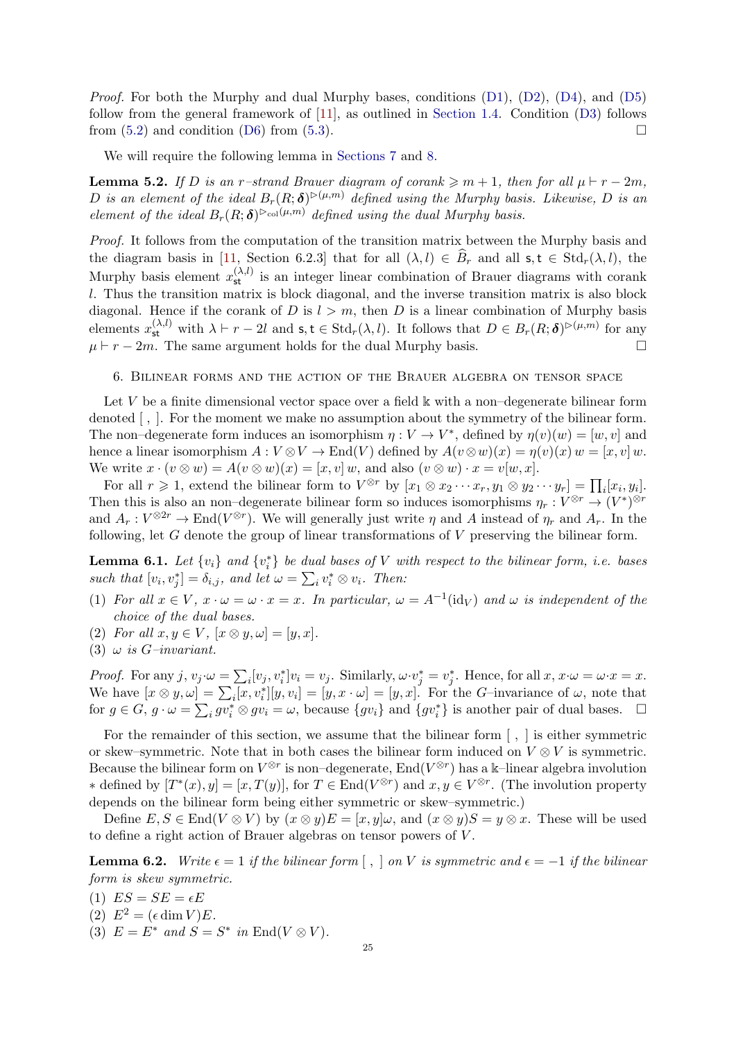*Proof.* For both the Murphy and dual Murphy bases, conditions (D1), (D2), (D4), and (D5) follow from the general framework of [11], as outlined in Section 1.4. Condition (D3) follows from (5.2) and condition (D6) from (5.3). $\square$

We will require the following lemma in Sections 7 and 8.

**Lemma 5.2.** *If $D$ is an $r$–strand Brauer diagram of corank $\geqslant m+1$, then for all $\mu \vdash r-2m$, $D$ is an element of the ideal $B_r(R;\boldsymbol{\delta})^{\rhd(\mu,m)}$ defined using the Murphy basis. Likewise, $D$ is an element of the ideal $B_r(R;\boldsymbol{\delta})^{\rhd_{\mathrm{col}}(\mu,m)}$ defined using the dual Murphy basis.*

*Proof.* It follows from the computation of the transition matrix between the Murphy basis and the diagram basis in [11, Section 6.2.3] that for all $(\lambda,l) \in \widehat{B}_r$ and all $\mathsf{s},\mathsf{t} \in \mathrm{Std}_r(\lambda,l)$, the Murphy basis element $x_{\mathsf{st}}^{(\lambda,l)}$ is an integer linear combination of Brauer diagrams with corank $l$. Thus the transition matrix is block diagonal, and the inverse transition matrix is also block diagonal. Hence if the corank of $D$ is $l > m$, then $D$ is a linear combination of Murphy basis elements $x_{\mathsf{st}}^{(\lambda,l)}$ with $\lambda \vdash r-2l$ and $\mathsf{s},\mathsf{t} \in \mathrm{Std}_r(\lambda,l)$. It follows that $D \in B_r(R;\boldsymbol{\delta})^{\rhd(\mu,m)}$ for any $\mu \vdash r-2m$. The same argument holds for the dual Murphy basis. $\square$

## 6. Bilinear forms and the action of the Brauer algebra on tensor space

Let $V$ be a finite dimensional vector space over a field $\Bbbk$ with a non–degenerate bilinear form denoted $[\ ,\ ]$. For the moment we make no assumption about the symmetry of the bilinear form. The non–degenerate form induces an isomorphism $\eta : V \to V^*$, defined by $\eta(v)(w) = [w,v]$ and hence a linear isomorphism $A : V \otimes V \to \mathrm{End}(V)$ defined by $A(v \otimes w)(x) = \eta(v)(x)\, w = [x,v]\, w$. We write $x \cdot (v \otimes w) = A(v \otimes w)(x) = [x,v]\, w$, and also $(v \otimes w) \cdot x = v[w,x]$.

For all $r \geqslant 1$, extend the bilinear form to $V^{\otimes r}$ by $[x_1 \otimes x_2 \cdots x_r, y_1 \otimes y_2 \cdots y_r] = \prod_i [x_i, y_i]$. Then this is also an non–degenerate bilinear form so induces isomorphisms $\eta_r : V^{\otimes r} \to (V^*)^{\otimes r}$ and $A_r : V^{\otimes 2r} \to \mathrm{End}(V^{\otimes r})$. We will generally just write $\eta$ and $A$ instead of $\eta_r$ and $A_r$. In the following, let $G$ denote the group of linear transformations of $V$ preserving the bilinear form.

**Lemma 6.1.** *Let $\{v_i\}$ and $\{v_i^*\}$ be dual bases of $V$ with respect to the bilinear form, i.e. bases such that $[v_i, v_j^*] = \delta_{i,j}$, and let $\omega = \sum_i v_i^* \otimes v_i$. Then:*

1. *For all $x \in V$, $x \cdot \omega = \omega \cdot x = x$. In particular, $\omega = A^{-1}(\mathrm{id}_V)$ and $\omega$ is independent of the choice of the dual bases.*
2. *For all $x,y \in V$, $[x \otimes y, \omega] = [y,x]$.*
3. *$\omega$ is $G$–invariant.*

*Proof.* For any $j$, $v_j \cdot \omega = \sum_i [v_j, v_i^*] v_i = v_j$. Similarly, $\omega \cdot v_j^* = v_j^*$. Hence, for all $x$, $x \cdot \omega = \omega \cdot x = x$. We have $[x \otimes y, \omega] = \sum_i [x, v_i^*][y, v_i] = [y, x \cdot \omega] = [y,x]$. For the $G$–invariance of $\omega$, note that for $g \in G$, $g \cdot \omega = \sum_i g v_i^* \otimes g v_i = \omega$, because $\{g v_i\}$ and $\{g v_i^*\}$ is another pair of dual bases. $\square$

For the remainder of this section, we assume that the bilinear form $[\ ,\ ]$ is either symmetric or skew–symmetric. Note that in both cases the bilinear form induced on $V \otimes V$ is symmetric. Because the bilinear form on $V^{\otimes r}$ is non–degenerate, $\mathrm{End}(V^{\otimes r})$ has a $\Bbbk$–linear algebra involution $*$ defined by $[T^*(x), y] = [x, T(y)]$, for $T \in \mathrm{End}(V^{\otimes r})$ and $x,y \in V^{\otimes r}$. (The involution property depends on the bilinear form being either symmetric or skew–symmetric.)

Define $E, S \in \mathrm{End}(V \otimes V)$ by $(x \otimes y)E = [x,y]\omega$, and $(x \otimes y)S = y \otimes x$. These will be used to define a right action of Brauer algebras on tensor powers of $V$.

**Lemma 6.2.** *Write $\epsilon = 1$ if the bilinear form $[\ ,\ ]$ on $V$ is symmetric and $\epsilon = -1$ if the bilinear form is skew symmetric.*

1. *$ES = SE = \epsilon E$*
2. *$E^2 = (\epsilon \dim V)E$.*
3. *$E = E^*$ and $S = S^*$ in $\mathrm{End}(V \otimes V)$.*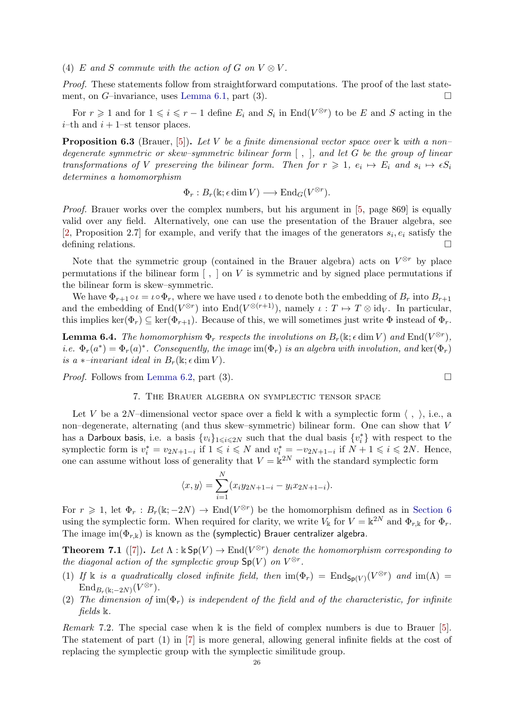(4) *$E$ and $S$ commute with the action of $G$ on $V \otimes V$.*

*Proof.* These statements follow from straightforward computations. The proof of the last statement, on $G$–invariance, uses Lemma 6.1, part (3). $\square$

For $r \geqslant 1$ and for $1 \leqslant i \leqslant r-1$ define $E_i$ and $S_i$ in $\mathrm{End}(V^{\otimes r})$ to be $E$ and $S$ acting in the $i$–th and $i+1$–st tensor places.

**Proposition 6.3** (Brauer, [5]). *Let $V$ be a finite dimensional vector space over $\Bbbk$ with a non–degenerate symmetric or skew–symmetric bilinear form $[\ ,\ ]$, and let $G$ be the group of linear transformations of $V$ preserving the bilinear form. Then for $r \geqslant 1$, $e_i \mapsto E_i$ and $s_i \mapsto \epsilon S_i$ determines a homomorphism*

$$\Phi_r : B_r(\Bbbk; \epsilon \dim V) \longrightarrow \mathrm{End}_G(V^{\otimes r}).$$

*Proof.* Brauer works over the complex numbers, but his argument in [5, page 869] is equally valid over any field. Alternatively, one can use the presentation of the Brauer algebra, see [2, Proposition 2.7] for example, and verify that the images of the generators $s_i, e_i$ satisfy the defining relations. $\square$

Note that the symmetric group (contained in the Brauer algebra) acts on $V^{\otimes r}$ by place permutations if the bilinear form $[\ ,\ ]$ on $V$ is symmetric and by signed place permutations if the bilinear form is skew–symmetric.

We have $\Phi_{r+1} \circ \iota = \iota \circ \Phi_r$, where we have used $\iota$ to denote both the embedding of $B_r$ into $B_{r+1}$ and the embedding of $\mathrm{End}(V^{\otimes r})$ into $\mathrm{End}(V^{\otimes (r+1)})$, namely $\iota : T \mapsto T \otimes \mathrm{id}_V$. In particular, this implies $\ker(\Phi_r) \subseteq \ker(\Phi_{r+1})$. Because of this, we will sometimes just write $\Phi$ instead of $\Phi_r$.

**Lemma 6.4.** *The homomorphism $\Phi_r$ respects the involutions on $B_r(\Bbbk; \epsilon \dim V)$ and $\mathrm{End}(V^{\otimes r})$, i.e. $\Phi_r(a^*) = \Phi_r(a)^*$. Consequently, the image $\mathrm{im}(\Phi_r)$ is an algebra with involution, and $\ker(\Phi_r)$ is a $*$–invariant ideal in $B_r(\Bbbk; \epsilon \dim V)$.*

*Proof.* Follows from Lemma 6.2, part (3). $\square$

## 7. The Brauer algebra on symplectic tensor space

Let $V$ be a $2N$–dimensional vector space over a field $\Bbbk$ with a symplectic form $\langle\ ,\ \rangle$, i.e., a non–degenerate, alternating (and thus skew–symmetric) bilinear form. One can show that $V$ has a Darboux basis, i.e. a basis $\{v_i\}_{1 \leqslant i \leqslant 2N}$ such that the dual basis $\{v_i^*\}$ with respect to the symplectic form is $v_i^* = v_{2N+1-i}$ if $1 \leqslant i \leqslant N$ and $v_i^* = -v_{2N+1-i}$ if $N+1 \leqslant i \leqslant 2N$. Hence, one can assume without loss of generality that $V = \Bbbk^{2N}$ with the standard symplectic form

$$\langle x, y \rangle = \sum_{i=1}^{N} (x_i y_{2N+1-i} - y_i x_{2N+1-i}).$$

For $r \geqslant 1$, let $\Phi_r : B_r(\Bbbk; -2N) \to \mathrm{End}(V^{\otimes r})$ be the homomorphism defined as in Section 6 using the symplectic form. When required for clarity, we write $V_\Bbbk$ for $V = \Bbbk^{2N}$ and $\Phi_{r,\Bbbk}$ for $\Phi_r$. The image $\mathrm{im}(\Phi_{r,\Bbbk})$ is known as the (symplectic) Brauer centralizer algebra.

**Theorem 7.1** ([7]). *Let $\Lambda : \Bbbk\,\mathsf{Sp}(V) \to \mathrm{End}(V^{\otimes r})$ denote the homomorphism corresponding to the diagonal action of the symplectic group $\mathsf{Sp}(V)$ on $V^{\otimes r}$.*

(1) *If $\Bbbk$ is a quadratically closed infinite field, then $\mathrm{im}(\Phi_r) = \mathrm{End}_{\mathsf{Sp}(V)}(V^{\otimes r})$ and $\mathrm{im}(\Lambda) = \mathrm{End}_{B_r(\Bbbk;-2N)}(V^{\otimes r})$.*

(2) *The dimension of $\mathrm{im}(\Phi_r)$ is independent of the field and of the characteristic, for infinite fields $\Bbbk$.*

*Remark* 7.2. The special case when $\Bbbk$ is the field of complex numbers is due to Brauer [5]. The statement of part (1) in [7] is more general, allowing general infinite fields at the cost of replacing the symplectic group with the symplectic similitude group.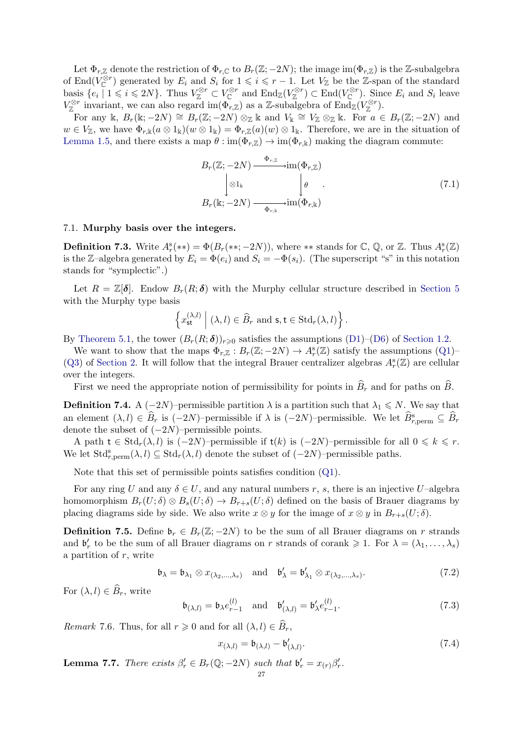Let $\Phi_{r,\mathbb{Z}}$ denote the restriction of $\Phi_{r,\mathbb{C}}$ to $B_r(\mathbb{Z}; -2N)$; the image $\mathrm{im}(\Phi_{r,\mathbb{Z}})$ is the $\mathbb{Z}$-subalgebra of $\mathrm{End}(V_{\mathbb{C}}^{\otimes r})$ generated by $E_i$ and $S_i$ for $1 \leqslant i \leqslant r-1$. Let $V_{\mathbb{Z}}$ be the $\mathbb{Z}$-span of the standard basis $\{e_i \mid 1 \leqslant i \leqslant 2N\}$. Thus $V_{\mathbb{Z}}^{\otimes r} \subset V_{\mathbb{C}}^{\otimes r}$ and $\mathrm{End}_{\mathbb{Z}}(V_{\mathbb{Z}}^{\otimes r}) \subset \mathrm{End}(V_{\mathbb{C}}^{\otimes r})$. Since $E_i$ and $S_i$ leave $V_{\mathbb{Z}}^{\otimes r}$ invariant, we can also regard $\mathrm{im}(\Phi_{r,\mathbb{Z}})$ as a $\mathbb{Z}$-subalgebra of $\mathrm{End}_{\mathbb{Z}}(V_{\mathbb{Z}}^{\otimes r})$.

For any $\Bbbk$, $B_r(\Bbbk; -2N) \cong B_r(\mathbb{Z}; -2N) \otimes_{\mathbb{Z}} \Bbbk$ and $V_{\Bbbk} \cong V_{\mathbb{Z}} \otimes_{\mathbb{Z}} \Bbbk$. For $a \in B_r(\mathbb{Z}; -2N)$ and $w \in V_{\mathbb{Z}}$, we have $\Phi_{r,\Bbbk}(a \otimes 1_{\Bbbk})(w \otimes 1_{\Bbbk}) = \Phi_{r,\mathbb{Z}}(a)(w) \otimes 1_{\Bbbk}$. Therefore, we are in the situation of Lemma 1.5, and there exists a map $\theta : \mathrm{im}(\Phi_{r,\mathbb{Z}}) \to \mathrm{im}(\Phi_{r,\Bbbk})$ making the diagram commute:

$$\begin{array}{ccc} B_r(\mathbb{Z}; -2N) & \xrightarrow{\Phi_{r,\mathbb{Z}}} & \mathrm{im}(\Phi_{r,\mathbb{Z}}) \\ \Big\downarrow \otimes 1_{\Bbbk} & & \Big\downarrow \theta \\ B_r(\Bbbk; -2N) & \xrightarrow[\Phi_{r,\Bbbk}]{} & \mathrm{im}(\Phi_{r,\Bbbk}) \end{array} \quad . \tag{7.1}$$

### 7.1. Murphy basis over the integers.

**Definition 7.3.** Write $A_r^{\mathrm{s}}(**) = \Phi(B_r(**; -2N))$, where $**$ stands for $\mathbb{C}$, $\mathbb{Q}$, or $\mathbb{Z}$. Thus $A_r^{\mathrm{s}}(\mathbb{Z})$ is the $\mathbb{Z}$–algebra generated by $E_i = \Phi(e_i)$ and $S_i = -\Phi(s_i)$. (The superscript "s" in this notation stands for "symplectic".)

Let $R = \mathbb{Z}[\boldsymbol{\delta}]$. Endow $B_r(R; \boldsymbol{\delta})$ with the Murphy cellular structure described in Section 5 with the Murphy type basis

$$\left\{ x_{\mathsf{st}}^{(\lambda,l)} \;\middle|\; (\lambda, l) \in \widehat{B}_r \text{ and } \mathsf{s}, \mathsf{t} \in \mathrm{Std}_r(\lambda, l) \right\}.$$

By Theorem 5.1, the tower $(B_r(R; \boldsymbol{\delta}))_{r \geqslant 0}$ satisfies the assumptions (D1)–(D6) of Section 1.2.

We want to show that the maps $\Phi_{r,\mathbb{Z}} : B_r(\mathbb{Z}; -2N) \to A_r^{\mathrm{s}}(\mathbb{Z})$ satisfy the assumptions (Q1)–(Q3) of Section 2. It will follow that the integral Brauer centralizer algebras $A_r^{\mathrm{s}}(\mathbb{Z})$ are cellular over the integers.

First we need the appropriate notion of permissibility for points in $\widehat{B}_r$ and for paths on $\widehat{B}$.

**Definition 7.4.** A $(-2N)$–permissible partition $\lambda$ is a partition such that $\lambda_1 \leqslant N$. We say that an element $(\lambda, l) \in \widehat{B}_r$ is $(-2N)$–permissible if $\lambda$ is $(-2N)$–permissible. We let $\widehat{B}_{r,\mathrm{perm}}^{\mathrm{s}} \subseteq \widehat{B}_r$ denote the subset of $(-2N)$–permissible points.

A path $\mathsf{t} \in \mathrm{Std}_r(\lambda, l)$ is $(-2N)$–permissible if $\mathsf{t}(k)$ is $(-2N)$–permissible for all $0 \leqslant k \leqslant r$. We let $\mathrm{Std}_{r,\mathrm{perm}}^{\mathrm{s}}(\lambda, l) \subseteq \mathrm{Std}_r(\lambda, l)$ denote the subset of $(-2N)$–permissible paths.

Note that this set of permissible points satisfies condition (Q1).

For any ring $U$ and any $\delta \in U$, and any natural numbers $r$, $s$, there is an injective $U$–algebra homomorphism $B_r(U; \delta) \otimes B_s(U; \delta) \to B_{r+s}(U; \delta)$ defined on the basis of Brauer diagrams by placing diagrams side by side. We also write $x \otimes y$ for the image of $x \otimes y$ in $B_{r+s}(U; \delta)$.

**Definition 7.5.** Define $\mathfrak{b}_r \in B_r(\mathbb{Z}; -2N)$ to be the sum of all Brauer diagrams on $r$ strands and $\mathfrak{b}'_r$ to be the sum of all Brauer diagrams on $r$ strands of corank $\geqslant 1$. For $\lambda = (\lambda_1, \dots, \lambda_s)$ a partition of $r$, write

$$\mathfrak{b}_\lambda = \mathfrak{b}_{\lambda_1} \otimes x_{(\lambda_2, \dots, \lambda_s)} \quad \text{and} \quad \mathfrak{b}'_\lambda = \mathfrak{b}'_{\lambda_1} \otimes x_{(\lambda_2, \dots, \lambda_s)}. \tag{7.2}$$

For $(\lambda, l) \in \widehat{B}_r$, write

$$\mathfrak{b}_{(\lambda,l)} = \mathfrak{b}_\lambda e_{r-1}^{(l)} \quad \text{and} \quad \mathfrak{b}'_{(\lambda,l)} = \mathfrak{b}'_\lambda e_{r-1}^{(l)}. \tag{7.3}$$

*Remark* 7.6. Thus, for all $r \geqslant 0$ and for all $(\lambda, l) \in \widehat{B}_r$,

$$x_{(\lambda,l)} = \mathfrak{b}_{(\lambda,l)} - \mathfrak{b}'_{(\lambda,l)}. \tag{7.4}$$

**Lemma 7.7.** *There exists $\beta'_r \in B_r(\mathbb{Q}; -2N)$ such that $\mathfrak{b}'_r = x_{(r)} \beta'_r$.*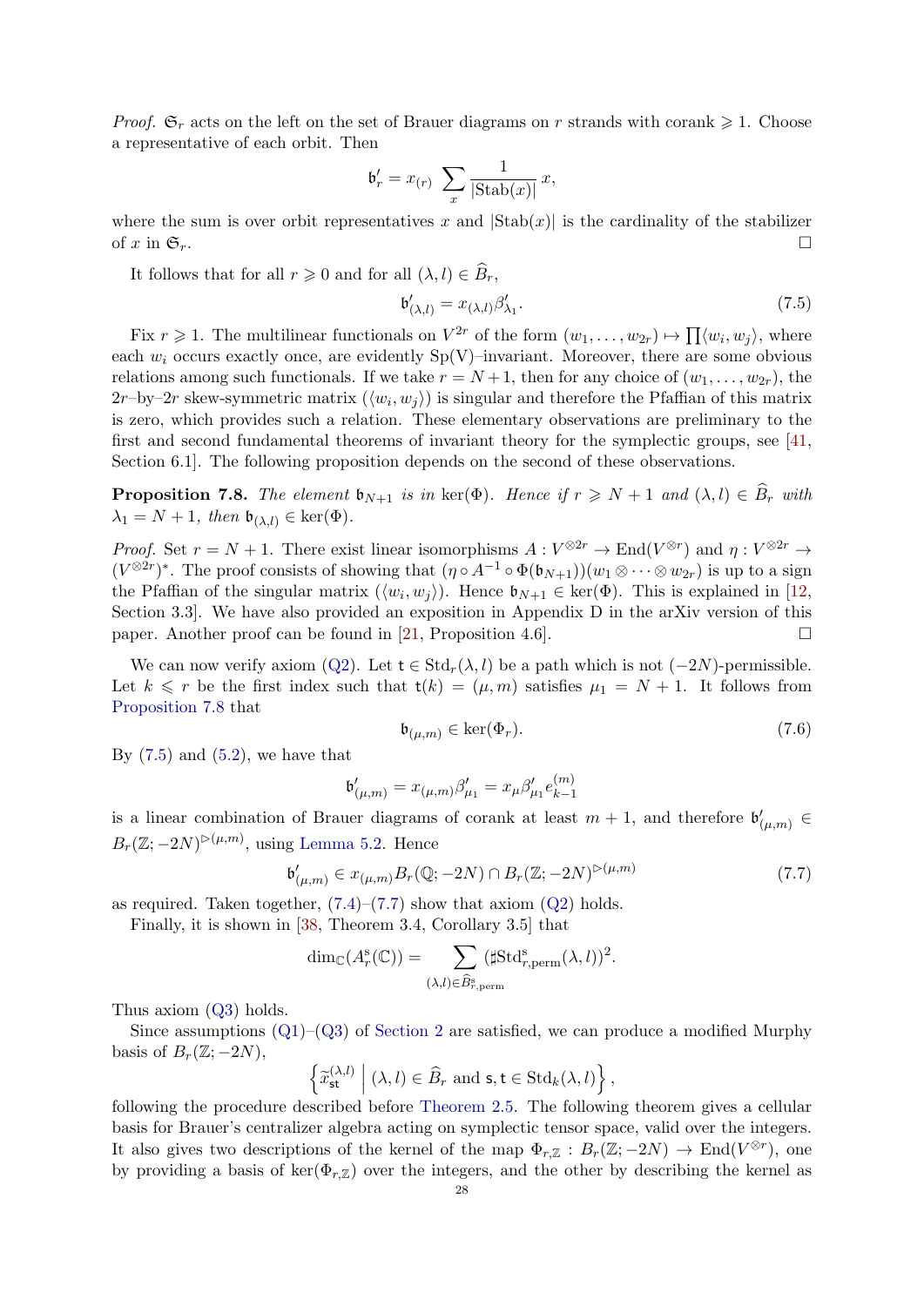*Proof.* $\mathfrak{S}_r$ acts on the left on the set of Brauer diagrams on $r$ strands with corank $\geqslant 1$. Choose a representative of each orbit. Then

$$\mathfrak{b}'_r = x_{(r)} \sum_x \frac{1}{|\mathrm{Stab}(x)|} x,$$

where the sum is over orbit representatives $x$ and $|\mathrm{Stab}(x)|$ is the cardinality of the stabilizer of $x$ in $\mathfrak{S}_r$. □

It follows that for all $r \geqslant 0$ and for all $(\lambda, l) \in \widehat{B}_r$,

$$\mathfrak{b}'_{(\lambda,l)} = x_{(\lambda,l)} \beta'_{\lambda_1}. \tag{7.5}$$

Fix $r \geqslant 1$. The multilinear functionals on $V^{2r}$ of the form $(w_1, \dots, w_{2r}) \mapsto \prod \langle w_i, w_j \rangle$, where each $w_i$ occurs exactly once, are evidently Sp(V)–invariant. Moreover, there are some obvious relations among such functionals. If we take $r = N+1$, then for any choice of $(w_1, \dots, w_{2r})$, the $2r$–by–$2r$ skew-symmetric matrix $(\langle w_i, w_j \rangle)$ is singular and therefore the Pfaffian of this matrix is zero, which provides such a relation. These elementary observations are preliminary to the first and second fundamental theorems of invariant theory for the symplectic groups, see [41, Section 6.1]. The following proposition depends on the second of these observations.

**Proposition 7.8.** *The element $\mathfrak{b}_{N+1}$ is in $\ker(\Phi)$. Hence if $r \geqslant N+1$ and $(\lambda, l) \in \widehat{B}_r$ with $\lambda_1 = N+1$, then $\mathfrak{b}_{(\lambda,l)} \in \ker(\Phi)$.*

*Proof.* Set $r = N+1$. There exist linear isomorphisms $A : V^{\otimes 2r} \to \mathrm{End}(V^{\otimes r})$ and $\eta : V^{\otimes 2r} \to (V^{\otimes 2r})^*$. The proof consists of showing that $(\eta \circ A^{-1} \circ \Phi(\mathfrak{b}_{N+1}))(w_1 \otimes \cdots \otimes w_{2r})$ is up to a sign the Pfaffian of the singular matrix $(\langle w_i, w_j \rangle)$. Hence $\mathfrak{b}_{N+1} \in \ker(\Phi)$. This is explained in [12, Section 3.3]. We have also provided an exposition in Appendix D in the arXiv version of this paper. Another proof can be found in [21, Proposition 4.6]. □

We can now verify axiom (Q2). Let $\mathfrak{t} \in \mathrm{Std}_r(\lambda, l)$ be a path which is not $(-2N)$-permissible. Let $k \leqslant r$ be the first index such that $\mathfrak{t}(k) = (\mu, m)$ satisfies $\mu_1 = N+1$. It follows from Proposition 7.8 that

$$\mathfrak{b}_{(\mu,m)} \in \ker(\Phi_r). \tag{7.6}$$

By (7.5) and (5.2), we have that

$$\mathfrak{b}'_{(\mu,m)} = x_{(\mu,m)} \beta'_{\mu_1} = x_\mu \beta'_{\mu_1} e^{(m)}_{k-1}$$

is a linear combination of Brauer diagrams of corank at least $m+1$, and therefore $\mathfrak{b}'_{(\mu,m)} \in B_r(\mathbb{Z}; -2N)^{\rhd(\mu,m)}$, using Lemma 5.2. Hence

$$\mathfrak{b}'_{(\mu,m)} \in x_{(\mu,m)} B_r(\mathbb{Q}; -2N) \cap B_r(\mathbb{Z}; -2N)^{\rhd(\mu,m)} \tag{7.7}$$

as required. Taken together, (7.4)–(7.7) show that axiom (Q2) holds.

Finally, it is shown in [38, Theorem 3.4, Corollary 3.5] that

$$\dim_{\mathbb{C}}(A^{\mathrm{s}}_r(\mathbb{C})) = \sum_{(\lambda,l) \in \widehat{B}^{\mathrm{s}}_{r,\mathrm{perm}}} (\sharp \mathrm{Std}^{\mathrm{s}}_{r,\mathrm{perm}}(\lambda, l))^2.$$

Thus axiom (Q3) holds.

Since assumptions (Q1)–(Q3) of Section 2 are satisfied, we can produce a modified Murphy basis of $B_r(\mathbb{Z}; -2N)$,

$$\left\{ \widetilde{x}^{(\lambda,l)}_{\mathfrak{st}} \;\middle|\; (\lambda, l) \in \widehat{B}_r \text{ and } \mathfrak{s}, \mathfrak{t} \in \mathrm{Std}_k(\lambda, l) \right\},$$

following the procedure described before Theorem 2.5. The following theorem gives a cellular basis for Brauer's centralizer algebra acting on symplectic tensor space, valid over the integers. It also gives two descriptions of the kernel of the map $\Phi_{r,\mathbb{Z}} : B_r(\mathbb{Z}; -2N) \to \mathrm{End}(V^{\otimes r})$, one by providing a basis of $\ker(\Phi_{r,\mathbb{Z}})$ over the integers, and the other by describing the kernel as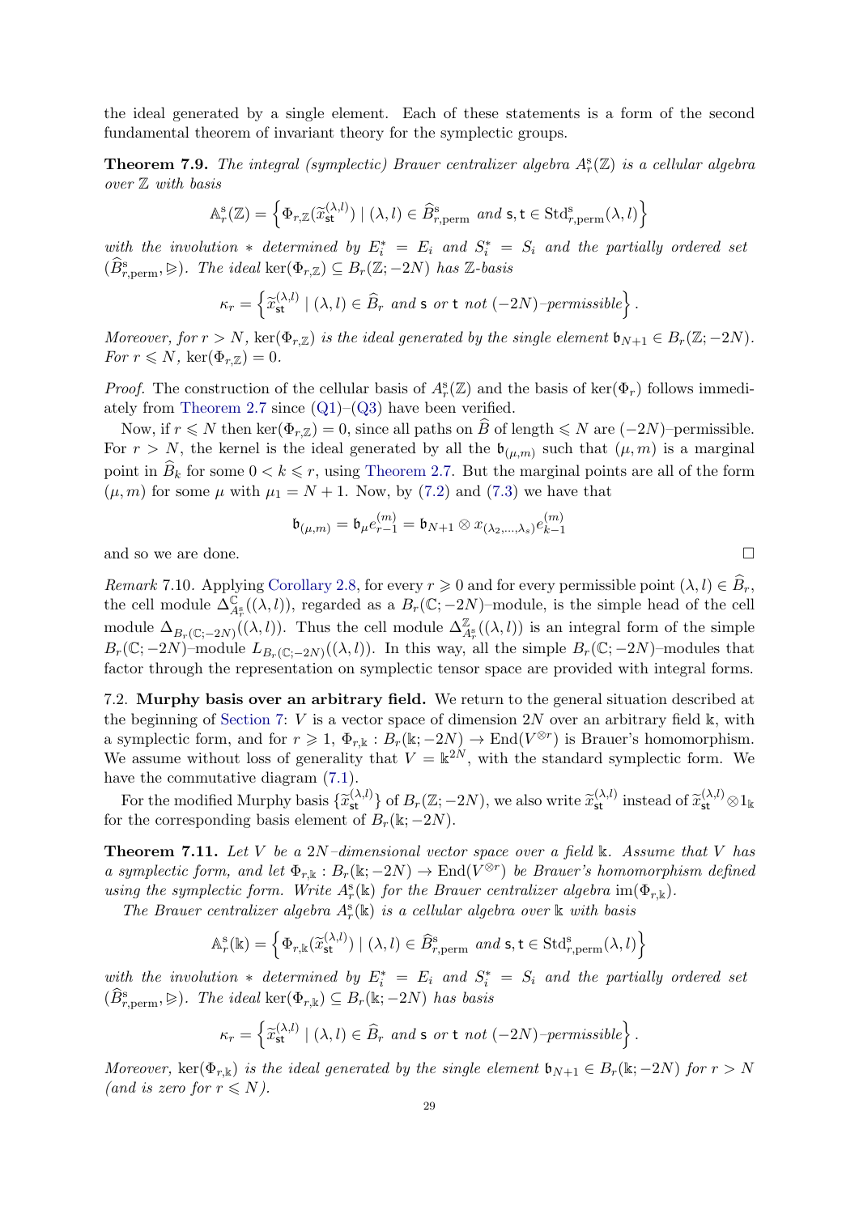the ideal generated by a single element. Each of these statements is a form of the second fundamental theorem of invariant theory for the symplectic groups.

**Theorem 7.9.** *The integral (symplectic) Brauer centralizer algebra $A^{\mathrm{s}}_r(\mathbb{Z})$ is a cellular algebra over $\mathbb{Z}$ with basis*

$$\mathbb{A}^{\mathrm{s}}_r(\mathbb{Z}) = \left\{ \Phi_{r,\mathbb{Z}}(\widetilde{x}^{(\lambda,l)}_{\mathsf{st}}) \mid (\lambda,l) \in \widehat{B}^{\mathrm{s}}_{r,\mathrm{perm}} \text{ and } \mathsf{s},\mathsf{t} \in \mathrm{Std}^{\mathrm{s}}_{r,\mathrm{perm}}(\lambda,l) \right\}$$

*with the involution $*$ determined by $E_i^* = E_i$ and $S_i^* = S_i$ and the partially ordered set $(\widehat{B}^{\mathrm{s}}_{r,\mathrm{perm}}, \trianglerighteq)$. The ideal $\ker(\Phi_{r,\mathbb{Z}}) \subseteq B_r(\mathbb{Z};-2N)$ has $\mathbb{Z}$-basis*

$$\kappa_r = \left\{ \widetilde{x}^{(\lambda,l)}_{\mathsf{st}} \mid (\lambda,l) \in \widehat{B}_r \text{ and } \mathsf{s} \text{ or } \mathsf{t} \text{ not } (-2N)\text{–permissible} \right\}.$$

*Moreover, for $r > N$, $\ker(\Phi_{r,\mathbb{Z}})$ is the ideal generated by the single element $\mathfrak{b}_{N+1} \in B_r(\mathbb{Z};-2N)$. For $r \leqslant N$, $\ker(\Phi_{r,\mathbb{Z}}) = 0$.*

*Proof.* The construction of the cellular basis of $A^{\mathrm{s}}_r(\mathbb{Z})$ and the basis of $\ker(\Phi_r)$ follows immediately from Theorem 2.7 since (Q1)–(Q3) have been verified.

Now, if $r \leqslant N$ then $\ker(\Phi_{r,\mathbb{Z}}) = 0$, since all paths on $\widehat{B}$ of length $\leqslant N$ are $(-2N)$–permissible. For $r > N$, the kernel is the ideal generated by all the $\mathfrak{b}_{(\mu,m)}$ such that $(\mu,m)$ is a marginal point in $\widehat{B}_k$ for some $0 < k \leqslant r$, using Theorem 2.7. But the marginal points are all of the form $(\mu,m)$ for some $\mu$ with $\mu_1 = N+1$. Now, by (7.2) and (7.3) we have that

$$\mathfrak{b}_{(\mu,m)} = \mathfrak{b}_\mu e^{(m)}_{r-1} = \mathfrak{b}_{N+1} \otimes x_{(\lambda_2,\ldots,\lambda_s)} e^{(m)}_{k-1}$$

and so we are done. □

*Remark* 7.10. Applying Corollary 2.8, for every $r \geqslant 0$ and for every permissible point $(\lambda,l) \in \widehat{B}_r$, the cell module $\Delta^{\mathbb{C}}_{A^{\mathrm{s}}_r}((\lambda,l))$, regarded as a $B_r(\mathbb{C};-2N)$–module, is the simple head of the cell module $\Delta_{B_r(\mathbb{C};-2N)}((\lambda,l))$. Thus the cell module $\Delta^{\mathbb{Z}}_{A^{\mathrm{s}}_r}((\lambda,l))$ is an integral form of the simple $B_r(\mathbb{C};-2N)$–module $L_{B_r(\mathbb{C};-2N)}((\lambda,l))$. In this way, all the simple $B_r(\mathbb{C};-2N)$–modules that factor through the representation on symplectic tensor space are provided with integral forms.

### 7.2. Murphy basis over an arbitrary field.

We return to the general situation described at the beginning of Section 7: $V$ is a vector space of dimension $2N$ over an arbitrary field $\Bbbk$, with a symplectic form, and for $r \geqslant 1$, $\Phi_{r,\Bbbk} : B_r(\Bbbk;-2N) \to \mathrm{End}(V^{\otimes r})$ is Brauer's homomorphism. We assume without loss of generality that $V = \Bbbk^{2N}$, with the standard symplectic form. We have the commutative diagram (7.1).

For the modified Murphy basis $\{\widetilde{x}^{(\lambda,l)}_{\mathsf{st}}\}$ of $B_r(\mathbb{Z};-2N)$, we also write $\widetilde{x}^{(\lambda,l)}_{\mathsf{st}}$ instead of $\widetilde{x}^{(\lambda,l)}_{\mathsf{st}} \otimes 1_\Bbbk$ for the corresponding basis element of $B_r(\Bbbk;-2N)$.

**Theorem 7.11.** *Let $V$ be a $2N$–dimensional vector space over a field $\Bbbk$. Assume that $V$ has a symplectic form, and let $\Phi_{r,\Bbbk} : B_r(\Bbbk;-2N) \to \mathrm{End}(V^{\otimes r})$ be Brauer's homomorphism defined using the symplectic form. Write $A^{\mathrm{s}}_r(\Bbbk)$ for the Brauer centralizer algebra $\mathrm{im}(\Phi_{r,\Bbbk})$.*

*The Brauer centralizer algebra $A^{\mathrm{s}}_r(\Bbbk)$ is a cellular algebra over $\Bbbk$ with basis*

$$\mathbb{A}^{\mathrm{s}}_r(\Bbbk) = \left\{ \Phi_{r,\Bbbk}(\widetilde{x}^{(\lambda,l)}_{\mathsf{st}}) \mid (\lambda,l) \in \widehat{B}^{\mathrm{s}}_{r,\mathrm{perm}} \text{ and } \mathsf{s},\mathsf{t} \in \mathrm{Std}^{\mathrm{s}}_{r,\mathrm{perm}}(\lambda,l) \right\}$$

*with the involution $*$ determined by $E_i^* = E_i$ and $S_i^* = S_i$ and the partially ordered set $(\widehat{B}^{\mathrm{s}}_{r,\mathrm{perm}}, \trianglerighteq)$. The ideal $\ker(\Phi_{r,\Bbbk}) \subseteq B_r(\Bbbk;-2N)$ has basis*

$$\kappa_r = \left\{ \widetilde{x}^{(\lambda,l)}_{\mathsf{st}} \mid (\lambda,l) \in \widehat{B}_r \text{ and } \mathsf{s} \text{ or } \mathsf{t} \text{ not } (-2N)\text{–permissible} \right\}.$$

*Moreover, $\ker(\Phi_{r,\Bbbk})$ is the ideal generated by the single element $\mathfrak{b}_{N+1} \in B_r(\Bbbk;-2N)$ for $r > N$ (and is zero for $r \leqslant N$).*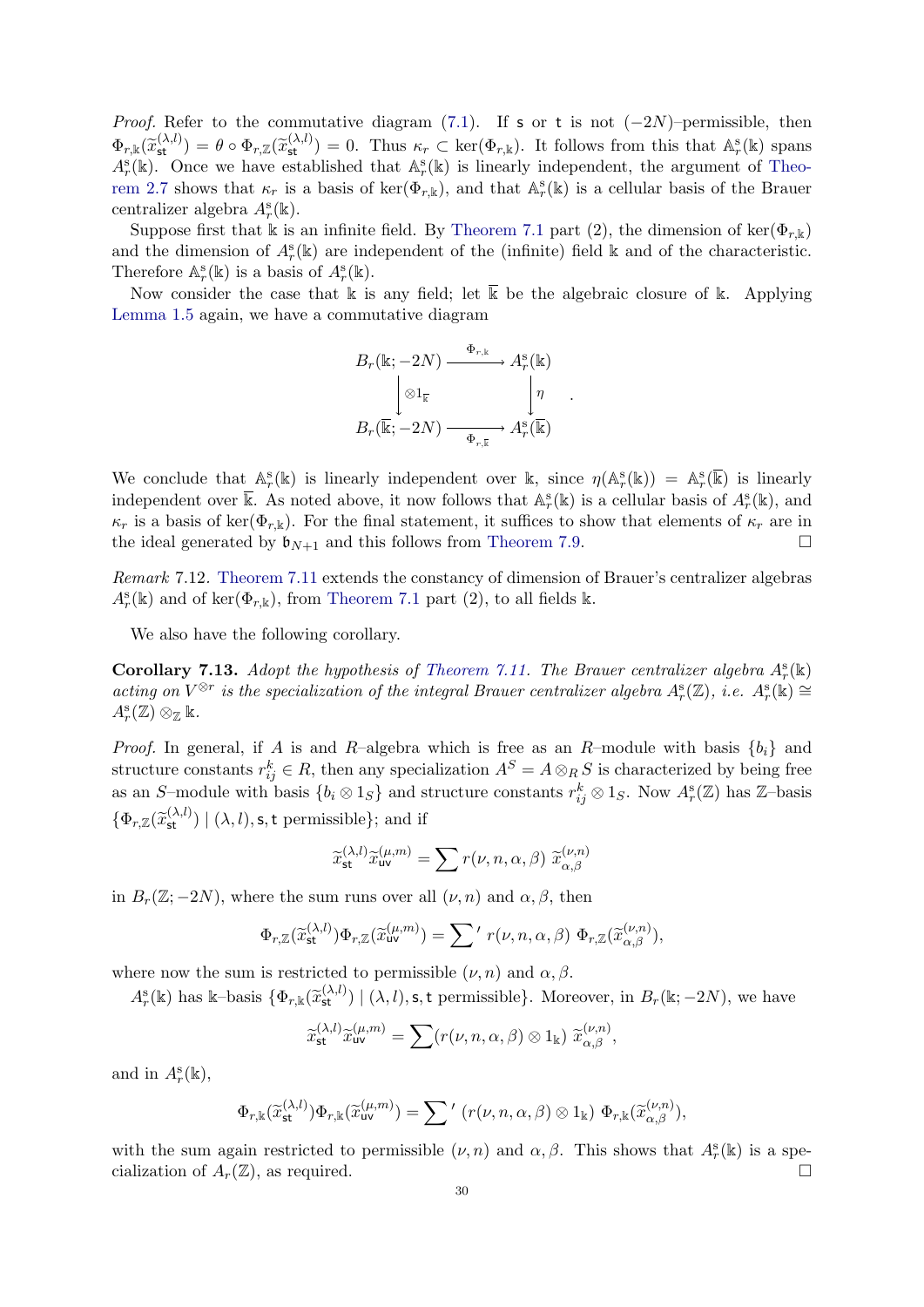*Proof.* Refer to the commutative diagram (7.1). If $\mathsf{s}$ or $\mathsf{t}$ is not $(-2N)$–permissible, then $\Phi_{r,\Bbbk}(\widetilde{x}^{(\lambda,l)}_{\mathsf{st}}) = \theta \circ \Phi_{r,\mathbb{Z}}(\widetilde{x}^{(\lambda,l)}_{\mathsf{st}}) = 0$. Thus $\kappa_r \subset \ker(\Phi_{r,\Bbbk})$. It follows from this that $\mathbb{A}^{\mathrm{s}}_r(\Bbbk)$ spans $A^{\mathrm{s}}_r(\Bbbk)$. Once we have established that $\mathbb{A}^{\mathrm{s}}_r(\Bbbk)$ is linearly independent, the argument of Theorem 2.7 shows that $\kappa_r$ is a basis of $\ker(\Phi_{r,\Bbbk})$, and that $\mathbb{A}^{\mathrm{s}}_r(\Bbbk)$ is a cellular basis of the Brauer centralizer algebra $A^{\mathrm{s}}_r(\Bbbk)$.

Suppose first that $\Bbbk$ is an infinite field. By Theorem 7.1 part (2), the dimension of $\ker(\Phi_{r,\Bbbk})$ and the dimension of $A^{\mathrm{s}}_r(\Bbbk)$ are independent of the (infinite) field $\Bbbk$ and of the characteristic. Therefore $\mathbb{A}^{\mathrm{s}}_r(\Bbbk)$ is a basis of $A^{\mathrm{s}}_r(\Bbbk)$.

Now consider the case that $\Bbbk$ is any field; let $\overline{\Bbbk}$ be the algebraic closure of $\Bbbk$. Applying Lemma 1.5 again, we have a commutative diagram

$$\begin{array}{ccc} B_r(\Bbbk;-2N) & \xrightarrow{\Phi_{r,\Bbbk}} & A^{\mathrm{s}}_r(\Bbbk) \\ \Big\downarrow{\otimes 1_{\overline{\Bbbk}}} & & \Big\downarrow{\eta} \\ B_r(\overline{\Bbbk};-2N) & \xrightarrow[\Phi_{r,\overline{\Bbbk}}]{} & A^{\mathrm{s}}_r(\overline{\Bbbk}) \end{array}.$$

We conclude that $\mathbb{A}^{\mathrm{s}}_r(\Bbbk)$ is linearly independent over $\Bbbk$, since $\eta(\mathbb{A}^{\mathrm{s}}_r(\Bbbk)) = \mathbb{A}^{\mathrm{s}}_r(\overline{\Bbbk})$ is linearly independent over $\overline{\Bbbk}$. As noted above, it now follows that $\mathbb{A}^{\mathrm{s}}_r(\Bbbk)$ is a cellular basis of $A^{\mathrm{s}}_r(\Bbbk)$, and $\kappa_r$ is a basis of $\ker(\Phi_{r,\Bbbk})$. For the final statement, it suffices to show that elements of $\kappa_r$ are in the ideal generated by $\mathfrak{b}_{N+1}$ and this follows from Theorem 7.9. $\square$

*Remark* 7.12. Theorem 7.11 extends the constancy of dimension of Brauer's centralizer algebras $A^{\mathrm{s}}_r(\Bbbk)$ and of $\ker(\Phi_{r,\Bbbk})$, from Theorem 7.1 part (2), to all fields $\Bbbk$.

We also have the following corollary.

**Corollary 7.13.** *Adopt the hypothesis of Theorem 7.11. The Brauer centralizer algebra $A^{\mathrm{s}}_r(\Bbbk)$ acting on $V^{\otimes r}$ is the specialization of the integral Brauer centralizer algebra $A^{\mathrm{s}}_r(\mathbb{Z})$, i.e. $A^{\mathrm{s}}_r(\Bbbk) \cong A^{\mathrm{s}}_r(\mathbb{Z}) \otimes_{\mathbb{Z}} \Bbbk$.*

*Proof.* In general, if $A$ is and $R$–algebra which is free as an $R$–module with basis $\{b_i\}$ and structure constants $r^k_{ij} \in R$, then any specialization $A^S = A \otimes_R S$ is characterized by being free as an $S$–module with basis $\{b_i \otimes 1_S\}$ and structure constants $r^k_{ij} \otimes 1_S$. Now $A^{\mathrm{s}}_r(\mathbb{Z})$ has $\mathbb{Z}$–basis $\{\Phi_{r,\mathbb{Z}}(\widetilde{x}^{(\lambda,l)}_{\mathsf{st}}) \mid (\lambda,l), \mathsf{s}, \mathsf{t} \text{ permissible}\}$; and if

$$\widetilde{x}^{(\lambda,l)}_{\mathsf{st}} \widetilde{x}^{(\mu,m)}_{\mathsf{uv}} = \sum r(\nu,n,\alpha,\beta)\ \widetilde{x}^{(\nu,n)}_{\alpha,\beta}$$

in $B_r(\mathbb{Z};-2N)$, where the sum runs over all $(\nu,n)$ and $\alpha,\beta$, then

$$\Phi_{r,\mathbb{Z}}(\widetilde{x}^{(\lambda,l)}_{\mathsf{st}})\Phi_{r,\mathbb{Z}}(\widetilde{x}^{(\mu,m)}_{\mathsf{uv}}) = {\sum}'\ r(\nu,n,\alpha,\beta)\ \Phi_{r,\mathbb{Z}}(\widetilde{x}^{(\nu,n)}_{\alpha,\beta}),$$

where now the sum is restricted to permissible $(\nu,n)$ and $\alpha,\beta$.

$A^{\mathrm{s}}_r(\Bbbk)$ has $\Bbbk$–basis $\{\Phi_{r,\Bbbk}(\widetilde{x}^{(\lambda,l)}_{\mathsf{st}}) \mid (\lambda,l), \mathsf{s}, \mathsf{t} \text{ permissible}\}$. Moreover, in $B_r(\Bbbk;-2N)$, we have

$$\widetilde{x}^{(\lambda,l)}_{\mathsf{st}} \widetilde{x}^{(\mu,m)}_{\mathsf{uv}} = \sum (r(\nu,n,\alpha,\beta) \otimes 1_\Bbbk)\ \widetilde{x}^{(\nu,n)}_{\alpha,\beta},$$

and in $A^{\mathrm{s}}_r(\Bbbk)$,

$$\Phi_{r,\Bbbk}(\widetilde{x}^{(\lambda,l)}_{\mathsf{st}})\Phi_{r,\Bbbk}(\widetilde{x}^{(\mu,m)}_{\mathsf{uv}}) = {\sum}'\ (r(\nu,n,\alpha,\beta) \otimes 1_\Bbbk)\ \Phi_{r,\Bbbk}(\widetilde{x}^{(\nu,n)}_{\alpha,\beta}),$$

with the sum again restricted to permissible $(\nu,n)$ and $\alpha,\beta$. This shows that $A^{\mathrm{s}}_r(\Bbbk)$ is a specialization of $A_r(\mathbb{Z})$, as required. $\square$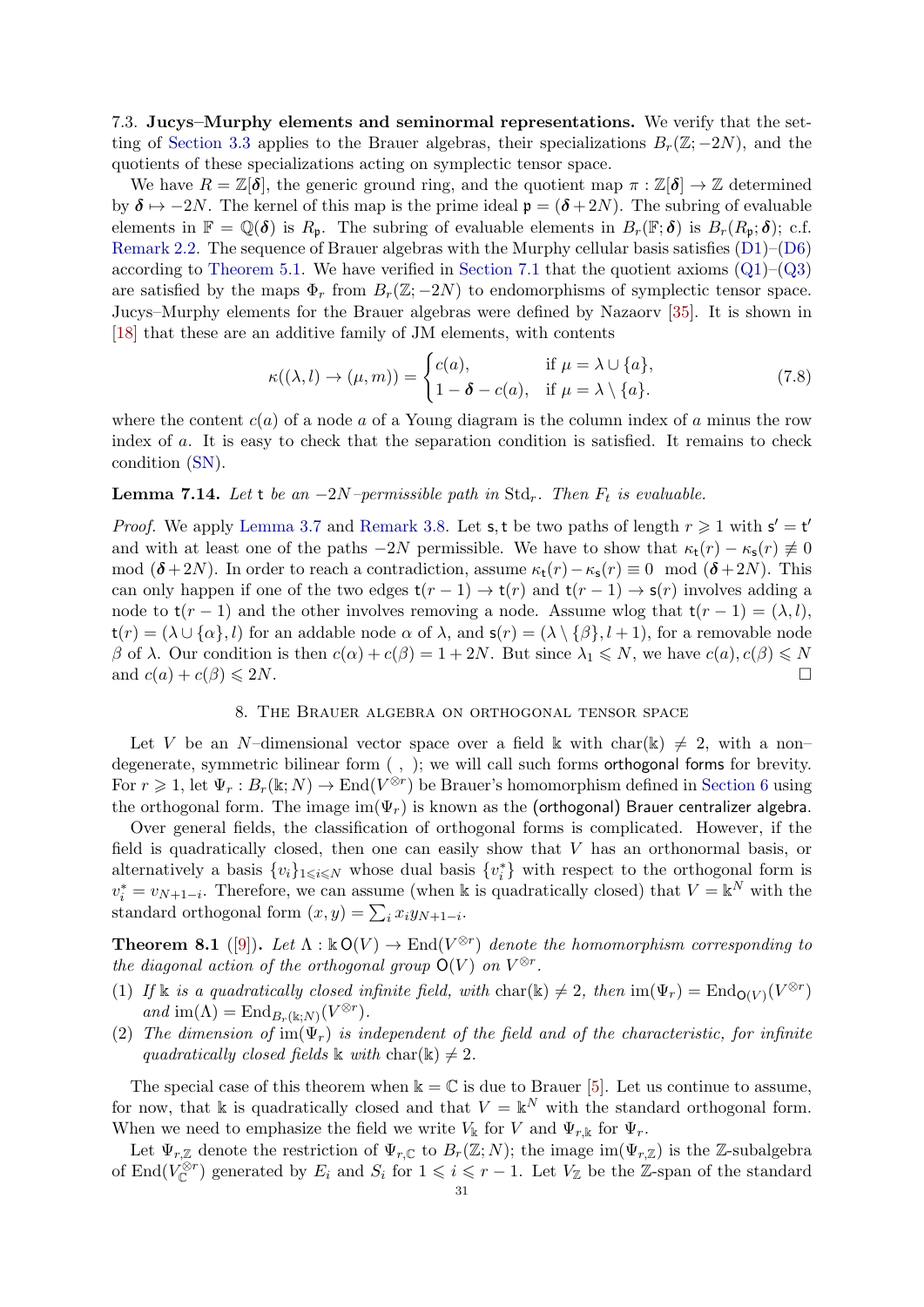7.3. **Jucys–Murphy elements and seminormal representations.** We verify that the setting of Section 3.3 applies to the Brauer algebras, their specializations $B_r(\mathbb{Z}; -2N)$, and the quotients of these specializations acting on symplectic tensor space.

We have $R = \mathbb{Z}[\boldsymbol{\delta}]$, the generic ground ring, and the quotient map $\pi : \mathbb{Z}[\boldsymbol{\delta}] \to \mathbb{Z}$ determined by $\boldsymbol{\delta} \mapsto -2N$. The kernel of this map is the prime ideal $\mathfrak{p} = (\boldsymbol{\delta} + 2N)$. The subring of evaluable elements in $\mathbb{F} = \mathbb{Q}(\boldsymbol{\delta})$ is $R_{\mathfrak{p}}$. The subring of evaluable elements in $B_r(\mathbb{F}; \boldsymbol{\delta})$ is $B_r(R_{\mathfrak{p}}; \boldsymbol{\delta})$; c.f. Remark 2.2. The sequence of Brauer algebras with the Murphy cellular basis satisfies (D1)–(D6) according to Theorem 5.1. We have verified in Section 7.1 that the quotient axioms (Q1)–(Q3) are satisfied by the maps $\Phi_r$ from $B_r(\mathbb{Z}; -2N)$ to endomorphisms of symplectic tensor space. Jucys–Murphy elements for the Brauer algebras were defined by Nazaorv [35]. It is shown in [18] that these are an additive family of JM elements, with contents

$$\kappa((\lambda, l) \to (\mu, m)) = \begin{cases} c(a), & \text{if } \mu = \lambda \cup \{a\}, \\ 1 - \boldsymbol{\delta} - c(a), & \text{if } \mu = \lambda \setminus \{a\}. \end{cases} \tag{7.8}$$

where the content $c(a)$ of a node $a$ of a Young diagram is the column index of $a$ minus the row index of $a$. It is easy to check that the separation condition is satisfied. It remains to check condition (SN).

**Lemma 7.14.** *Let* $\mathsf{t}$ *be an* $-2N$*–permissible path in* $\mathrm{Std}_r$*. Then* $F_t$ *is evaluable.*

*Proof.* We apply Lemma 3.7 and Remark 3.8. Let $\mathsf{s}, \mathsf{t}$ be two paths of length $r \geqslant 1$ with $\mathsf{s}' = \mathsf{t}'$ and with at least one of the paths $-2N$ permissible. We have to show that $\kappa_{\mathsf{t}}(r) - \kappa_{\mathsf{s}}(r) \not\equiv 0 \mod (\boldsymbol{\delta} + 2N)$. In order to reach a contradiction, assume $\kappa_{\mathsf{t}}(r) - \kappa_{\mathsf{s}}(r) \equiv 0 \mod (\boldsymbol{\delta} + 2N)$. This can only happen if one of the two edges $\mathsf{t}(r-1) \to \mathsf{t}(r)$ and $\mathsf{t}(r-1) \to \mathsf{s}(r)$ involves adding a node to $\mathsf{t}(r-1)$ and the other involves removing a node. Assume wlog that $\mathsf{t}(r-1) = (\lambda, l)$, $\mathsf{t}(r) = (\lambda \cup \{\alpha\}, l)$ for an addable node $\alpha$ of $\lambda$, and $\mathsf{s}(r) = (\lambda \setminus \{\beta\}, l+1)$, for a removable node $\beta$ of $\lambda$. Our condition is then $c(\alpha) + c(\beta) = 1 + 2N$. But since $\lambda_1 \leqslant N$, we have $c(a), c(\beta) \leqslant N$ and $c(a) + c(\beta) \leqslant 2N$. $\square$

## 8. The Brauer algebra on orthogonal tensor space

Let $V$ be an $N$–dimensional vector space over a field $\Bbbk$ with $\mathrm{char}(\Bbbk) \neq 2$, with a non–degenerate, symmetric bilinear form $(\ ,\ )$; we will call such forms orthogonal forms for brevity. For $r \geqslant 1$, let $\Psi_r : B_r(\Bbbk; N) \to \mathrm{End}(V^{\otimes r})$ be Brauer's homomorphism defined in Section 6 using the orthogonal form. The image $\mathrm{im}(\Psi_r)$ is known as the (orthogonal) Brauer centralizer algebra.

Over general fields, the classification of orthogonal forms is complicated. However, if the field is quadratically closed, then one can easily show that $V$ has an orthonormal basis, or alternatively a basis $\{v_i\}_{1 \leqslant i \leqslant N}$ whose dual basis $\{v_i^*\}$ with respect to the orthogonal form is $v_i^* = v_{N+1-i}$. Therefore, we can assume (when $\Bbbk$ is quadratically closed) that $V = \Bbbk^N$ with the standard orthogonal form $(x, y) = \sum_i x_i y_{N+1-i}$.

**Theorem 8.1** ([9])**.** *Let* $\Lambda : \Bbbk\,\mathsf{O}(V) \to \mathrm{End}(V^{\otimes r})$ *denote the homomorphism corresponding to the diagonal action of the orthogonal group* $\mathsf{O}(V)$ *on* $V^{\otimes r}$*.*

1. *If* $\Bbbk$ *is a quadratically closed infinite field, with* $\mathrm{char}(\Bbbk) \neq 2$*, then* $\mathrm{im}(\Psi_r) = \mathrm{End}_{\mathsf{O}(V)}(V^{\otimes r})$ *and* $\mathrm{im}(\Lambda) = \mathrm{End}_{B_r(\Bbbk; N)}(V^{\otimes r})$*.*
2. *The dimension of* $\mathrm{im}(\Psi_r)$ *is independent of the field and of the characteristic, for infinite quadratically closed fields* $\Bbbk$ *with* $\mathrm{char}(\Bbbk) \neq 2$*.*

The special case of this theorem when $\Bbbk = \mathbb{C}$ is due to Brauer [5]. Let us continue to assume, for now, that $\Bbbk$ is quadratically closed and that $V = \Bbbk^N$ with the standard orthogonal form. When we need to emphasize the field we write $V_\Bbbk$ for $V$ and $\Psi_{r,\Bbbk}$ for $\Psi_r$.

Let $\Psi_{r,\mathbb{Z}}$ denote the restriction of $\Psi_{r,\mathbb{C}}$ to $B_r(\mathbb{Z}; N)$; the image $\mathrm{im}(\Psi_{r,\mathbb{Z}})$ is the $\mathbb{Z}$-subalgebra of $\mathrm{End}(V_{\mathbb{C}}^{\otimes r})$ generated by $E_i$ and $S_i$ for $1 \leqslant i \leqslant r-1$. Let $V_{\mathbb{Z}}$ be the $\mathbb{Z}$-span of the standard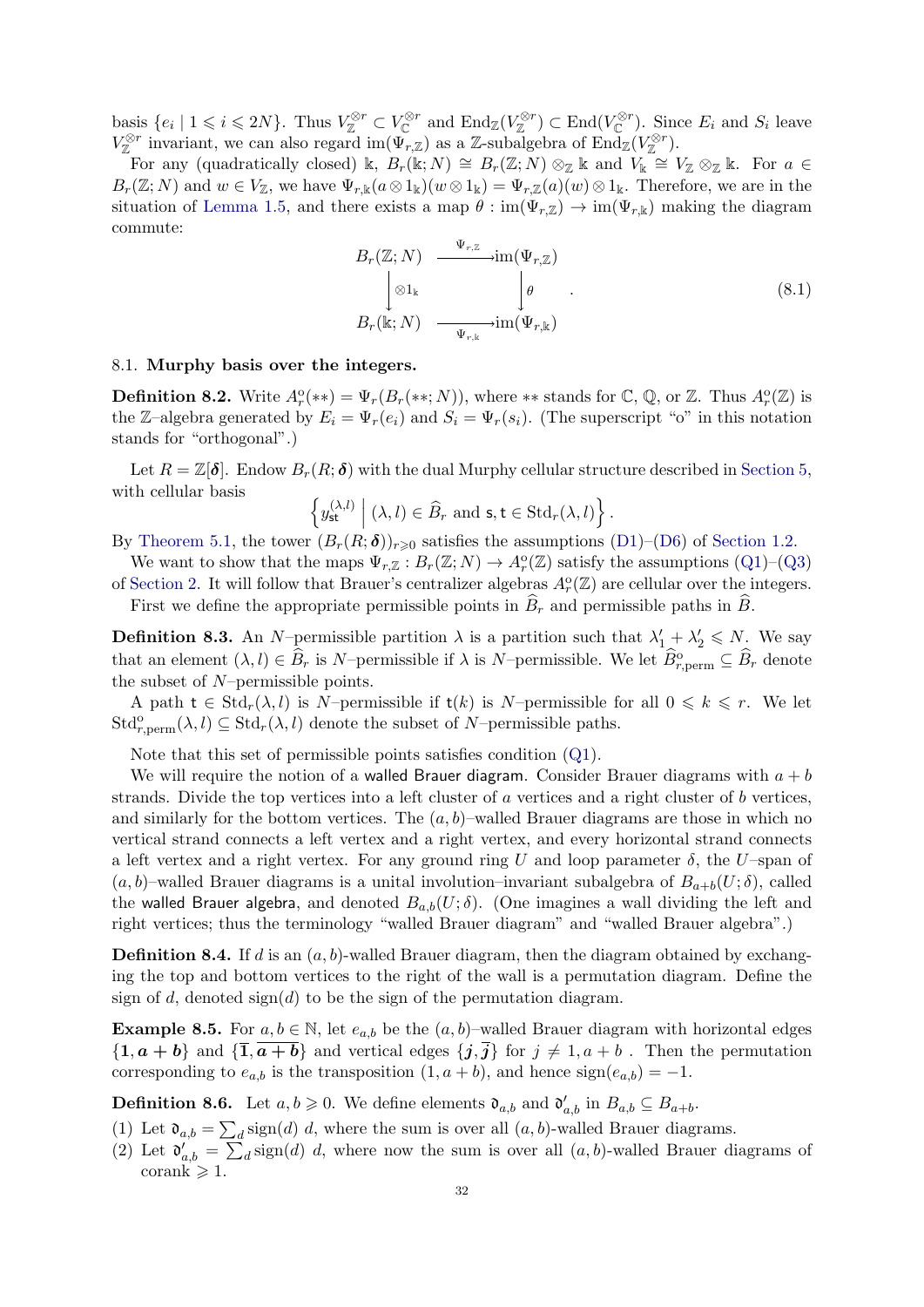basis $\{e_i \mid 1 \leqslant i \leqslant 2N\}$. Thus $V_{\mathbb{Z}}^{\otimes r} \subset V_{\mathbb{C}}^{\otimes r}$ and $\mathrm{End}_{\mathbb{Z}}(V_{\mathbb{Z}}^{\otimes r}) \subset \mathrm{End}(V_{\mathbb{C}}^{\otimes r})$. Since $E_i$ and $S_i$ leave $V_{\mathbb{Z}}^{\otimes r}$ invariant, we can also regard $\mathrm{im}(\Psi_{r,\mathbb{Z}})$ as a $\mathbb{Z}$-subalgebra of $\mathrm{End}_{\mathbb{Z}}(V_{\mathbb{Z}}^{\otimes r})$.

For any (quadratically closed) $\Bbbk$, $B_r(\Bbbk; N) \cong B_r(\mathbb{Z}; N) \otimes_{\mathbb{Z}} \Bbbk$ and $V_\Bbbk \cong V_{\mathbb{Z}} \otimes_{\mathbb{Z}} \Bbbk$. For $a \in B_r(\mathbb{Z}; N)$ and $w \in V_{\mathbb{Z}}$, we have $\Psi_{r,\Bbbk}(a \otimes 1_\Bbbk)(w \otimes 1_\Bbbk) = \Psi_{r,\mathbb{Z}}(a)(w) \otimes 1_\Bbbk$. Therefore, we are in the situation of Lemma 1.5, and there exists a map $\theta : \mathrm{im}(\Psi_{r,\mathbb{Z}}) \to \mathrm{im}(\Psi_{r,\Bbbk})$ making the diagram commute:

$$\begin{array}{ccc} B_r(\mathbb{Z}; N) & \xrightarrow{\Psi_{r,\mathbb{Z}}} & \mathrm{im}(\Psi_{r,\mathbb{Z}}) \\ \Big\downarrow{\scriptstyle \otimes 1_\Bbbk} & & \Big\downarrow{\scriptstyle \theta} \\ B_r(\Bbbk; N) & \xrightarrow[\Psi_{r,\Bbbk}]{} & \mathrm{im}(\Psi_{r,\Bbbk}) \end{array} . \tag{8.1}$$

## 8.1. Murphy basis over the integers.

**Definition 8.2.** Write $A_r^{\mathrm{o}}(**) = \Psi_r(B_r(**; N))$, where $**$ stands for $\mathbb{C}$, $\mathbb{Q}$, or $\mathbb{Z}$. Thus $A_r^{\mathrm{o}}(\mathbb{Z})$ is the $\mathbb{Z}$–algebra generated by $E_i = \Psi_r(e_i)$ and $S_i = \Psi_r(s_i)$. (The superscript "o" in this notation stands for "orthogonal".)

Let $R = \mathbb{Z}[\boldsymbol{\delta}]$. Endow $B_r(R; \boldsymbol{\delta})$ with the dual Murphy cellular structure described in Section 5, with cellular basis

$$\left\{ y_{\mathsf{st}}^{(\lambda,l)} \;\middle|\; (\lambda, l) \in \widehat{B}_r \text{ and } \mathsf{s}, \mathsf{t} \in \mathrm{Std}_r(\lambda, l) \right\}.$$

By Theorem 5.1, the tower $(B_r(R; \boldsymbol{\delta}))_{r \geqslant 0}$ satisfies the assumptions (D1)–(D6) of Section 1.2.

We want to show that the maps $\Psi_{r,\mathbb{Z}} : B_r(\mathbb{Z}; N) \to A_r^{\mathrm{o}}(\mathbb{Z})$ satisfy the assumptions (Q1)–(Q3) of Section 2. It will follow that Brauer's centralizer algebras $A_r^{\mathrm{o}}(\mathbb{Z})$ are cellular over the integers.

First we define the appropriate permissible points in $\widehat{B}_r$ and permissible paths in $\widehat{B}$.

**Definition 8.3.** An $N$–permissible partition $\lambda$ is a partition such that $\lambda_1' + \lambda_2' \leqslant N$. We say that an element $(\lambda, l) \in \widehat{B}_r$ is $N$–permissible if $\lambda$ is $N$–permissible. We let $\widehat{B}_{r,\mathrm{perm}}^{\mathrm{o}} \subseteq \widehat{B}_r$ denote the subset of $N$–permissible points.

A path $\mathsf{t} \in \mathrm{Std}_r(\lambda, l)$ is $N$–permissible if $\mathsf{t}(k)$ is $N$–permissible for all $0 \leqslant k \leqslant r$. We let $\mathrm{Std}_{r,\mathrm{perm}}^{\mathrm{o}}(\lambda, l) \subseteq \mathrm{Std}_r(\lambda, l)$ denote the subset of $N$–permissible paths.

Note that this set of permissible points satisfies condition (Q1).

We will require the notion of a walled Brauer diagram. Consider Brauer diagrams with $a + b$ strands. Divide the top vertices into a left cluster of $a$ vertices and a right cluster of $b$ vertices, and similarly for the bottom vertices. The $(a, b)$–walled Brauer diagrams are those in which no vertical strand connects a left vertex and a right vertex, and every horizontal strand connects a left vertex and a right vertex. For any ground ring $U$ and loop parameter $\delta$, the $U$–span of $(a, b)$–walled Brauer diagrams is a unital involution–invariant subalgebra of $B_{a+b}(U; \delta)$, called the walled Brauer algebra, and denoted $B_{a,b}(U; \delta)$. (One imagines a wall dividing the left and right vertices; thus the terminology "walled Brauer diagram" and "walled Brauer algebra".)

**Definition 8.4.** If $d$ is an $(a, b)$-walled Brauer diagram, then the diagram obtained by exchanging the top and bottom vertices to the right of the wall is a permutation diagram. Define the sign of $d$, denoted $\mathrm{sign}(d)$ to be the sign of the permutation diagram.

**Example 8.5.** For $a, b \in \mathbb{N}$, let $e_{a,b}$ be the $(a, b)$–walled Brauer diagram with horizontal edges $\{\boldsymbol{1}, \boldsymbol{a+b}\}$ and $\{\overline{\boldsymbol{1}}, \overline{\boldsymbol{a+b}}\}$ and vertical edges $\{\boldsymbol{j}, \overline{\boldsymbol{j}}\}$ for $j \neq 1, a + b$ . Then the permutation corresponding to $e_{a,b}$ is the transposition $(1, a + b)$, and hence $\mathrm{sign}(e_{a,b}) = -1$.

**Definition 8.6.** Let $a, b \geqslant 0$. We define elements $\mathfrak{d}_{a,b}$ and $\mathfrak{d}'_{a,b}$ in $B_{a,b} \subseteq B_{a+b}$.

(1) Let $\mathfrak{d}_{a,b} = \sum_d \mathrm{sign}(d)\ d$, where the sum is over all $(a, b)$-walled Brauer diagrams.

(2) Let $\mathfrak{d}'_{a,b} = \sum_d \mathrm{sign}(d)\ d$, where now the sum is over all $(a, b)$-walled Brauer diagrams of corank $\geqslant 1$.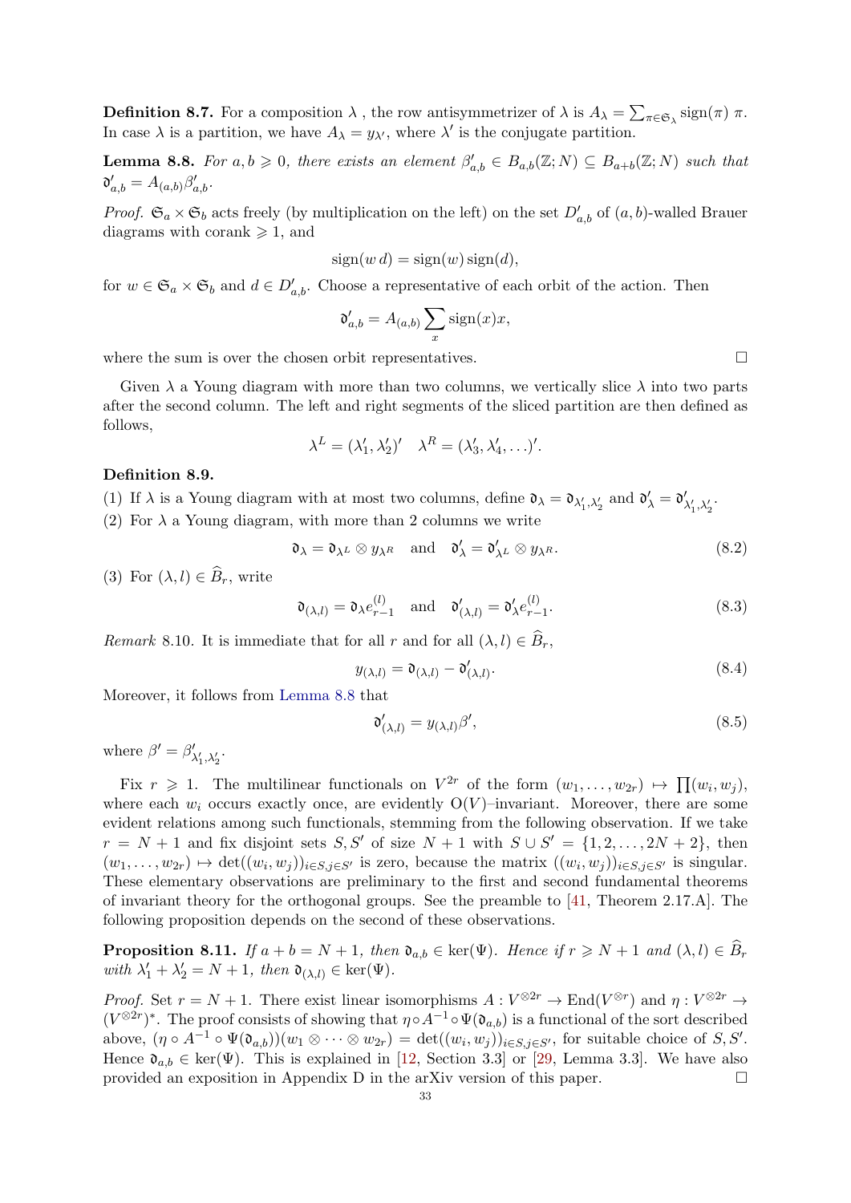**Definition 8.7.** For a composition $\lambda$ , the row antisymmetrizer of $\lambda$ is $A_\lambda = \sum_{\pi \in \mathfrak{S}_\lambda} \operatorname{sign}(\pi)\, \pi$. In case $\lambda$ is a partition, we have $A_\lambda = y_{\lambda'}$, where $\lambda'$ is the conjugate partition.

**Lemma 8.8.** *For $a, b \geqslant 0$, there exists an element $\beta'_{a,b} \in B_{a,b}(\mathbb{Z}; N) \subseteq B_{a+b}(\mathbb{Z}; N)$ such that $\mathfrak{d}'_{a,b} = A_{(a,b)} \beta'_{a,b}$.*

*Proof.* $\mathfrak{S}_a \times \mathfrak{S}_b$ acts freely (by multiplication on the left) on the set $D'_{a,b}$ of $(a, b)$-walled Brauer diagrams with corank $\geqslant 1$, and

$$\operatorname{sign}(w\, d) = \operatorname{sign}(w) \operatorname{sign}(d),$$

for $w \in \mathfrak{S}_a \times \mathfrak{S}_b$ and $d \in D'_{a,b}$. Choose a representative of each orbit of the action. Then

$$\mathfrak{d}'_{a,b} = A_{(a,b)} \sum_x \operatorname{sign}(x) x,$$

where the sum is over the chosen orbit representatives. $\square$

Given $\lambda$ a Young diagram with more than two columns, we vertically slice $\lambda$ into two parts after the second column. The left and right segments of the sliced partition are then defined as follows,

$$\lambda^L = (\lambda'_1, \lambda'_2)' \quad \lambda^R = (\lambda'_3, \lambda'_4, \ldots)'.$$

**Definition 8.9.**

(1) If $\lambda$ is a Young diagram with at most two columns, define $\mathfrak{d}_\lambda = \mathfrak{d}_{\lambda'_1, \lambda'_2}$ and $\mathfrak{d}'_\lambda = \mathfrak{d}'_{\lambda'_1, \lambda'_2}$.

(2) For $\lambda$ a Young diagram, with more than 2 columns we write

$$\mathfrak{d}_\lambda = \mathfrak{d}_{\lambda^L} \otimes y_{\lambda^R} \quad \text{and} \quad \mathfrak{d}'_\lambda = \mathfrak{d}'_{\lambda^L} \otimes y_{\lambda^R}. \tag{8.2}$$

(3) For $(\lambda, l) \in \widehat{B}_r$, write

$$\mathfrak{d}_{(\lambda,l)} = \mathfrak{d}_\lambda e^{(l)}_{r-1} \quad \text{and} \quad \mathfrak{d}'_{(\lambda,l)} = \mathfrak{d}'_\lambda e^{(l)}_{r-1}. \tag{8.3}$$

*Remark* 8.10. It is immediate that for all $r$ and for all $(\lambda, l) \in \widehat{B}_r$,

$$y_{(\lambda,l)} = \mathfrak{d}_{(\lambda,l)} - \mathfrak{d}'_{(\lambda,l)}. \tag{8.4}$$

Moreover, it follows from Lemma 8.8 that

$$\mathfrak{d}'_{(\lambda,l)} = y_{(\lambda,l)} \beta', \tag{8.5}$$

where $\beta' = \beta'_{\lambda'_1, \lambda'_2}$.

Fix $r \geqslant 1$. The multilinear functionals on $V^{2r}$ of the form $(w_1, \ldots, w_{2r}) \mapsto \prod (w_i, w_j)$, where each $w_i$ occurs exactly once, are evidently $\mathrm{O}(V)$–invariant. Moreover, there are some evident relations among such functionals, stemming from the following observation. If we take $r = N + 1$ and fix disjoint sets $S, S'$ of size $N + 1$ with $S \cup S' = \{1, 2, \ldots, 2N + 2\}$, then $(w_1, \ldots, w_{2r}) \mapsto \det((w_i, w_j))_{i \in S, j \in S'}$ is zero, because the matrix $((w_i, w_j))_{i \in S, j \in S'}$ is singular. These elementary observations are preliminary to the first and second fundamental theorems of invariant theory for the orthogonal groups. See the preamble to [41, Theorem 2.17.A]. The following proposition depends on the second of these observations.

**Proposition 8.11.** *If $a + b = N + 1$, then $\mathfrak{d}_{a,b} \in \ker(\Psi)$. Hence if $r \geqslant N + 1$ and $(\lambda, l) \in \widehat{B}_r$ with $\lambda'_1 + \lambda'_2 = N + 1$, then $\mathfrak{d}_{(\lambda,l)} \in \ker(\Psi)$.*

*Proof.* Set $r = N + 1$. There exist linear isomorphisms $A : V^{\otimes 2r} \to \operatorname{End}(V^{\otimes r})$ and $\eta : V^{\otimes 2r} \to (V^{\otimes 2r})^*$. The proof consists of showing that $\eta \circ A^{-1} \circ \Psi(\mathfrak{d}_{a,b})$ is a functional of the sort described above, $(\eta \circ A^{-1} \circ \Psi(\mathfrak{d}_{a,b}))(w_1 \otimes \cdots \otimes w_{2r}) = \det((w_i, w_j))_{i \in S, j \in S'}$, for suitable choice of $S, S'$. Hence $\mathfrak{d}_{a,b} \in \ker(\Psi)$. This is explained in [12, Section 3.3] or [29, Lemma 3.3]. We have also provided an exposition in Appendix D in the arXiv version of this paper. $\square$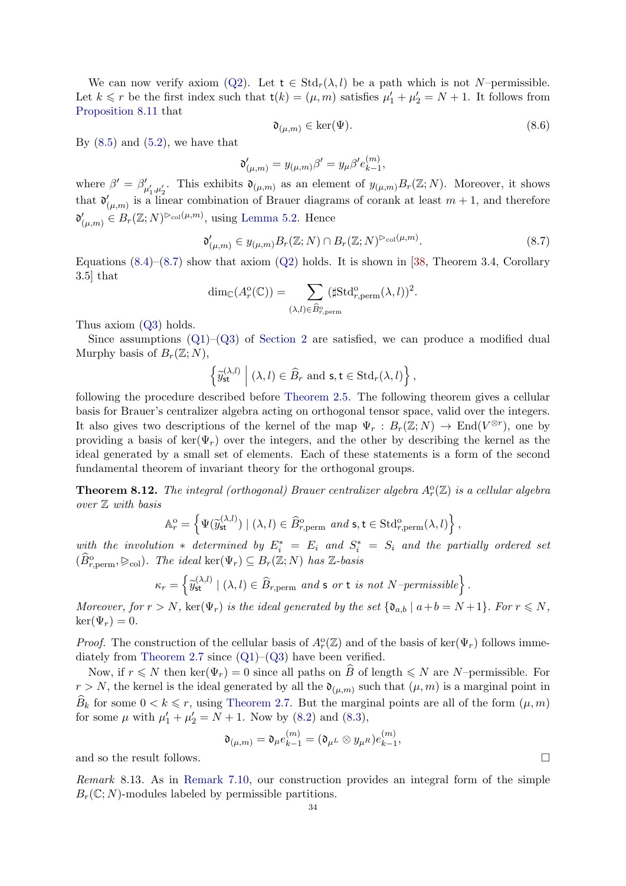We can now verify axiom (Q2). Let $\mathsf{t} \in \mathrm{Std}_r(\lambda, l)$ be a path which is not $N$–permissible. Let $k \leqslant r$ be the first index such that $\mathsf{t}(k) = (\mu, m)$ satisfies $\mu'_1 + \mu'_2 = N + 1$. It follows from Proposition 8.11 that

$$\mathfrak{d}_{(\mu,m)} \in \ker(\Psi). \tag{8.6}$$

By (8.5) and (5.2), we have that

$$\mathfrak{d}'_{(\mu,m)} = y_{(\mu,m)}\beta' = y_\mu \beta' e^{(m)}_{k-1},$$

where $\beta' = \beta'_{\mu'_1,\mu'_2}$. This exhibits $\mathfrak{d}_{(\mu,m)}$ as an element of $y_{(\mu,m)}B_r(\mathbb{Z}; N)$. Moreover, it shows that $\mathfrak{d}'_{(\mu,m)}$ is a linear combination of Brauer diagrams of corank at least $m+1$, and therefore $\mathfrak{d}'_{(\mu,m)} \in B_r(\mathbb{Z}; N)^{\rhd_{\mathrm{col}}(\mu,m)}$, using Lemma 5.2. Hence

$$\mathfrak{d}'_{(\mu,m)} \in y_{(\mu,m)}B_r(\mathbb{Z}; N) \cap B_r(\mathbb{Z}; N)^{\rhd_{\mathrm{col}}(\mu,m)}. \tag{8.7}$$

Equations (8.4)–(8.7) show that axiom (Q2) holds. It is shown in [38, Theorem 3.4, Corollary 3.5] that

$$\dim_{\mathbb{C}}(A^{\mathrm{o}}_r(\mathbb{C})) = \sum_{(\lambda,l)\in \widehat{B}^{\mathrm{o}}_{r,\mathrm{perm}}} (\sharp \mathrm{Std}^{\mathrm{o}}_{r,\mathrm{perm}}(\lambda, l))^2.$$

Thus axiom (Q3) holds.

Since assumptions (Q1)–(Q3) of Section 2 are satisfied, we can produce a modified dual Murphy basis of $B_r(\mathbb{Z}; N)$,

$$\left\{ \widetilde{y}^{(\lambda,l)}_{\mathsf{st}} \;\middle|\; (\lambda, l) \in \widehat{B}_r \text{ and } \mathsf{s}, \mathsf{t} \in \mathrm{Std}_r(\lambda, l) \right\},$$

following the procedure described before Theorem 2.5. The following theorem gives a cellular basis for Brauer's centralizer algebra acting on orthogonal tensor space, valid over the integers. It also gives two descriptions of the kernel of the map $\Psi_r : B_r(\mathbb{Z}; N) \to \mathrm{End}(V^{\otimes r})$, one by providing a basis of $\ker(\Psi_r)$ over the integers, and the other by describing the kernel as the ideal generated by a small set of elements. Each of these statements is a form of the second fundamental theorem of invariant theory for the orthogonal groups.

**Theorem 8.12.** *The integral (orthogonal) Brauer centralizer algebra $A^{\mathrm{o}}_r(\mathbb{Z})$ is a cellular algebra over $\mathbb{Z}$ with basis*

$$\mathbb{A}^{\mathrm{o}}_r = \left\{ \Psi(\widetilde{y}^{(\lambda,l)}_{\mathsf{st}}) \mid (\lambda, l) \in \widehat{B}^{\mathrm{o}}_{r,\mathrm{perm}} \text{ and } \mathsf{s}, \mathsf{t} \in \mathrm{Std}^{\mathrm{o}}_{r,\mathrm{perm}}(\lambda, l) \right\},$$

*with the involution $*$ determined by $E^*_i = E_i$ and $S^*_i = S_i$ and the partially ordered set $(\widehat{B}^{\mathrm{o}}_{r,\mathrm{perm}}, \trianglerighteq_{\mathrm{col}})$. The ideal $\ker(\Psi_r) \subseteq B_r(\mathbb{Z}; N)$ has $\mathbb{Z}$-basis*

$$\kappa_r = \left\{ \widetilde{y}^{(\lambda,l)}_{\mathsf{st}} \mid (\lambda, l) \in \widehat{B}_{r,\mathrm{perm}} \text{ and } \mathsf{s} \text{ or } \mathsf{t} \text{ is not } N\text{–permissible} \right\}.$$

*Moreover, for $r > N$, $\ker(\Psi_r)$ is the ideal generated by the set $\{\mathfrak{d}_{a,b} \mid a + b = N + 1\}$. For $r \leqslant N$, $\ker(\Psi_r) = 0$.*

*Proof.* The construction of the cellular basis of $A^{\mathrm{o}}_r(\mathbb{Z})$ and of the basis of $\ker(\Psi_r)$ follows immediately from Theorem 2.7 since (Q1)–(Q3) have been verified.

Now, if $r \leqslant N$ then $\ker(\Psi_r) = 0$ since all paths on $\widehat{B}$ of length $\leqslant N$ are $N$–permissible. For $r > N$, the kernel is the ideal generated by all the $\mathfrak{d}_{(\mu,m)}$ such that $(\mu, m)$ is a marginal point in $\widehat{B}_k$ for some $0 < k \leqslant r$, using Theorem 2.7. But the marginal points are all of the form $(\mu, m)$ for some $\mu$ with $\mu'_1 + \mu'_2 = N + 1$. Now by (8.2) and (8.3),

$$\mathfrak{d}_{(\mu,m)} = \mathfrak{d}_\mu e^{(m)}_{k-1} = (\mathfrak{d}_{\mu^L} \otimes y_{\mu^R})e^{(m)}_{k-1},$$

and so the result follows. □

*Remark* 8.13. As in Remark 7.10, our construction provides an integral form of the simple $B_r(\mathbb{C}; N)$-modules labeled by permissible partitions.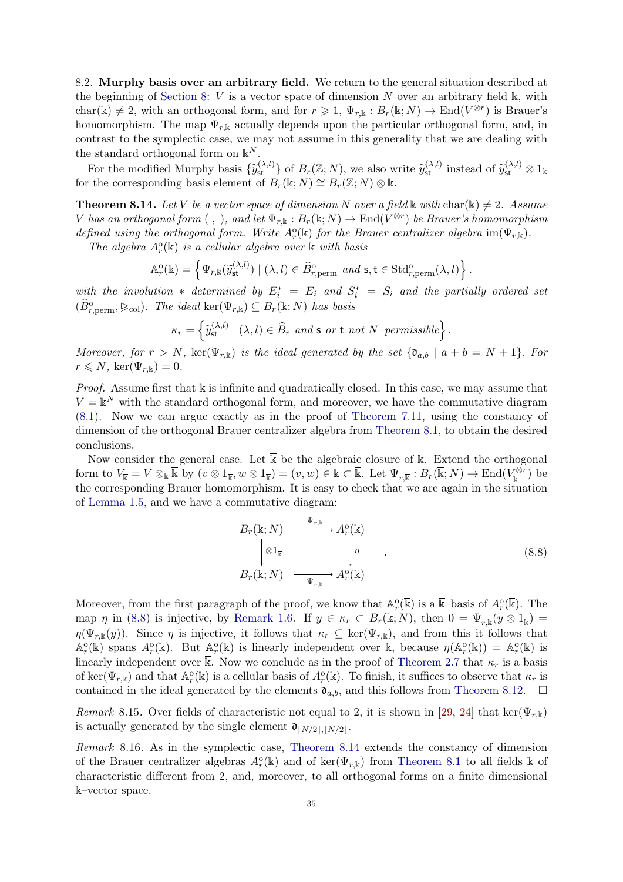8.2. **Murphy basis over an arbitrary field.** We return to the general situation described at the beginning of Section 8: $V$ is a vector space of dimension $N$ over an arbitrary field $\Bbbk$, with $\mathrm{char}(\Bbbk) \neq 2$, with an orthogonal form, and for $r \geqslant 1$, $\Psi_{r,\Bbbk} : B_r(\Bbbk; N) \to \mathrm{End}(V^{\otimes r})$ is Brauer's homomorphism. The map $\Psi_{r,\Bbbk}$ actually depends upon the particular orthogonal form, and, in contrast to the symplectic case, we may not assume in this generality that we are dealing with the standard orthogonal form on $\Bbbk^N$.

For the modified Murphy basis $\{\widetilde{y}_{\mathsf{st}}^{(\lambda,l)}\}$ of $B_r(\mathbb{Z}; N)$, we also write $\widetilde{y}_{\mathsf{st}}^{(\lambda,l)}$ instead of $\widetilde{y}_{\mathsf{st}}^{(\lambda,l)} \otimes 1_\Bbbk$ for the corresponding basis element of $B_r(\Bbbk; N) \cong B_r(\mathbb{Z}; N) \otimes \Bbbk$.

**Theorem 8.14.** *Let $V$ be a vector space of dimension $N$ over a field $\Bbbk$ with $\mathrm{char}(\Bbbk) \neq 2$. Assume $V$ has an orthogonal form $(\ ,\ )$, and let $\Psi_{r,\Bbbk} : B_r(\Bbbk; N) \to \mathrm{End}(V^{\otimes r})$ be Brauer's homomorphism defined using the orthogonal form. Write $A_r^{\mathrm{o}}(\Bbbk)$ for the Brauer centralizer algebra $\mathrm{im}(\Psi_{r,\Bbbk})$.*

*The algebra $A_r^{\mathrm{o}}(\Bbbk)$ is a cellular algebra over $\Bbbk$ with basis*

$$\mathbb{A}_r^{\mathrm{o}}(\Bbbk) = \left\{ \Psi_{r,\Bbbk}(\widetilde{y}_{\mathsf{st}}^{(\lambda,l)}) \mid (\lambda, l) \in \widehat{B}_{r,\mathrm{perm}}^{\mathrm{o}} \text{ and } \mathsf{s}, \mathsf{t} \in \mathrm{Std}_{r,\mathrm{perm}}^{\mathrm{o}}(\lambda, l) \right\}.$$

*with the involution $*$ determined by $E_i^* = E_i$ and $S_i^* = S_i$ and the partially ordered set $(\widehat{B}_{r,\mathrm{perm}}^{\mathrm{o}}, \trianglerighteq_{\mathrm{col}})$. The ideal $\ker(\Psi_{r,\Bbbk}) \subseteq B_r(\Bbbk; N)$ has basis*

$$\kappa_r = \left\{ \widetilde{y}_{\mathsf{st}}^{(\lambda,l)} \mid (\lambda, l) \in \widehat{B}_r \text{ and } \mathsf{s} \text{ or } \mathsf{t} \text{ not } N\text{–permissible} \right\}.$$

*Moreover, for $r > N$, $\ker(\Psi_{r,\Bbbk})$ is the ideal generated by the set $\{\mathfrak{d}_{a,b} \mid a + b = N + 1\}$. For $r \leqslant N$, $\ker(\Psi_{r,\Bbbk}) = 0$.*

*Proof.* Assume first that $\Bbbk$ is infinite and quadratically closed. In this case, we may assume that $V = \Bbbk^N$ with the standard orthogonal form, and moreover, we have the commutative diagram (8.1). Now we can argue exactly as in the proof of Theorem 7.11, using the constancy of dimension of the orthogonal Brauer centralizer algebra from Theorem 8.1, to obtain the desired conclusions.

Now consider the general case. Let $\overline{\Bbbk}$ be the algebraic closure of $\Bbbk$. Extend the orthogonal form to $V_{\overline{\Bbbk}} = V \otimes_\Bbbk \overline{\Bbbk}$ by $(v \otimes 1_{\overline{\Bbbk}}, w \otimes 1_{\overline{\Bbbk}}) = (v, w) \in \Bbbk \subset \overline{\Bbbk}$. Let $\Psi_{r,\overline{\Bbbk}} : B_r(\overline{\Bbbk}; N) \to \mathrm{End}(V_{\overline{\Bbbk}}^{\otimes r})$ be the corresponding Brauer homomorphism. It is easy to check that we are again in the situation of Lemma 1.5, and we have a commutative diagram:

$$\begin{array}{ccc} B_r(\Bbbk; N) & \xrightarrow{\Psi_{r,\Bbbk}} & A_r^{\mathrm{o}}(\Bbbk) \\ \Big\downarrow{\scriptstyle \otimes 1_{\overline{\Bbbk}}} & & \Big\downarrow{\scriptstyle \eta} \\ B_r(\overline{\Bbbk}; N) & \xrightarrow[\Psi_{r,\overline{\Bbbk}}]{} & A_r^{\mathrm{o}}(\overline{\Bbbk}) \end{array} \quad . \tag{8.8}$$

Moreover, from the first paragraph of the proof, we know that $\mathbb{A}_r^{\mathrm{o}}(\overline{\Bbbk})$ is a $\overline{\Bbbk}$–basis of $A_r^{\mathrm{o}}(\overline{\Bbbk})$. The map $\eta$ in (8.8) is injective, by Remark 1.6. If $y \in \kappa_r \subset B_r(\Bbbk; N)$, then $0 = \Psi_{r,\overline{\Bbbk}}(y \otimes 1_{\overline{\Bbbk}}) = \eta(\Psi_{r,\Bbbk}(y))$. Since $\eta$ is injective, it follows that $\kappa_r \subseteq \ker(\Psi_{r,\Bbbk})$, and from this it follows that $\mathbb{A}_r^{\mathrm{o}}(\Bbbk)$ spans $A_r^{\mathrm{o}}(\Bbbk)$. But $\mathbb{A}_r^{\mathrm{o}}(\Bbbk)$ is linearly independent over $\Bbbk$, because $\eta(\mathbb{A}_r^{\mathrm{o}}(\Bbbk)) = \mathbb{A}_r^{\mathrm{o}}(\overline{\Bbbk})$ is linearly independent over $\overline{\Bbbk}$. Now we conclude as in the proof of Theorem 2.7 that $\kappa_r$ is a basis of $\ker(\Psi_{r,\Bbbk})$ and that $\mathbb{A}_r^{\mathrm{o}}(\Bbbk)$ is a cellular basis of $A_r^{\mathrm{o}}(\Bbbk)$. To finish, it suffices to observe that $\kappa_r$ is contained in the ideal generated by the elements $\mathfrak{d}_{a,b}$, and this follows from Theorem 8.12. $\square$

*Remark* 8.15. Over fields of characteristic not equal to 2, it is shown in [29, 24] that $\ker(\Psi_{r,\Bbbk})$ is actually generated by the single element $\mathfrak{d}_{\lceil N/2 \rceil, \lfloor N/2 \rfloor}$.

*Remark* 8.16. As in the symplectic case, Theorem 8.14 extends the constancy of dimension of the Brauer centralizer algebras $A_r^{\mathrm{o}}(\Bbbk)$ and of $\ker(\Psi_{r,\Bbbk})$ from Theorem 8.1 to all fields $\Bbbk$ of characteristic different from 2, and, moreover, to all orthogonal forms on a finite dimensional $\Bbbk$–vector space.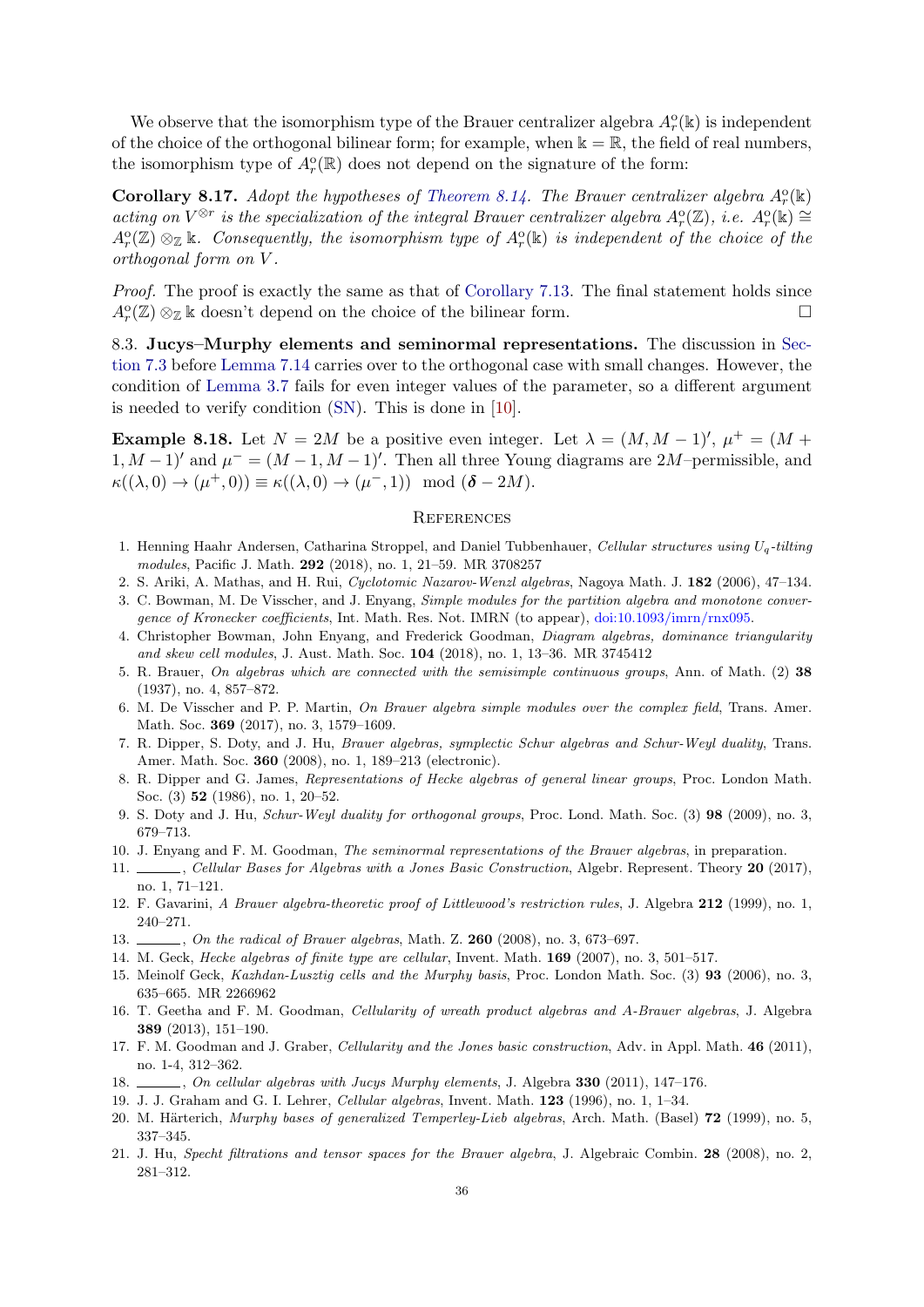We observe that the isomorphism type of the Brauer centralizer algebra $A_r^{\mathrm{o}}(\Bbbk)$ is independent of the choice of the orthogonal bilinear form; for example, when $\Bbbk = \mathbb{R}$, the field of real numbers, the isomorphism type of $A_r^{\mathrm{o}}(\mathbb{R})$ does not depend on the signature of the form:

**Corollary 8.17.** *Adopt the hypotheses of Theorem 8.14. The Brauer centralizer algebra $A_r^{\mathrm{o}}(\Bbbk)$ acting on $V^{\otimes r}$ is the specialization of the integral Brauer centralizer algebra $A_r^{\mathrm{o}}(\mathbb{Z})$, i.e. $A_r^{\mathrm{o}}(\Bbbk) \cong A_r^{\mathrm{o}}(\mathbb{Z}) \otimes_{\mathbb{Z}} \Bbbk$. Consequently, the isomorphism type of $A_r^{\mathrm{o}}(\Bbbk)$ is independent of the choice of the orthogonal form on $V$.*

*Proof.* The proof is exactly the same as that of Corollary 7.13. The final statement holds since $A_r^{\mathrm{o}}(\mathbb{Z}) \otimes_{\mathbb{Z}} \Bbbk$ doesn't depend on the choice of the bilinear form. □

### 8.3. Jucys–Murphy elements and seminormal representations.

The discussion in Section 7.3 before Lemma 7.14 carries over to the orthogonal case with small changes. However, the condition of Lemma 3.7 fails for even integer values of the parameter, so a different argument is needed to verify condition (SN). This is done in [10].

**Example 8.18.** Let $N = 2M$ be a positive even integer. Let $\lambda = (M, M-1)'$, $\mu^+ = (M+1, M-1)'$ and $\mu^- = (M-1, M-1)'$. Then all three Young diagrams are $2M$–permissible, and $\kappa((\lambda, 0) \to (\mu^+, 0)) \equiv \kappa((\lambda, 0) \to (\mu^-, 1)) \mod (\boldsymbol{\delta} - 2M)$.

## References

1. Henning Haahr Andersen, Catharina Stroppel, and Daniel Tubbenhauer, *Cellular structures using $U_q$-tilting modules*, Pacific J. Math. **292** (2018), no. 1, 21–59. MR 3708257
2. S. Ariki, A. Mathas, and H. Rui, *Cyclotomic Nazarov-Wenzl algebras*, Nagoya Math. J. **182** (2006), 47–134.
3. C. Bowman, M. De Visscher, and J. Enyang, *Simple modules for the partition algebra and monotone convergence of Kronecker coefficients*, Int. Math. Res. Not. IMRN (to appear), doi:10.1093/imrn/rnx095.
4. Christopher Bowman, John Enyang, and Frederick Goodman, *Diagram algebras, dominance triangularity and skew cell modules*, J. Aust. Math. Soc. **104** (2018), no. 1, 13–36. MR 3745412
5. R. Brauer, *On algebras which are connected with the semisimple continuous groups*, Ann. of Math. (2) **38** (1937), no. 4, 857–872.
6. M. De Visscher and P. P. Martin, *On Brauer algebra simple modules over the complex field*, Trans. Amer. Math. Soc. **369** (2017), no. 3, 1579–1609.
7. R. Dipper, S. Doty, and J. Hu, *Brauer algebras, symplectic Schur algebras and Schur-Weyl duality*, Trans. Amer. Math. Soc. **360** (2008), no. 1, 189–213 (electronic).
8. R. Dipper and G. James, *Representations of Hecke algebras of general linear groups*, Proc. London Math. Soc. (3) **52** (1986), no. 1, 20–52.
9. S. Doty and J. Hu, *Schur-Weyl duality for orthogonal groups*, Proc. Lond. Math. Soc. (3) **98** (2009), no. 3, 679–713.
10. J. Enyang and F. M. Goodman, *The seminormal representations of the Brauer algebras*, in preparation.
11. ______, *Cellular Bases for Algebras with a Jones Basic Construction*, Algebr. Represent. Theory **20** (2017), no. 1, 71–121.
12. F. Gavarini, *A Brauer algebra-theoretic proof of Littlewood's restriction rules*, J. Algebra **212** (1999), no. 1, 240–271.
13. ______, *On the radical of Brauer algebras*, Math. Z. **260** (2008), no. 3, 673–697.
14. M. Geck, *Hecke algebras of finite type are cellular*, Invent. Math. **169** (2007), no. 3, 501–517.
15. Meinolf Geck, *Kazhdan-Lusztig cells and the Murphy basis*, Proc. London Math. Soc. (3) **93** (2006), no. 3, 635–665. MR 2266962
16. T. Geetha and F. M. Goodman, *Cellularity of wreath product algebras and A-Brauer algebras*, J. Algebra **389** (2013), 151–190.
17. F. M. Goodman and J. Graber, *Cellularity and the Jones basic construction*, Adv. in Appl. Math. **46** (2011), no. 1-4, 312–362.
18. ______, *On cellular algebras with Jucys Murphy elements*, J. Algebra **330** (2011), 147–176.
19. J. J. Graham and G. I. Lehrer, *Cellular algebras*, Invent. Math. **123** (1996), no. 1, 1–34.
20. M. Härterich, *Murphy bases of generalized Temperley-Lieb algebras*, Arch. Math. (Basel) **72** (1999), no. 5, 337–345.
21. J. Hu, *Specht filtrations and tensor spaces for the Brauer algebra*, J. Algebraic Combin. **28** (2008), no. 2, 281–312.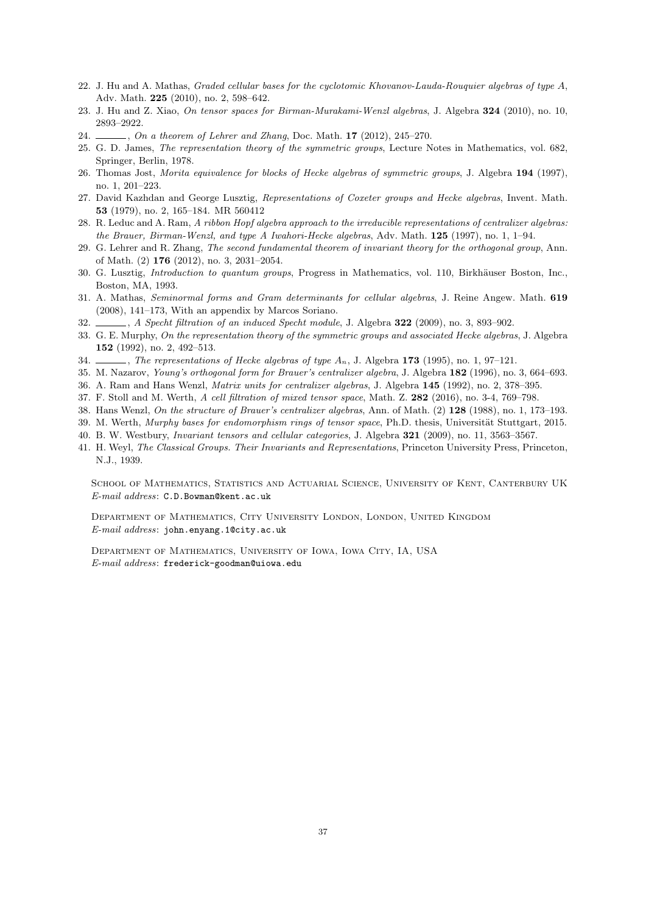22. J. Hu and A. Mathas, *Graded cellular bases for the cyclotomic Khovanov-Lauda-Rouquier algebras of type A*, Adv. Math. **225** (2010), no. 2, 598–642.
23. J. Hu and Z. Xiao, *On tensor spaces for Birman-Murakami-Wenzl algebras*, J. Algebra **324** (2010), no. 10, 2893–2922.
24. ———, *On a theorem of Lehrer and Zhang*, Doc. Math. **17** (2012), 245–270.
25. G. D. James, *The representation theory of the symmetric groups*, Lecture Notes in Mathematics, vol. 682, Springer, Berlin, 1978.
26. Thomas Jost, *Morita equivalence for blocks of Hecke algebras of symmetric groups*, J. Algebra **194** (1997), no. 1, 201–223.
27. David Kazhdan and George Lusztig, *Representations of Coxeter groups and Hecke algebras*, Invent. Math. **53** (1979), no. 2, 165–184. MR 560412
28. R. Leduc and A. Ram, *A ribbon Hopf algebra approach to the irreducible representations of centralizer algebras: the Brauer, Birman-Wenzl, and type A Iwahori-Hecke algebras*, Adv. Math. **125** (1997), no. 1, 1–94.
29. G. Lehrer and R. Zhang, *The second fundamental theorem of invariant theory for the orthogonal group*, Ann. of Math. (2) **176** (2012), no. 3, 2031–2054.
30. G. Lusztig, *Introduction to quantum groups*, Progress in Mathematics, vol. 110, Birkhäuser Boston, Inc., Boston, MA, 1993.
31. A. Mathas, *Seminormal forms and Gram determinants for cellular algebras*, J. Reine Angew. Math. **619** (2008), 141–173, With an appendix by Marcos Soriano.
32. ———, *A Specht filtration of an induced Specht module*, J. Algebra **322** (2009), no. 3, 893–902.
33. G. E. Murphy, *On the representation theory of the symmetric groups and associated Hecke algebras*, J. Algebra **152** (1992), no. 2, 492–513.
34. ———, *The representations of Hecke algebras of type $A_n$*, J. Algebra **173** (1995), no. 1, 97–121.
35. M. Nazarov, *Young's orthogonal form for Brauer's centralizer algebra*, J. Algebra **182** (1996), no. 3, 664–693.
36. A. Ram and Hans Wenzl, *Matrix units for centralizer algebras*, J. Algebra **145** (1992), no. 2, 378–395.
37. F. Stoll and M. Werth, *A cell filtration of mixed tensor space*, Math. Z. **282** (2016), no. 3-4, 769–798.
38. Hans Wenzl, *On the structure of Brauer's centralizer algebras*, Ann. of Math. (2) **128** (1988), no. 1, 173–193.
39. M. Werth, *Murphy bases for endomorphism rings of tensor space*, Ph.D. thesis, Universität Stuttgart, 2015.
40. B. W. Westbury, *Invariant tensors and cellular categories*, J. Algebra **321** (2009), no. 11, 3563–3567.
41. H. Weyl, *The Classical Groups. Their Invariants and Representations*, Princeton University Press, Princeton, N.J., 1939.

School of Mathematics, Statistics and Actuarial Science, University of Kent, Canterbury UK
*E-mail address*: `C.D.Bowman@kent.ac.uk`

Department of Mathematics, City University London, London, United Kingdom
*E-mail address*: `john.enyang.1@city.ac.uk`

Department of Mathematics, University of Iowa, Iowa City, IA, USA
*E-mail address*: `frederick-goodman@uiowa.edu`